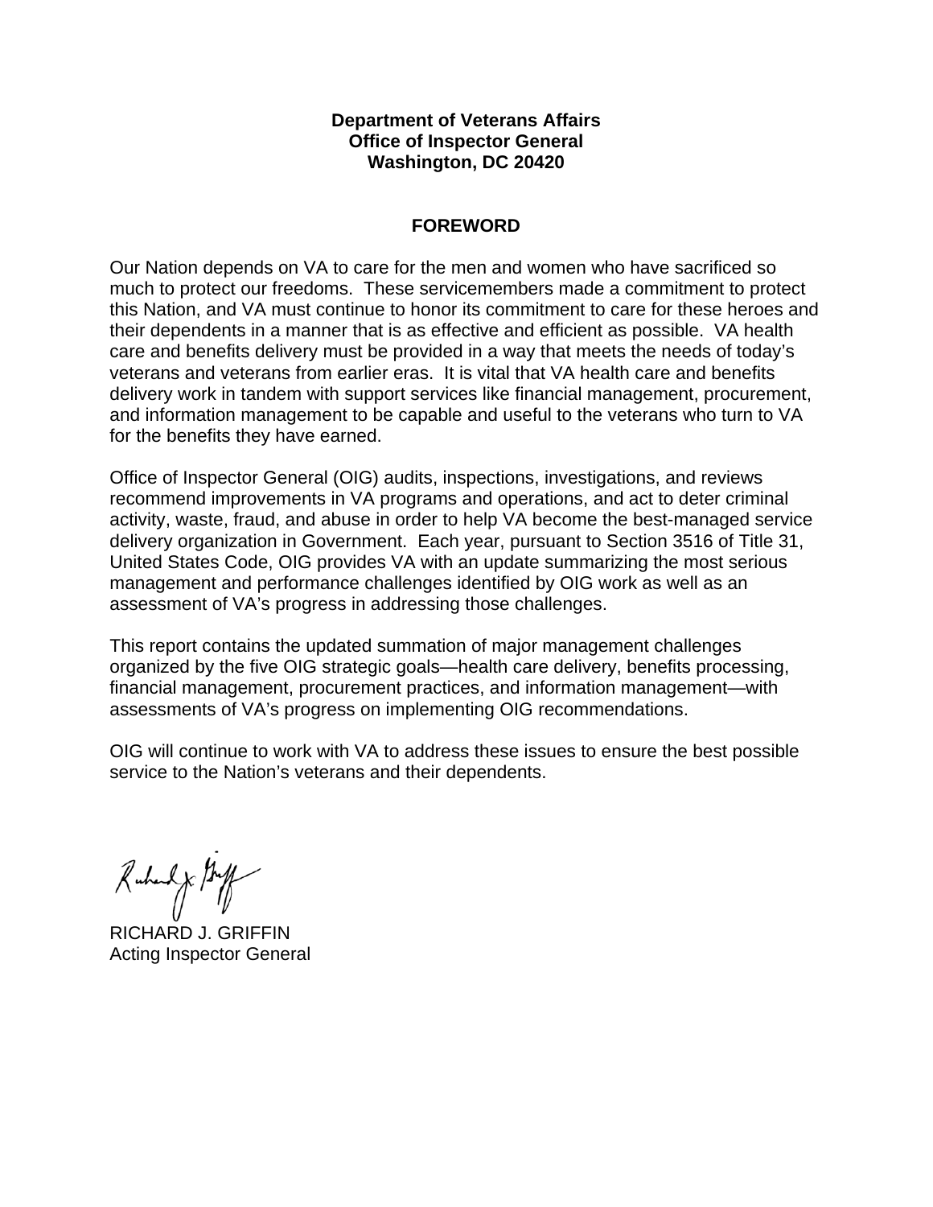**Department of Veterans Affairs**
**Office of Inspector General**
**Washington, DC 20420**

## FOREWORD

Our Nation depends on VA to care for the men and women who have sacrificed so much to protect our freedoms. These servicemembers made a commitment to protect this Nation, and VA must continue to honor its commitment to care for these heroes and their dependents in a manner that is as effective and efficient as possible. VA health care and benefits delivery must be provided in a way that meets the needs of today's veterans and veterans from earlier eras. It is vital that VA health care and benefits delivery work in tandem with support services like financial management, procurement, and information management to be capable and useful to the veterans who turn to VA for the benefits they have earned.

Office of Inspector General (OIG) audits, inspections, investigations, and reviews recommend improvements in VA programs and operations, and act to deter criminal activity, waste, fraud, and abuse in order to help VA become the best-managed service delivery organization in Government. Each year, pursuant to Section 3516 of Title 31, United States Code, OIG provides VA with an update summarizing the most serious management and performance challenges identified by OIG work as well as an assessment of VA's progress in addressing those challenges.

This report contains the updated summation of major management challenges organized by the five OIG strategic goals—health care delivery, benefits processing, financial management, procurement practices, and information management—with assessments of VA's progress on implementing OIG recommendations.

OIG will continue to work with VA to address these issues to ensure the best possible service to the Nation's veterans and their dependents.

RICHARD J. GRIFFIN
Acting Inspector General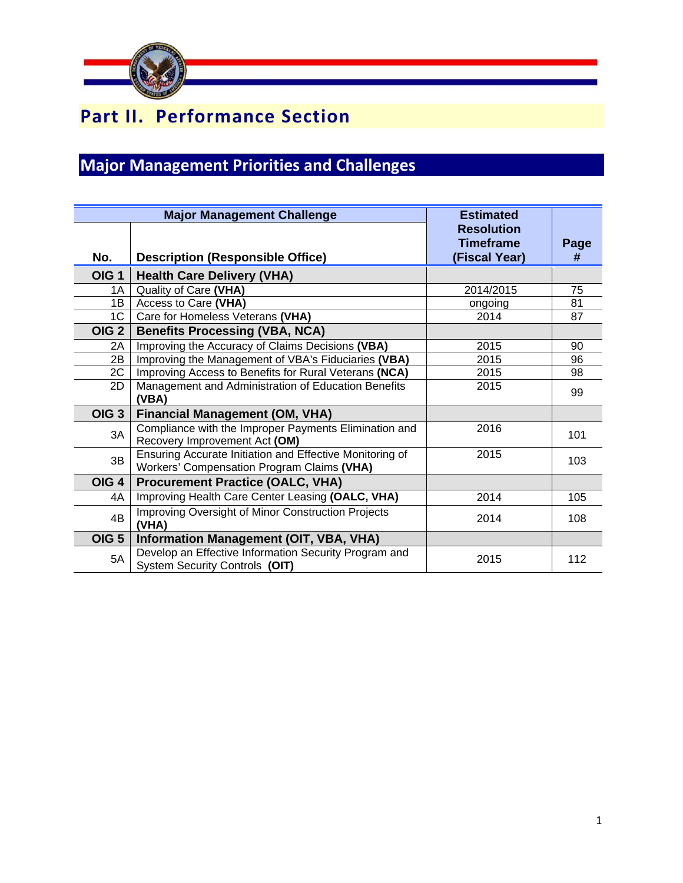# Part II. Performance Section

## Major Management Priorities and Challenges

| Major Management Challenge | | Estimated Resolution Timeframe (Fiscal Year) | Page # |
|---|---|---|---|
| **No.** | **Description (Responsible Office)** | | |
| **OIG 1** | **Health Care Delivery (VHA)** | | |
| 1A | Quality of Care **(VHA)** | 2014/2015 | 75 |
| 1B | Access to Care **(VHA)** | ongoing | 81 |
| 1C | Care for Homeless Veterans **(VHA)** | 2014 | 87 |
| **OIG 2** | **Benefits Processing (VBA, NCA)** | | |
| 2A | Improving the Accuracy of Claims Decisions **(VBA)** | 2015 | 90 |
| 2B | Improving the Management of VBA's Fiduciaries **(VBA)** | 2015 | 96 |
| 2C | Improving Access to Benefits for Rural Veterans **(NCA)** | 2015 | 98 |
| 2D | Management and Administration of Education Benefits **(VBA)** | 2015 | 99 |
| **OIG 3** | **Financial Management (OM, VHA)** | | |
| 3A | Compliance with the Improper Payments Elimination and Recovery Improvement Act **(OM)** | 2016 | 101 |
| 3B | Ensuring Accurate Initiation and Effective Monitoring of Workers' Compensation Program Claims **(VHA)** | 2015 | 103 |
| **OIG 4** | **Procurement Practice (OALC, VHA)** | | |
| 4A | Improving Health Care Center Leasing **(OALC, VHA)** | 2014 | 105 |
| 4B | Improving Oversight of Minor Construction Projects **(VHA)** | 2014 | 108 |
| **OIG 5** | **Information Management (OIT, VBA, VHA)** | | |
| 5A | Develop an Effective Information Security Program and System Security Controls **(OIT)** | 2015 | 112 |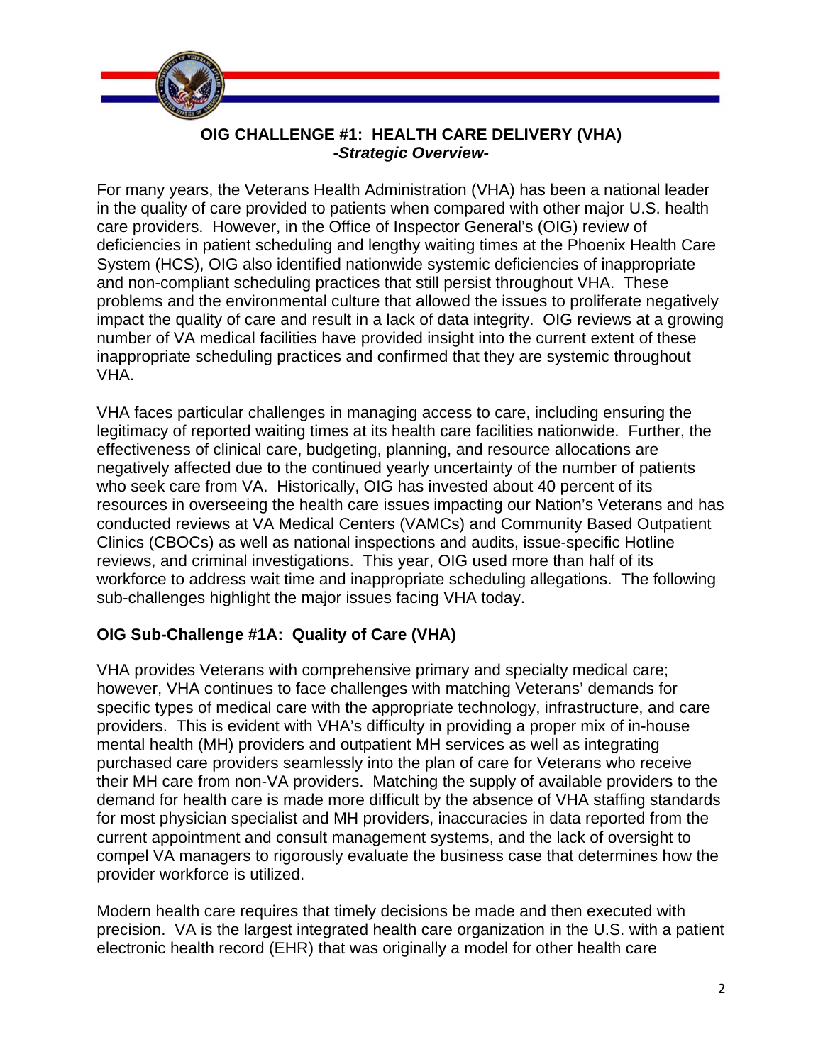## OIG CHALLENGE #1: HEALTH CARE DELIVERY (VHA)

***-Strategic Overview-***

For many years, the Veterans Health Administration (VHA) has been a national leader in the quality of care provided to patients when compared with other major U.S. health care providers. However, in the Office of Inspector General's (OIG) review of deficiencies in patient scheduling and lengthy waiting times at the Phoenix Health Care System (HCS), OIG also identified nationwide systemic deficiencies of inappropriate and non-compliant scheduling practices that still persist throughout VHA. These problems and the environmental culture that allowed the issues to proliferate negatively impact the quality of care and result in a lack of data integrity. OIG reviews at a growing number of VA medical facilities have provided insight into the current extent of these inappropriate scheduling practices and confirmed that they are systemic throughout VHA.

VHA faces particular challenges in managing access to care, including ensuring the legitimacy of reported waiting times at its health care facilities nationwide. Further, the effectiveness of clinical care, budgeting, planning, and resource allocations are negatively affected due to the continued yearly uncertainty of the number of patients who seek care from VA. Historically, OIG has invested about 40 percent of its resources in overseeing the health care issues impacting our Nation's Veterans and has conducted reviews at VA Medical Centers (VAMCs) and Community Based Outpatient Clinics (CBOCs) as well as national inspections and audits, issue-specific Hotline reviews, and criminal investigations. This year, OIG used more than half of its workforce to address wait time and inappropriate scheduling allegations. The following sub-challenges highlight the major issues facing VHA today.

### OIG Sub-Challenge #1A: Quality of Care (VHA)

VHA provides Veterans with comprehensive primary and specialty medical care; however, VHA continues to face challenges with matching Veterans' demands for specific types of medical care with the appropriate technology, infrastructure, and care providers. This is evident with VHA's difficulty in providing a proper mix of in-house mental health (MH) providers and outpatient MH services as well as integrating purchased care providers seamlessly into the plan of care for Veterans who receive their MH care from non-VA providers. Matching the supply of available providers to the demand for health care is made more difficult by the absence of VHA staffing standards for most physician specialist and MH providers, inaccuracies in data reported from the current appointment and consult management systems, and the lack of oversight to compel VA managers to rigorously evaluate the business case that determines how the provider workforce is utilized.

Modern health care requires that timely decisions be made and then executed with precision. VA is the largest integrated health care organization in the U.S. with a patient electronic health record (EHR) that was originally a model for other health care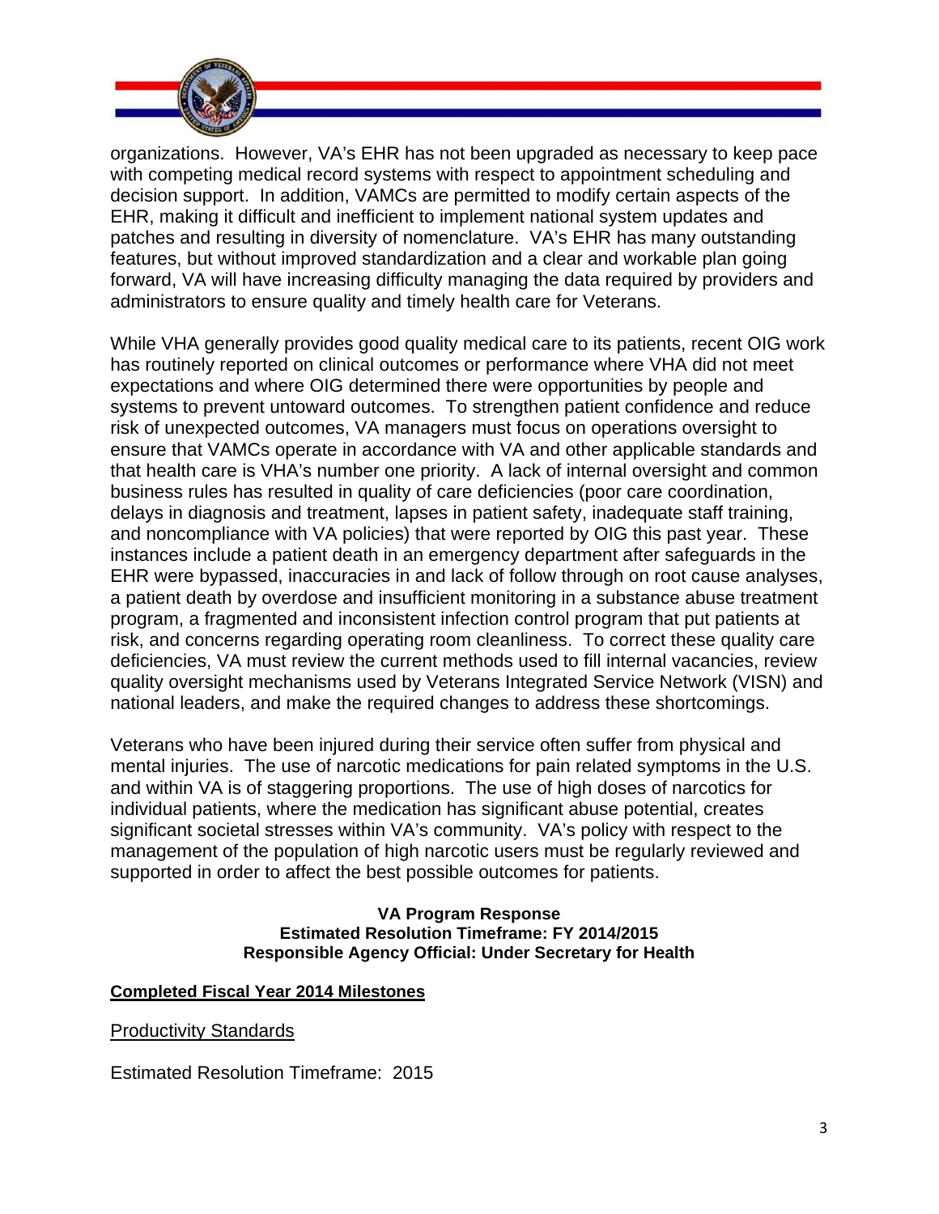organizations. However, VA's EHR has not been upgraded as necessary to keep pace with competing medical record systems with respect to appointment scheduling and decision support. In addition, VAMCs are permitted to modify certain aspects of the EHR, making it difficult and inefficient to implement national system updates and patches and resulting in diversity of nomenclature. VA's EHR has many outstanding features, but without improved standardization and a clear and workable plan going forward, VA will have increasing difficulty managing the data required by providers and administrators to ensure quality and timely health care for Veterans.

While VHA generally provides good quality medical care to its patients, recent OIG work has routinely reported on clinical outcomes or performance where VHA did not meet expectations and where OIG determined there were opportunities by people and systems to prevent untoward outcomes. To strengthen patient confidence and reduce risk of unexpected outcomes, VA managers must focus on operations oversight to ensure that VAMCs operate in accordance with VA and other applicable standards and that health care is VHA's number one priority. A lack of internal oversight and common business rules has resulted in quality of care deficiencies (poor care coordination, delays in diagnosis and treatment, lapses in patient safety, inadequate staff training, and noncompliance with VA policies) that were reported by OIG this past year. These instances include a patient death in an emergency department after safeguards in the EHR were bypassed, inaccuracies in and lack of follow through on root cause analyses, a patient death by overdose and insufficient monitoring in a substance abuse treatment program, a fragmented and inconsistent infection control program that put patients at risk, and concerns regarding operating room cleanliness. To correct these quality care deficiencies, VA must review the current methods used to fill internal vacancies, review quality oversight mechanisms used by Veterans Integrated Service Network (VISN) and national leaders, and make the required changes to address these shortcomings.

Veterans who have been injured during their service often suffer from physical and mental injuries. The use of narcotic medications for pain related symptoms in the U.S. and within VA is of staggering proportions. The use of high doses of narcotics for individual patients, where the medication has significant abuse potential, creates significant societal stresses within VA's community. VA's policy with respect to the management of the population of high narcotic users must be regularly reviewed and supported in order to affect the best possible outcomes for patients.

**VA Program Response**
**Estimated Resolution Timeframe: FY 2014/2015**
**Responsible Agency Official: Under Secretary for Health**

**Completed Fiscal Year 2014 Milestones**

Productivity Standards

Estimated Resolution Timeframe: 2015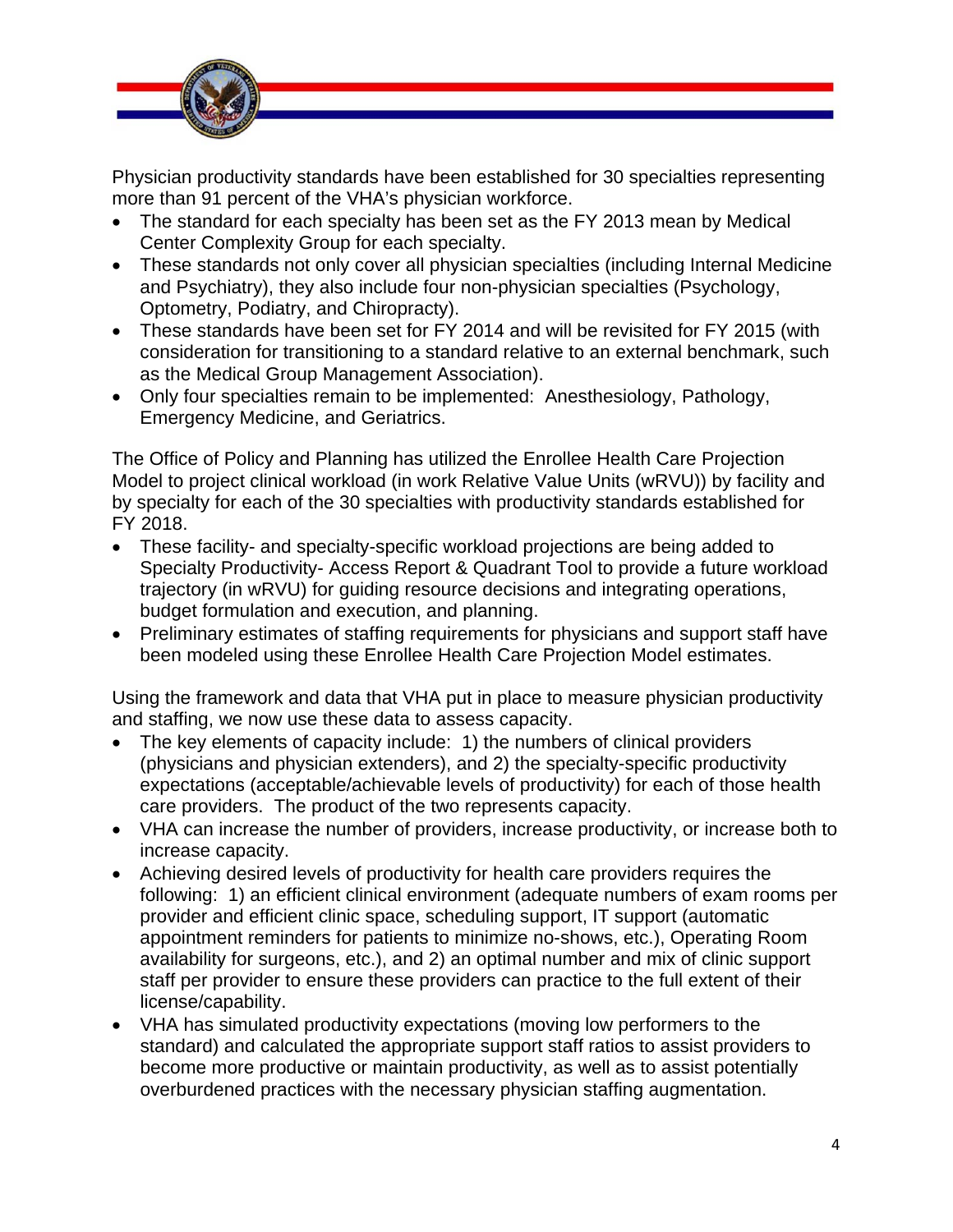Physician productivity standards have been established for 30 specialties representing more than 91 percent of the VHA's physician workforce.

- The standard for each specialty has been set as the FY 2013 mean by Medical Center Complexity Group for each specialty.
- These standards not only cover all physician specialties (including Internal Medicine and Psychiatry), they also include four non-physician specialties (Psychology, Optometry, Podiatry, and Chiropracty).
- These standards have been set for FY 2014 and will be revisited for FY 2015 (with consideration for transitioning to a standard relative to an external benchmark, such as the Medical Group Management Association).
- Only four specialties remain to be implemented: Anesthesiology, Pathology, Emergency Medicine, and Geriatrics.

The Office of Policy and Planning has utilized the Enrollee Health Care Projection Model to project clinical workload (in work Relative Value Units (wRVU)) by facility and by specialty for each of the 30 specialties with productivity standards established for FY 2018.

- These facility- and specialty-specific workload projections are being added to Specialty Productivity- Access Report & Quadrant Tool to provide a future workload trajectory (in wRVU) for guiding resource decisions and integrating operations, budget formulation and execution, and planning.
- Preliminary estimates of staffing requirements for physicians and support staff have been modeled using these Enrollee Health Care Projection Model estimates.

Using the framework and data that VHA put in place to measure physician productivity and staffing, we now use these data to assess capacity.

- The key elements of capacity include: 1) the numbers of clinical providers (physicians and physician extenders), and 2) the specialty-specific productivity expectations (acceptable/achievable levels of productivity) for each of those health care providers. The product of the two represents capacity.
- VHA can increase the number of providers, increase productivity, or increase both to increase capacity.
- Achieving desired levels of productivity for health care providers requires the following: 1) an efficient clinical environment (adequate numbers of exam rooms per provider and efficient clinic space, scheduling support, IT support (automatic appointment reminders for patients to minimize no-shows, etc.), Operating Room availability for surgeons, etc.), and 2) an optimal number and mix of clinic support staff per provider to ensure these providers can practice to the full extent of their license/capability.
- VHA has simulated productivity expectations (moving low performers to the standard) and calculated the appropriate support staff ratios to assist providers to become more productive or maintain productivity, as well as to assist potentially overburdened practices with the necessary physician staffing augmentation.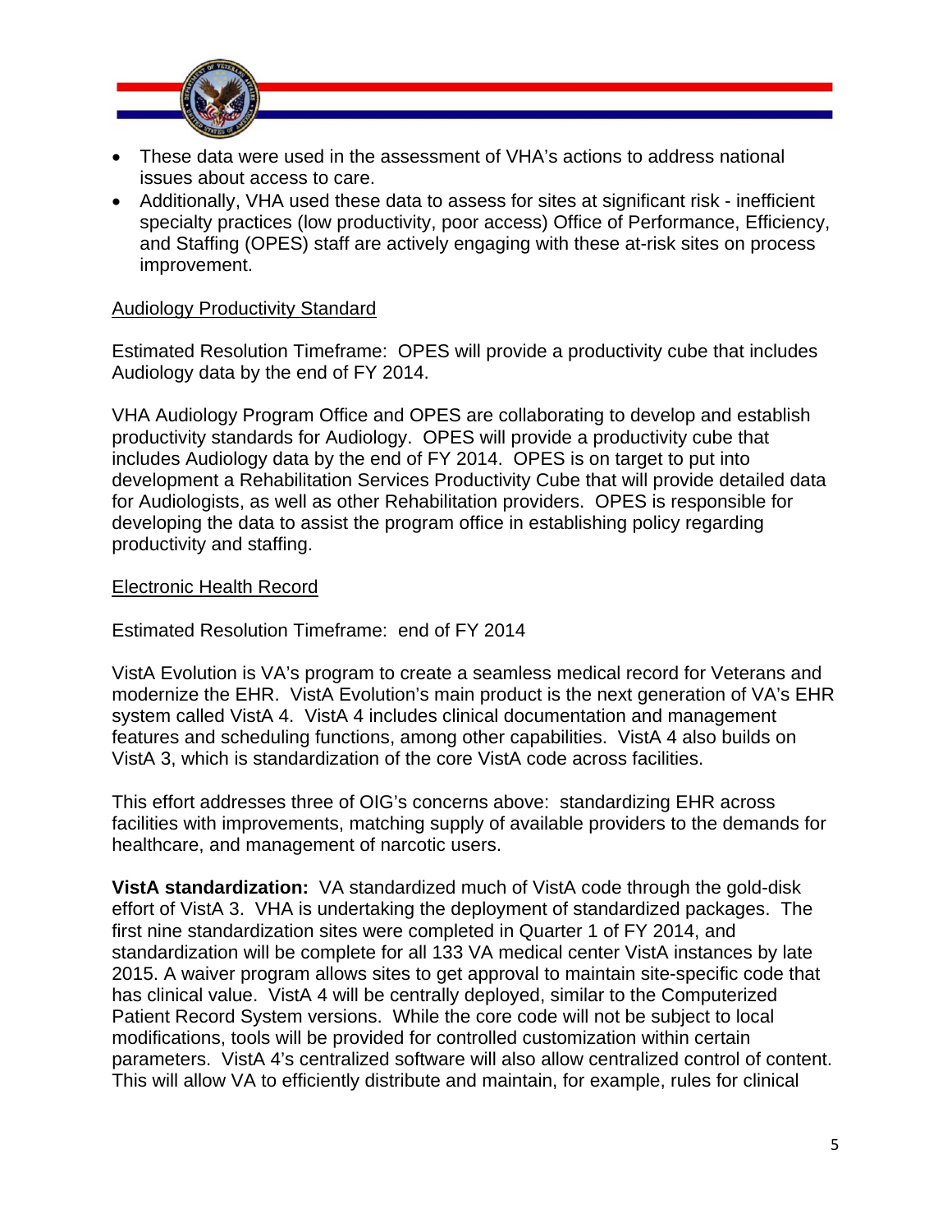- These data were used in the assessment of VHA's actions to address national issues about access to care.
- Additionally, VHA used these data to assess for sites at significant risk - inefficient specialty practices (low productivity, poor access) Office of Performance, Efficiency, and Staffing (OPES) staff are actively engaging with these at-risk sites on process improvement.

<u>Audiology Productivity Standard</u>

Estimated Resolution Timeframe: OPES will provide a productivity cube that includes Audiology data by the end of FY 2014.

VHA Audiology Program Office and OPES are collaborating to develop and establish productivity standards for Audiology. OPES will provide a productivity cube that includes Audiology data by the end of FY 2014. OPES is on target to put into development a Rehabilitation Services Productivity Cube that will provide detailed data for Audiologists, as well as other Rehabilitation providers. OPES is responsible for developing the data to assist the program office in establishing policy regarding productivity and staffing.

<u>Electronic Health Record</u>

Estimated Resolution Timeframe: end of FY 2014

VistA Evolution is VA's program to create a seamless medical record for Veterans and modernize the EHR. VistA Evolution's main product is the next generation of VA's EHR system called VistA 4. VistA 4 includes clinical documentation and management features and scheduling functions, among other capabilities. VistA 4 also builds on VistA 3, which is standardization of the core VistA code across facilities.

This effort addresses three of OIG's concerns above: standardizing EHR across facilities with improvements, matching supply of available providers to the demands for healthcare, and management of narcotic users.

**VistA standardization:** VA standardized much of VistA code through the gold-disk effort of VistA 3. VHA is undertaking the deployment of standardized packages. The first nine standardization sites were completed in Quarter 1 of FY 2014, and standardization will be complete for all 133 VA medical center VistA instances by late 2015. A waiver program allows sites to get approval to maintain site-specific code that has clinical value. VistA 4 will be centrally deployed, similar to the Computerized Patient Record System versions. While the core code will not be subject to local modifications, tools will be provided for controlled customization within certain parameters. VistA 4's centralized software will also allow centralized control of content. This will allow VA to efficiently distribute and maintain, for example, rules for clinical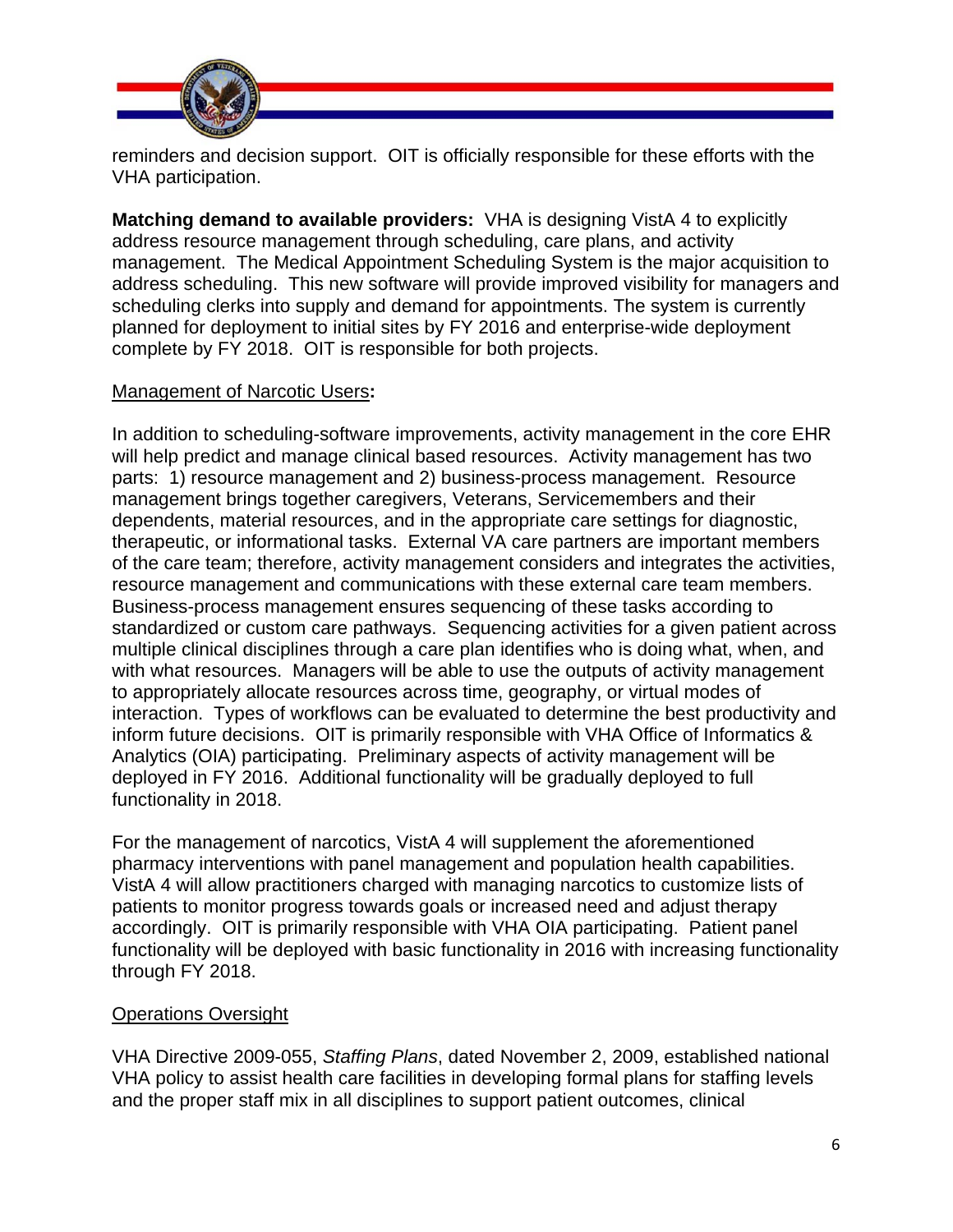reminders and decision support. OIT is officially responsible for these efforts with the VHA participation.

**Matching demand to available providers:** VHA is designing VistA 4 to explicitly address resource management through scheduling, care plans, and activity management. The Medical Appointment Scheduling System is the major acquisition to address scheduling. This new software will provide improved visibility for managers and scheduling clerks into supply and demand for appointments. The system is currently planned for deployment to initial sites by FY 2016 and enterprise-wide deployment complete by FY 2018. OIT is responsible for both projects.

<u>Management of Narcotic Users</u>**:**

In addition to scheduling-software improvements, activity management in the core EHR will help predict and manage clinical based resources. Activity management has two parts: 1) resource management and 2) business-process management. Resource management brings together caregivers, Veterans, Servicemembers and their dependents, material resources, and in the appropriate care settings for diagnostic, therapeutic, or informational tasks. External VA care partners are important members of the care team; therefore, activity management considers and integrates the activities, resource management and communications with these external care team members. Business-process management ensures sequencing of these tasks according to standardized or custom care pathways. Sequencing activities for a given patient across multiple clinical disciplines through a care plan identifies who is doing what, when, and with what resources. Managers will be able to use the outputs of activity management to appropriately allocate resources across time, geography, or virtual modes of interaction. Types of workflows can be evaluated to determine the best productivity and inform future decisions. OIT is primarily responsible with VHA Office of Informatics & Analytics (OIA) participating. Preliminary aspects of activity management will be deployed in FY 2016. Additional functionality will be gradually deployed to full functionality in 2018.

For the management of narcotics, VistA 4 will supplement the aforementioned pharmacy interventions with panel management and population health capabilities. VistA 4 will allow practitioners charged with managing narcotics to customize lists of patients to monitor progress towards goals or increased need and adjust therapy accordingly. OIT is primarily responsible with VHA OIA participating. Patient panel functionality will be deployed with basic functionality in 2016 with increasing functionality through FY 2018.

<u>Operations Oversight</u>

VHA Directive 2009-055, *Staffing Plans*, dated November 2, 2009, established national VHA policy to assist health care facilities in developing formal plans for staffing levels and the proper staff mix in all disciplines to support patient outcomes, clinical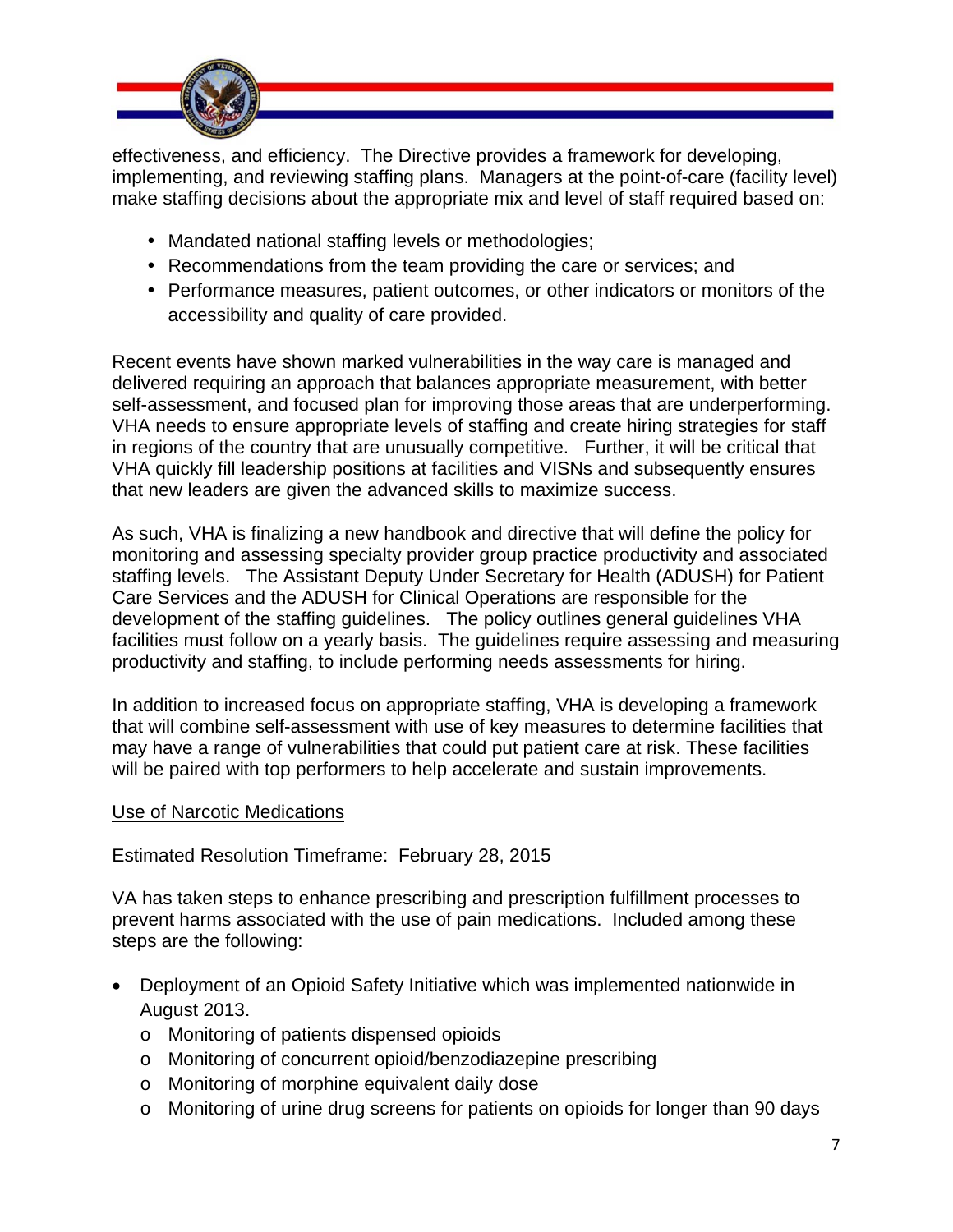effectiveness, and efficiency. The Directive provides a framework for developing, implementing, and reviewing staffing plans. Managers at the point-of-care (facility level) make staffing decisions about the appropriate mix and level of staff required based on:

- Mandated national staffing levels or methodologies;
- Recommendations from the team providing the care or services; and
- Performance measures, patient outcomes, or other indicators or monitors of the accessibility and quality of care provided.

Recent events have shown marked vulnerabilities in the way care is managed and delivered requiring an approach that balances appropriate measurement, with better self-assessment, and focused plan for improving those areas that are underperforming. VHA needs to ensure appropriate levels of staffing and create hiring strategies for staff in regions of the country that are unusually competitive. Further, it will be critical that VHA quickly fill leadership positions at facilities and VISNs and subsequently ensures that new leaders are given the advanced skills to maximize success.

As such, VHA is finalizing a new handbook and directive that will define the policy for monitoring and assessing specialty provider group practice productivity and associated staffing levels. The Assistant Deputy Under Secretary for Health (ADUSH) for Patient Care Services and the ADUSH for Clinical Operations are responsible for the development of the staffing guidelines. The policy outlines general guidelines VHA facilities must follow on a yearly basis. The guidelines require assessing and measuring productivity and staffing, to include performing needs assessments for hiring.

In addition to increased focus on appropriate staffing, VHA is developing a framework that will combine self-assessment with use of key measures to determine facilities that may have a range of vulnerabilities that could put patient care at risk. These facilities will be paired with top performers to help accelerate and sustain improvements.

<u>Use of Narcotic Medications</u>

Estimated Resolution Timeframe: February 28, 2015

VA has taken steps to enhance prescribing and prescription fulfillment processes to prevent harms associated with the use of pain medications. Included among these steps are the following:

- Deployment of an Opioid Safety Initiative which was implemented nationwide in August 2013.
    - Monitoring of patients dispensed opioids
    - Monitoring of concurrent opioid/benzodiazepine prescribing
    - Monitoring of morphine equivalent daily dose
    - Monitoring of urine drug screens for patients on opioids for longer than 90 days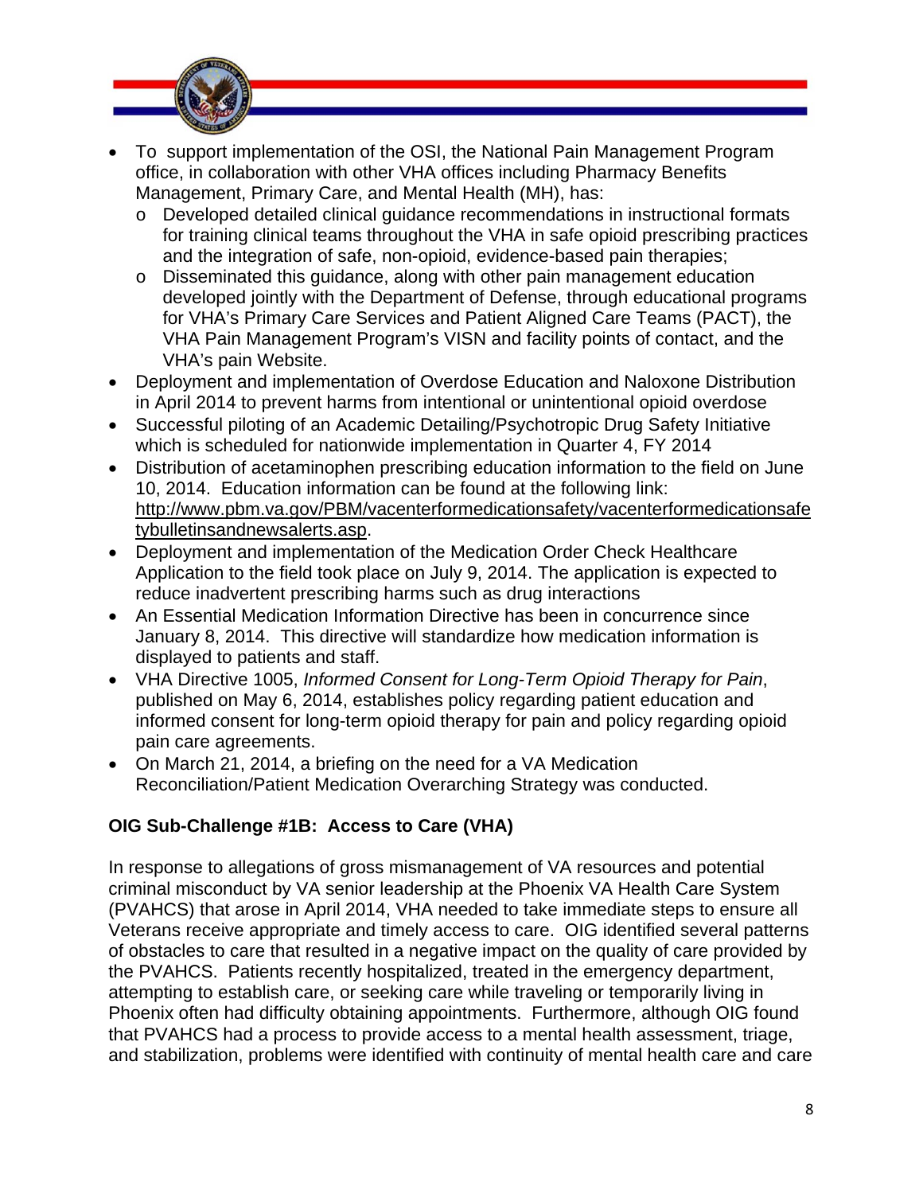- To support implementation of the OSI, the National Pain Management Program office, in collaboration with other VHA offices including Pharmacy Benefits Management, Primary Care, and Mental Health (MH), has:
  - Developed detailed clinical guidance recommendations in instructional formats for training clinical teams throughout the VHA in safe opioid prescribing practices and the integration of safe, non-opioid, evidence-based pain therapies;
  - Disseminated this guidance, along with other pain management education developed jointly with the Department of Defense, through educational programs for VHA's Primary Care Services and Patient Aligned Care Teams (PACT), the VHA Pain Management Program's VISN and facility points of contact, and the VHA's pain Website.
- Deployment and implementation of Overdose Education and Naloxone Distribution in April 2014 to prevent harms from intentional or unintentional opioid overdose
- Successful piloting of an Academic Detailing/Psychotropic Drug Safety Initiative which is scheduled for nationwide implementation in Quarter 4, FY 2014
- Distribution of acetaminophen prescribing education information to the field on June 10, 2014. Education information can be found at the following link: http://www.pbm.va.gov/PBM/vacenterformedicationsafety/vacenterformedicationsafetybulletinsandnewsalerts.asp.
- Deployment and implementation of the Medication Order Check Healthcare Application to the field took place on July 9, 2014. The application is expected to reduce inadvertent prescribing harms such as drug interactions
- An Essential Medication Information Directive has been in concurrence since January 8, 2014. This directive will standardize how medication information is displayed to patients and staff.
- VHA Directive 1005, *Informed Consent for Long-Term Opioid Therapy for Pain*, published on May 6, 2014, establishes policy regarding patient education and informed consent for long-term opioid therapy for pain and policy regarding opioid pain care agreements.
- On March 21, 2014, a briefing on the need for a VA Medication Reconciliation/Patient Medication Overarching Strategy was conducted.

**OIG Sub-Challenge #1B: Access to Care (VHA)**

In response to allegations of gross mismanagement of VA resources and potential criminal misconduct by VA senior leadership at the Phoenix VA Health Care System (PVAHCS) that arose in April 2014, VHA needed to take immediate steps to ensure all Veterans receive appropriate and timely access to care. OIG identified several patterns of obstacles to care that resulted in a negative impact on the quality of care provided by the PVAHCS. Patients recently hospitalized, treated in the emergency department, attempting to establish care, or seeking care while traveling or temporarily living in Phoenix often had difficulty obtaining appointments. Furthermore, although OIG found that PVAHCS had a process to provide access to a mental health assessment, triage, and stabilization, problems were identified with continuity of mental health care and care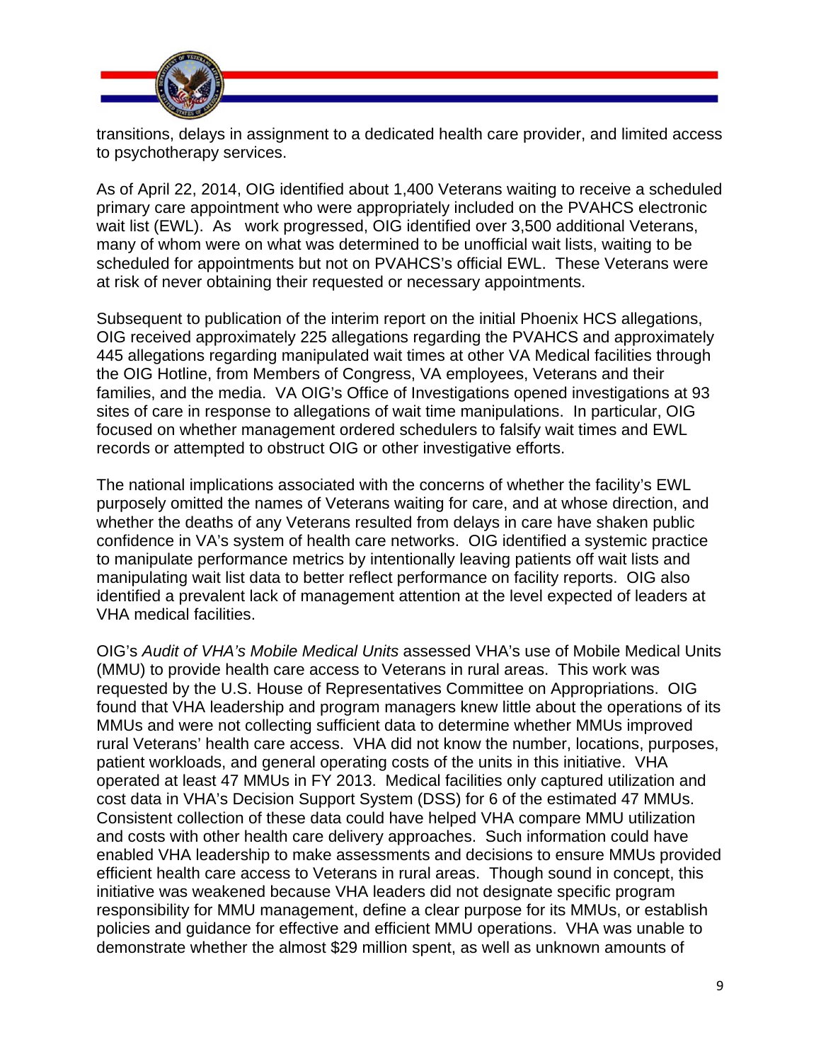transitions, delays in assignment to a dedicated health care provider, and limited access to psychotherapy services.

As of April 22, 2014, OIG identified about 1,400 Veterans waiting to receive a scheduled primary care appointment who were appropriately included on the PVAHCS electronic wait list (EWL). As work progressed, OIG identified over 3,500 additional Veterans, many of whom were on what was determined to be unofficial wait lists, waiting to be scheduled for appointments but not on PVAHCS's official EWL. These Veterans were at risk of never obtaining their requested or necessary appointments.

Subsequent to publication of the interim report on the initial Phoenix HCS allegations, OIG received approximately 225 allegations regarding the PVAHCS and approximately 445 allegations regarding manipulated wait times at other VA Medical facilities through the OIG Hotline, from Members of Congress, VA employees, Veterans and their families, and the media. VA OIG's Office of Investigations opened investigations at 93 sites of care in response to allegations of wait time manipulations. In particular, OIG focused on whether management ordered schedulers to falsify wait times and EWL records or attempted to obstruct OIG or other investigative efforts.

The national implications associated with the concerns of whether the facility's EWL purposely omitted the names of Veterans waiting for care, and at whose direction, and whether the deaths of any Veterans resulted from delays in care have shaken public confidence in VA's system of health care networks. OIG identified a systemic practice to manipulate performance metrics by intentionally leaving patients off wait lists and manipulating wait list data to better reflect performance on facility reports. OIG also identified a prevalent lack of management attention at the level expected of leaders at VHA medical facilities.

OIG's *Audit of VHA's Mobile Medical Units* assessed VHA's use of Mobile Medical Units (MMU) to provide health care access to Veterans in rural areas. This work was requested by the U.S. House of Representatives Committee on Appropriations. OIG found that VHA leadership and program managers knew little about the operations of its MMUs and were not collecting sufficient data to determine whether MMUs improved rural Veterans' health care access. VHA did not know the number, locations, purposes, patient workloads, and general operating costs of the units in this initiative. VHA operated at least 47 MMUs in FY 2013. Medical facilities only captured utilization and cost data in VHA's Decision Support System (DSS) for 6 of the estimated 47 MMUs. Consistent collection of these data could have helped VHA compare MMU utilization and costs with other health care delivery approaches. Such information could have enabled VHA leadership to make assessments and decisions to ensure MMUs provided efficient health care access to Veterans in rural areas. Though sound in concept, this initiative was weakened because VHA leaders did not designate specific program responsibility for MMU management, define a clear purpose for its MMUs, or establish policies and guidance for effective and efficient MMU operations. VHA was unable to demonstrate whether the almost $29 million spent, as well as unknown amounts of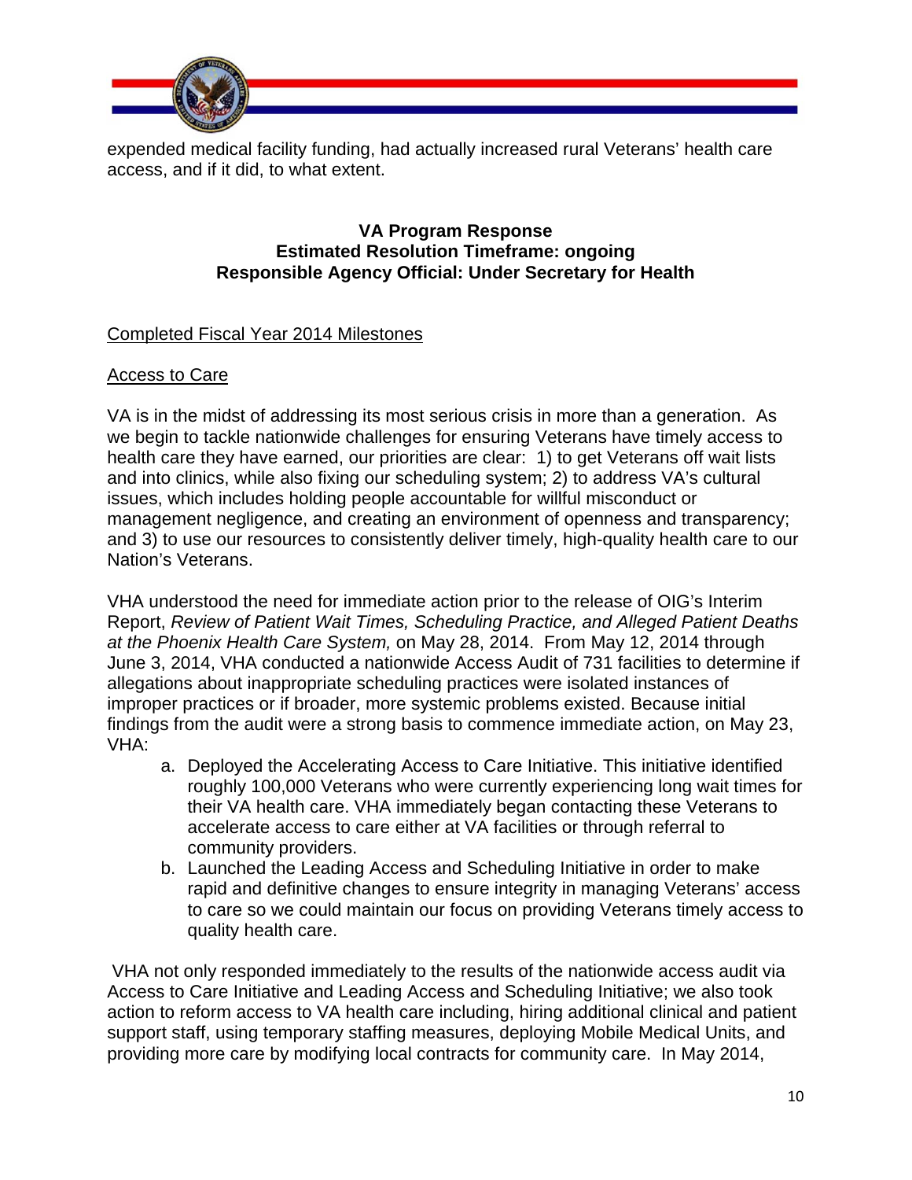expended medical facility funding, had actually increased rural Veterans' health care access, and if it did, to what extent.

**VA Program Response**
**Estimated Resolution Timeframe: ongoing**
**Responsible Agency Official: Under Secretary for Health**

Completed Fiscal Year 2014 Milestones

Access to Care

VA is in the midst of addressing its most serious crisis in more than a generation. As we begin to tackle nationwide challenges for ensuring Veterans have timely access to health care they have earned, our priorities are clear: 1) to get Veterans off wait lists and into clinics, while also fixing our scheduling system; 2) to address VA's cultural issues, which includes holding people accountable for willful misconduct or management negligence, and creating an environment of openness and transparency; and 3) to use our resources to consistently deliver timely, high-quality health care to our Nation's Veterans.

VHA understood the need for immediate action prior to the release of OIG's Interim Report, *Review of Patient Wait Times, Scheduling Practice, and Alleged Patient Deaths at the Phoenix Health Care System,* on May 28, 2014. From May 12, 2014 through June 3, 2014, VHA conducted a nationwide Access Audit of 731 facilities to determine if allegations about inappropriate scheduling practices were isolated instances of improper practices or if broader, more systemic problems existed. Because initial findings from the audit were a strong basis to commence immediate action, on May 23, VHA:

a. Deployed the Accelerating Access to Care Initiative. This initiative identified roughly 100,000 Veterans who were currently experiencing long wait times for their VA health care. VHA immediately began contacting these Veterans to accelerate access to care either at VA facilities or through referral to community providers.
b. Launched the Leading Access and Scheduling Initiative in order to make rapid and definitive changes to ensure integrity in managing Veterans' access to care so we could maintain our focus on providing Veterans timely access to quality health care.

VHA not only responded immediately to the results of the nationwide access audit via Access to Care Initiative and Leading Access and Scheduling Initiative; we also took action to reform access to VA health care including, hiring additional clinical and patient support staff, using temporary staffing measures, deploying Mobile Medical Units, and providing more care by modifying local contracts for community care. In May 2014,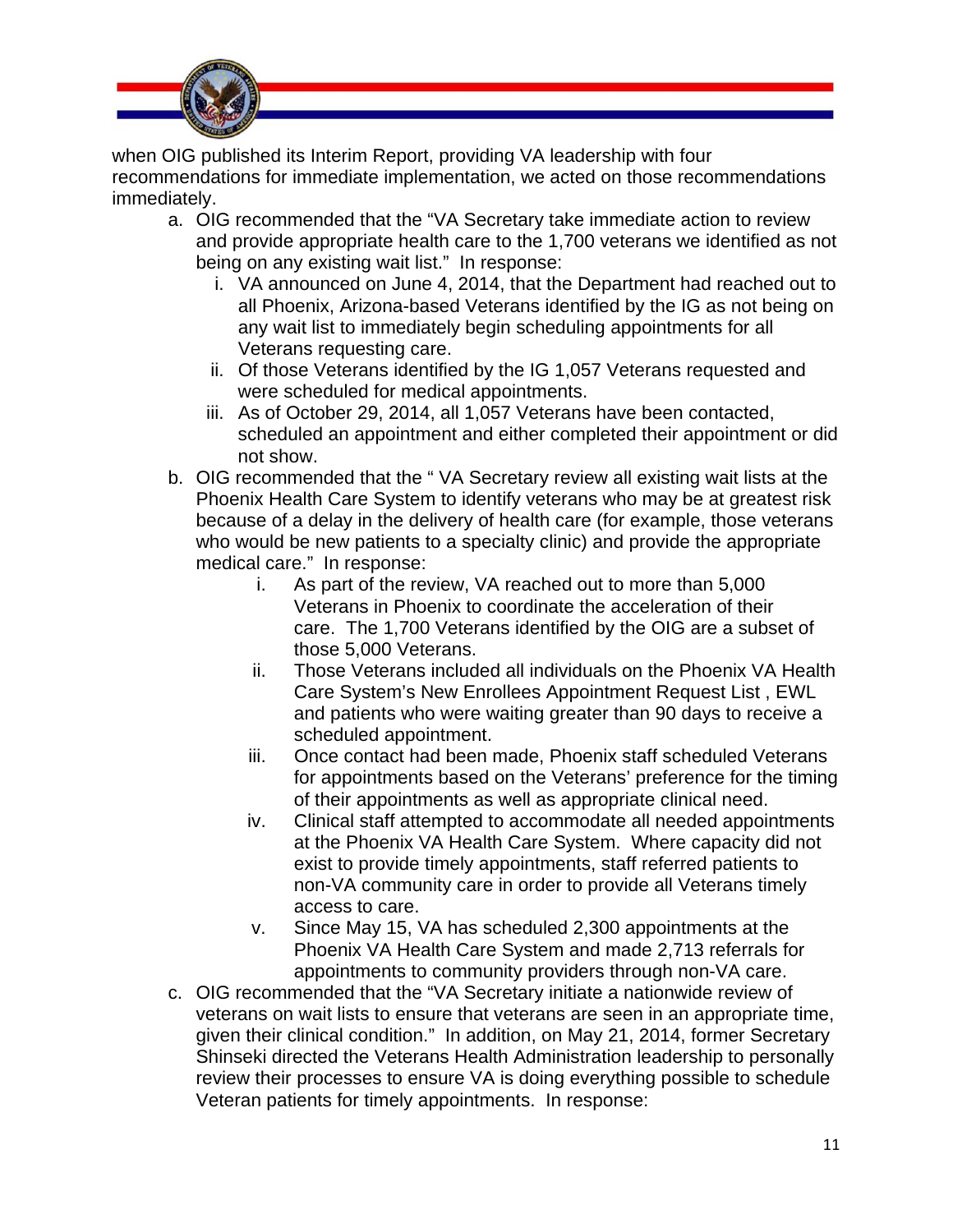when OIG published its Interim Report, providing VA leadership with four recommendations for immediate implementation, we acted on those recommendations immediately.

a. OIG recommended that the "VA Secretary take immediate action to review and provide appropriate health care to the 1,700 veterans we identified as not being on any existing wait list." In response:
   i. VA announced on June 4, 2014, that the Department had reached out to all Phoenix, Arizona-based Veterans identified by the IG as not being on any wait list to immediately begin scheduling appointments for all Veterans requesting care.
   ii. Of those Veterans identified by the IG 1,057 Veterans requested and were scheduled for medical appointments.
   iii. As of October 29, 2014, all 1,057 Veterans have been contacted, scheduled an appointment and either completed their appointment or did not show.
b. OIG recommended that the " VA Secretary review all existing wait lists at the Phoenix Health Care System to identify veterans who may be at greatest risk because of a delay in the delivery of health care (for example, those veterans who would be new patients to a specialty clinic) and provide the appropriate medical care." In response:
   i. As part of the review, VA reached out to more than 5,000 Veterans in Phoenix to coordinate the acceleration of their care. The 1,700 Veterans identified by the OIG are a subset of those 5,000 Veterans.
   ii. Those Veterans included all individuals on the Phoenix VA Health Care System's New Enrollees Appointment Request List , EWL and patients who were waiting greater than 90 days to receive a scheduled appointment.
   iii. Once contact had been made, Phoenix staff scheduled Veterans for appointments based on the Veterans' preference for the timing of their appointments as well as appropriate clinical need.
   iv. Clinical staff attempted to accommodate all needed appointments at the Phoenix VA Health Care System. Where capacity did not exist to provide timely appointments, staff referred patients to non-VA community care in order to provide all Veterans timely access to care.
   v. Since May 15, VA has scheduled 2,300 appointments at the Phoenix VA Health Care System and made 2,713 referrals for appointments to community providers through non-VA care.
c. OIG recommended that the "VA Secretary initiate a nationwide review of veterans on wait lists to ensure that veterans are seen in an appropriate time, given their clinical condition." In addition, on May 21, 2014, former Secretary Shinseki directed the Veterans Health Administration leadership to personally review their processes to ensure VA is doing everything possible to schedule Veteran patients for timely appointments. In response: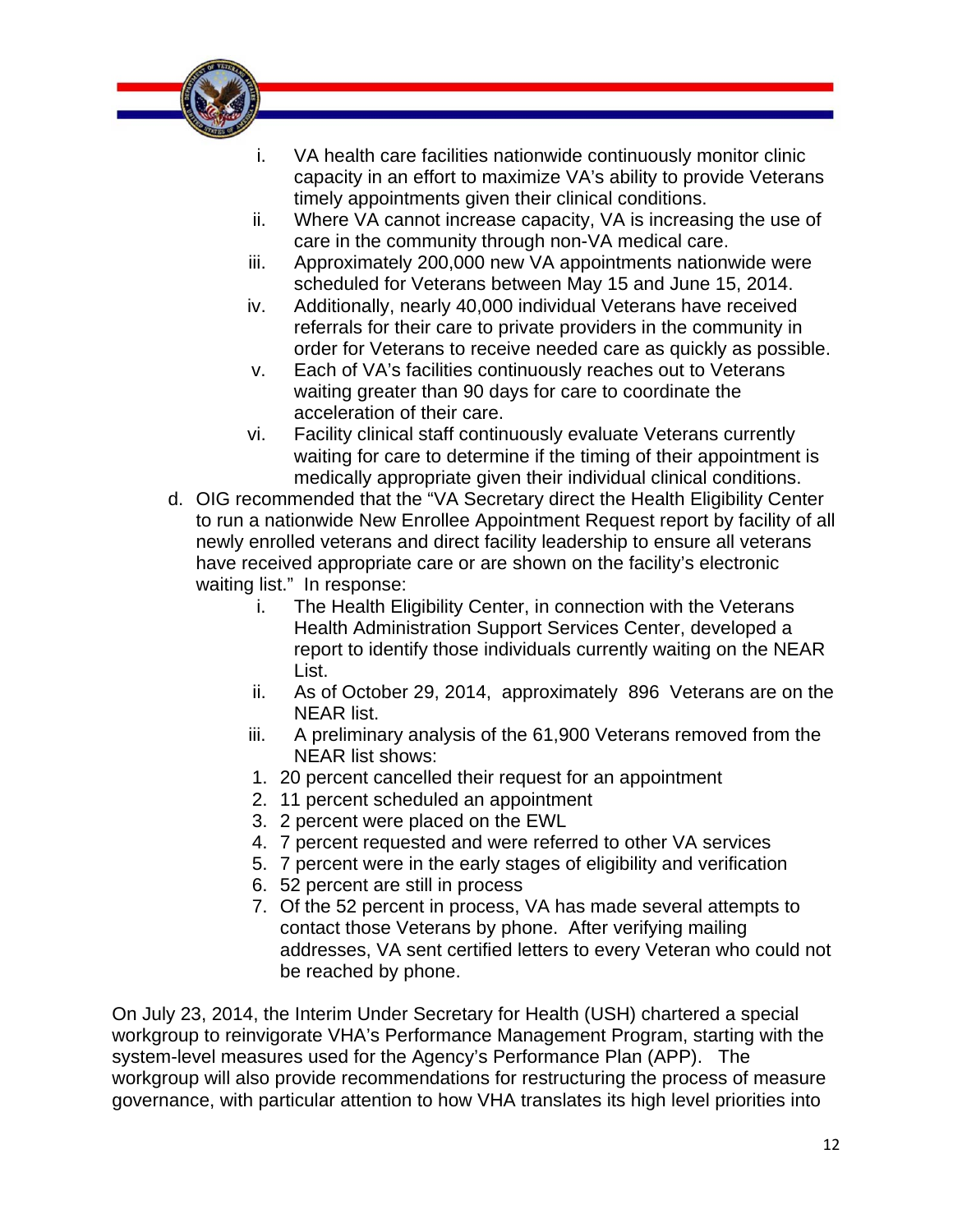i. VA health care facilities nationwide continuously monitor clinic capacity in an effort to maximize VA's ability to provide Veterans timely appointments given their clinical conditions.
    ii. Where VA cannot increase capacity, VA is increasing the use of care in the community through non-VA medical care.
    iii. Approximately 200,000 new VA appointments nationwide were scheduled for Veterans between May 15 and June 15, 2014.
    iv. Additionally, nearly 40,000 individual Veterans have received referrals for their care to private providers in the community in order for Veterans to receive needed care as quickly as possible.
    v. Each of VA's facilities continuously reaches out to Veterans waiting greater than 90 days for care to coordinate the acceleration of their care.
    vi. Facility clinical staff continuously evaluate Veterans currently waiting for care to determine if the timing of their appointment is medically appropriate given their individual clinical conditions.

d. OIG recommended that the "VA Secretary direct the Health Eligibility Center to run a nationwide New Enrollee Appointment Request report by facility of all newly enrolled veterans and direct facility leadership to ensure all veterans have received appropriate care or are shown on the facility's electronic waiting list." In response:
    i. The Health Eligibility Center, in connection with the Veterans Health Administration Support Services Center, developed a report to identify those individuals currently waiting on the NEAR List.
    ii. As of October 29, 2014, approximately 896 Veterans are on the NEAR list.
    iii. A preliminary analysis of the 61,900 Veterans removed from the NEAR list shows:
        1. 20 percent cancelled their request for an appointment
        2. 11 percent scheduled an appointment
        3. 2 percent were placed on the EWL
        4. 7 percent requested and were referred to other VA services
        5. 7 percent were in the early stages of eligibility and verification
        6. 52 percent are still in process
        7. Of the 52 percent in process, VA has made several attempts to contact those Veterans by phone. After verifying mailing addresses, VA sent certified letters to every Veteran who could not be reached by phone.

On July 23, 2014, the Interim Under Secretary for Health (USH) chartered a special workgroup to reinvigorate VHA's Performance Management Program, starting with the system-level measures used for the Agency's Performance Plan (APP). The workgroup will also provide recommendations for restructuring the process of measure governance, with particular attention to how VHA translates its high level priorities into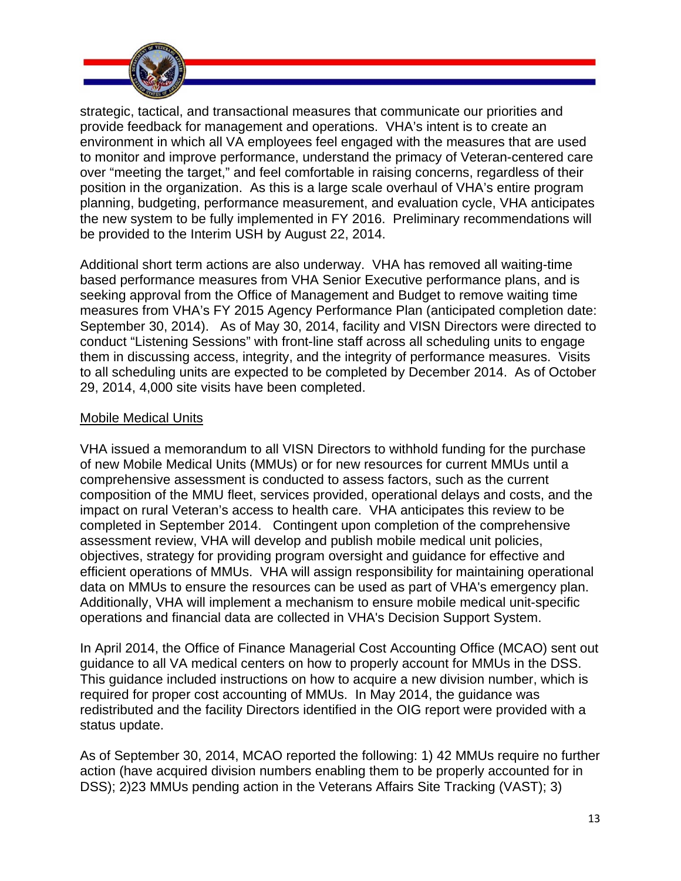strategic, tactical, and transactional measures that communicate our priorities and provide feedback for management and operations. VHA's intent is to create an environment in which all VA employees feel engaged with the measures that are used to monitor and improve performance, understand the primacy of Veteran-centered care over "meeting the target," and feel comfortable in raising concerns, regardless of their position in the organization. As this is a large scale overhaul of VHA's entire program planning, budgeting, performance measurement, and evaluation cycle, VHA anticipates the new system to be fully implemented in FY 2016. Preliminary recommendations will be provided to the Interim USH by August 22, 2014.

Additional short term actions are also underway. VHA has removed all waiting-time based performance measures from VHA Senior Executive performance plans, and is seeking approval from the Office of Management and Budget to remove waiting time measures from VHA's FY 2015 Agency Performance Plan (anticipated completion date: September 30, 2014). As of May 30, 2014, facility and VISN Directors were directed to conduct "Listening Sessions" with front-line staff across all scheduling units to engage them in discussing access, integrity, and the integrity of performance measures. Visits to all scheduling units are expected to be completed by December 2014. As of October 29, 2014, 4,000 site visits have been completed.

Mobile Medical Units

VHA issued a memorandum to all VISN Directors to withhold funding for the purchase of new Mobile Medical Units (MMUs) or for new resources for current MMUs until a comprehensive assessment is conducted to assess factors, such as the current composition of the MMU fleet, services provided, operational delays and costs, and the impact on rural Veteran's access to health care. VHA anticipates this review to be completed in September 2014. Contingent upon completion of the comprehensive assessment review, VHA will develop and publish mobile medical unit policies, objectives, strategy for providing program oversight and guidance for effective and efficient operations of MMUs. VHA will assign responsibility for maintaining operational data on MMUs to ensure the resources can be used as part of VHA's emergency plan. Additionally, VHA will implement a mechanism to ensure mobile medical unit-specific operations and financial data are collected in VHA's Decision Support System.

In April 2014, the Office of Finance Managerial Cost Accounting Office (MCAO) sent out guidance to all VA medical centers on how to properly account for MMUs in the DSS. This guidance included instructions on how to acquire a new division number, which is required for proper cost accounting of MMUs. In May 2014, the guidance was redistributed and the facility Directors identified in the OIG report were provided with a status update.

As of September 30, 2014, MCAO reported the following: 1) 42 MMUs require no further action (have acquired division numbers enabling them to be properly accounted for in DSS); 2)23 MMUs pending action in the Veterans Affairs Site Tracking (VAST); 3)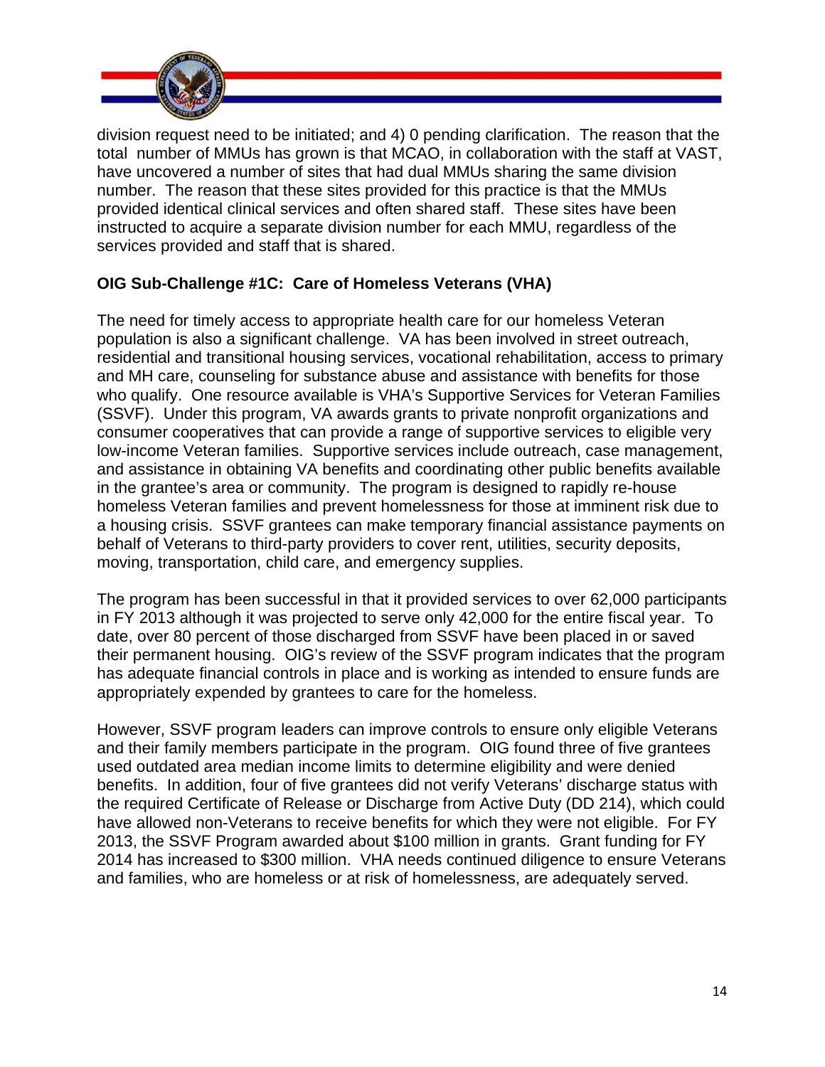division request need to be initiated; and 4) 0 pending clarification. The reason that the total number of MMUs has grown is that MCAO, in collaboration with the staff at VAST, have uncovered a number of sites that had dual MMUs sharing the same division number. The reason that these sites provided for this practice is that the MMUs provided identical clinical services and often shared staff. These sites have been instructed to acquire a separate division number for each MMU, regardless of the services provided and staff that is shared.

**OIG Sub-Challenge #1C: Care of Homeless Veterans (VHA)**

The need for timely access to appropriate health care for our homeless Veteran population is also a significant challenge. VA has been involved in street outreach, residential and transitional housing services, vocational rehabilitation, access to primary and MH care, counseling for substance abuse and assistance with benefits for those who qualify. One resource available is VHA's Supportive Services for Veteran Families (SSVF). Under this program, VA awards grants to private nonprofit organizations and consumer cooperatives that can provide a range of supportive services to eligible very low-income Veteran families. Supportive services include outreach, case management, and assistance in obtaining VA benefits and coordinating other public benefits available in the grantee's area or community. The program is designed to rapidly re-house homeless Veteran families and prevent homelessness for those at imminent risk due to a housing crisis. SSVF grantees can make temporary financial assistance payments on behalf of Veterans to third-party providers to cover rent, utilities, security deposits, moving, transportation, child care, and emergency supplies.

The program has been successful in that it provided services to over 62,000 participants in FY 2013 although it was projected to serve only 42,000 for the entire fiscal year. To date, over 80 percent of those discharged from SSVF have been placed in or saved their permanent housing. OIG's review of the SSVF program indicates that the program has adequate financial controls in place and is working as intended to ensure funds are appropriately expended by grantees to care for the homeless.

However, SSVF program leaders can improve controls to ensure only eligible Veterans and their family members participate in the program. OIG found three of five grantees used outdated area median income limits to determine eligibility and were denied benefits. In addition, four of five grantees did not verify Veterans' discharge status with the required Certificate of Release or Discharge from Active Duty (DD 214), which could have allowed non-Veterans to receive benefits for which they were not eligible. For FY 2013, the SSVF Program awarded about $100 million in grants. Grant funding for FY 2014 has increased to $300 million. VHA needs continued diligence to ensure Veterans and families, who are homeless or at risk of homelessness, are adequately served.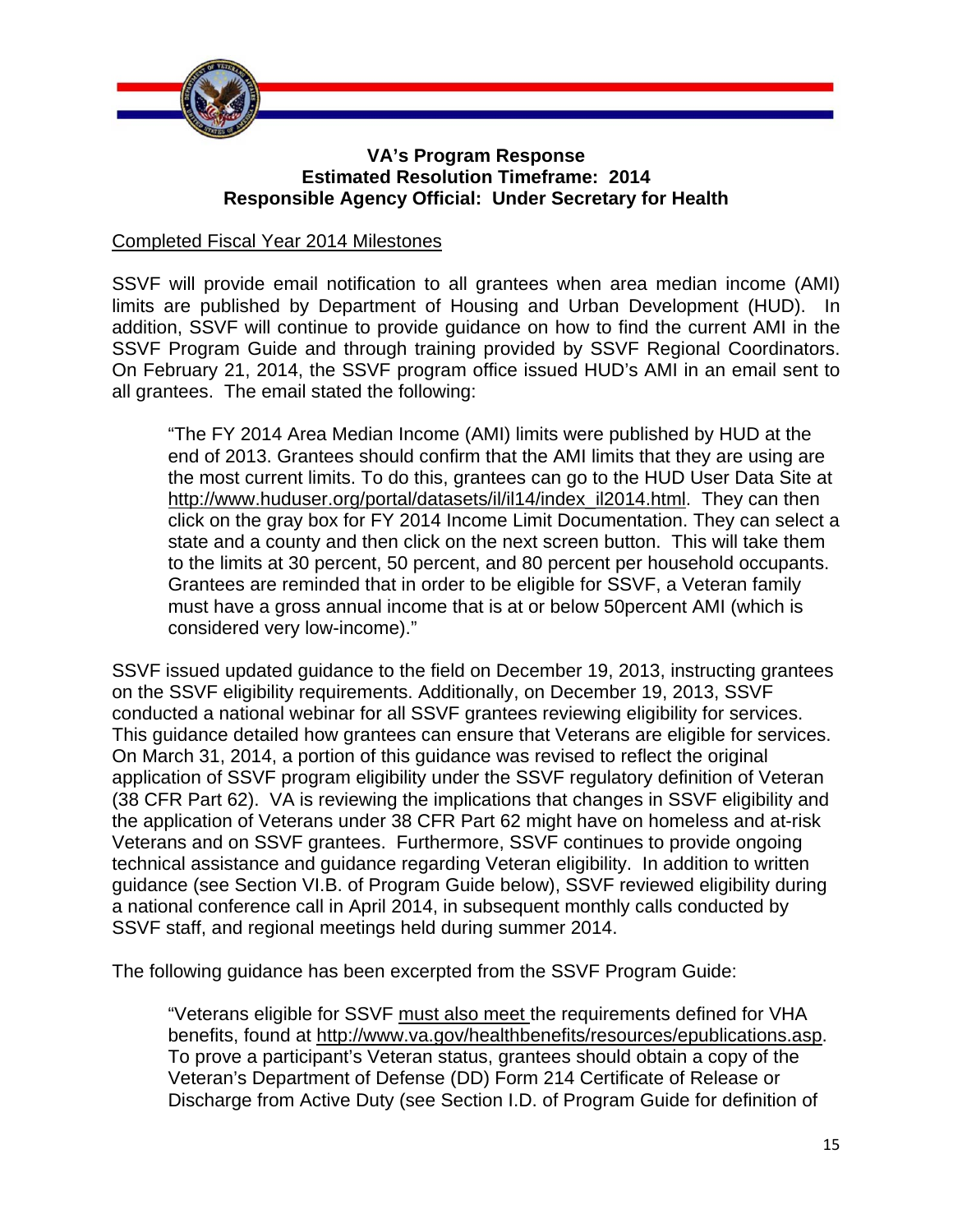**VA's Program Response**
**Estimated Resolution Timeframe: 2014**
**Responsible Agency Official: Under Secretary for Health**

Completed Fiscal Year 2014 Milestones

SSVF will provide email notification to all grantees when area median income (AMI) limits are published by Department of Housing and Urban Development (HUD). In addition, SSVF will continue to provide guidance on how to find the current AMI in the SSVF Program Guide and through training provided by SSVF Regional Coordinators. On February 21, 2014, the SSVF program office issued HUD's AMI in an email sent to all grantees. The email stated the following:

> "The FY 2014 Area Median Income (AMI) limits were published by HUD at the end of 2013. Grantees should confirm that the AMI limits that they are using are the most current limits. To do this, grantees can go to the HUD User Data Site at http://www.huduser.org/portal/datasets/il/il14/index_il2014.html. They can then click on the gray box for FY 2014 Income Limit Documentation. They can select a state and a county and then click on the next screen button. This will take them to the limits at 30 percent, 50 percent, and 80 percent per household occupants. Grantees are reminded that in order to be eligible for SSVF, a Veteran family must have a gross annual income that is at or below 50percent AMI (which is considered very low-income)."

SSVF issued updated guidance to the field on December 19, 2013, instructing grantees on the SSVF eligibility requirements. Additionally, on December 19, 2013, SSVF conducted a national webinar for all SSVF grantees reviewing eligibility for services. This guidance detailed how grantees can ensure that Veterans are eligible for services. On March 31, 2014, a portion of this guidance was revised to reflect the original application of SSVF program eligibility under the SSVF regulatory definition of Veteran (38 CFR Part 62). VA is reviewing the implications that changes in SSVF eligibility and the application of Veterans under 38 CFR Part 62 might have on homeless and at-risk Veterans and on SSVF grantees. Furthermore, SSVF continues to provide ongoing technical assistance and guidance regarding Veteran eligibility. In addition to written guidance (see Section VI.B. of Program Guide below), SSVF reviewed eligibility during a national conference call in April 2014, in subsequent monthly calls conducted by SSVF staff, and regional meetings held during summer 2014.

The following guidance has been excerpted from the SSVF Program Guide:

> "Veterans eligible for SSVF must also meet the requirements defined for VHA benefits, found at http://www.va.gov/healthbenefits/resources/epublications.asp. To prove a participant's Veteran status, grantees should obtain a copy of the Veteran's Department of Defense (DD) Form 214 Certificate of Release or Discharge from Active Duty (see Section I.D. of Program Guide for definition of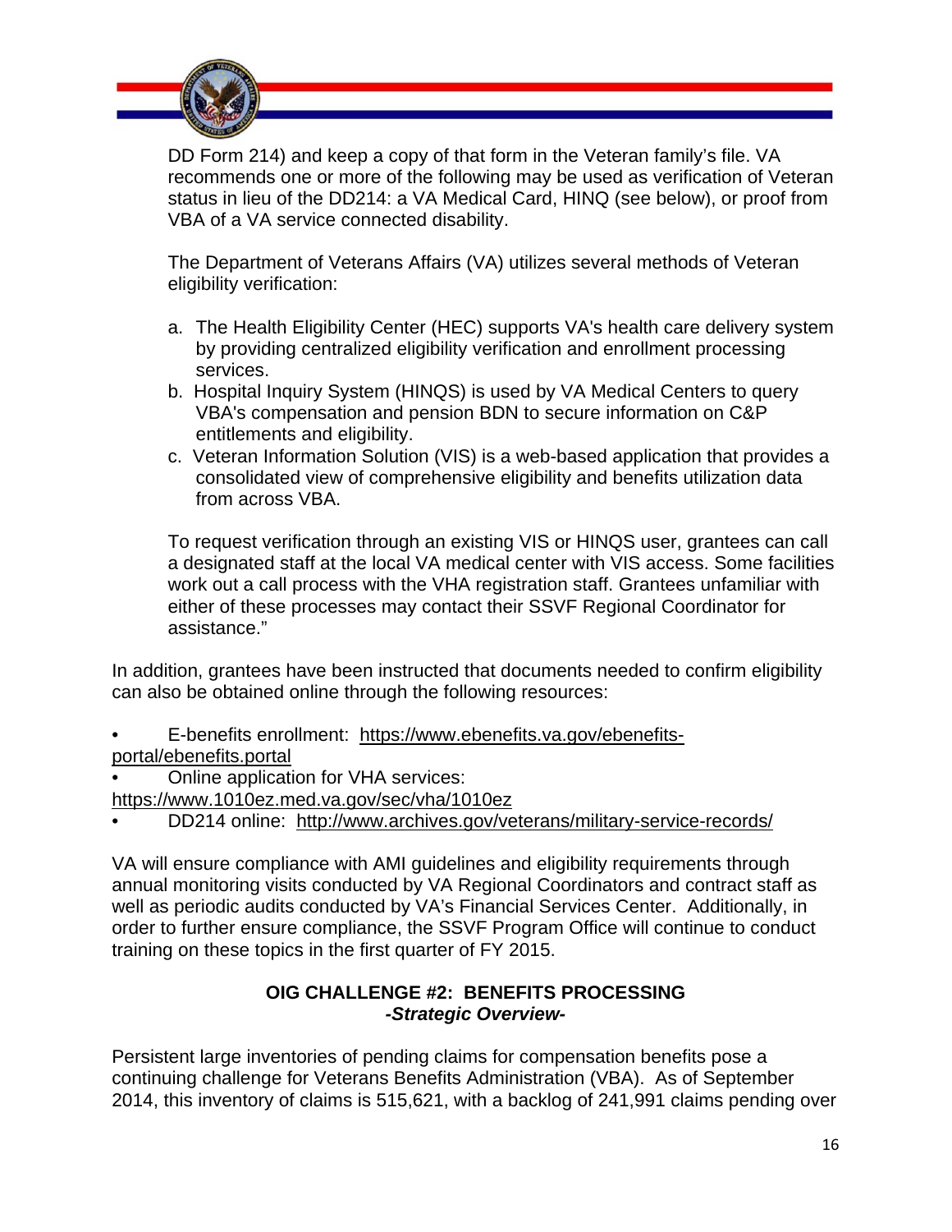DD Form 214) and keep a copy of that form in the Veteran family's file. VA recommends one or more of the following may be used as verification of Veteran status in lieu of the DD214: a VA Medical Card, HINQ (see below), or proof from VBA of a VA service connected disability.

The Department of Veterans Affairs (VA) utilizes several methods of Veteran eligibility verification:

a. The Health Eligibility Center (HEC) supports VA's health care delivery system by providing centralized eligibility verification and enrollment processing services.
b. Hospital Inquiry System (HINQS) is used by VA Medical Centers to query VBA's compensation and pension BDN to secure information on C&P entitlements and eligibility.
c. Veteran Information Solution (VIS) is a web-based application that provides a consolidated view of comprehensive eligibility and benefits utilization data from across VBA.

To request verification through an existing VIS or HINQS user, grantees can call a designated staff at the local VA medical center with VIS access. Some facilities work out a call process with the VHA registration staff. Grantees unfamiliar with either of these processes may contact their SSVF Regional Coordinator for assistance."

In addition, grantees have been instructed that documents needed to confirm eligibility can also be obtained online through the following resources:

- E-benefits enrollment: https://www.ebenefits.va.gov/ebenefits-portal/ebenefits.portal
- Online application for VHA services: https://www.1010ez.med.va.gov/sec/vha/1010ez
- DD214 online: http://www.archives.gov/veterans/military-service-records/

VA will ensure compliance with AMI guidelines and eligibility requirements through annual monitoring visits conducted by VA Regional Coordinators and contract staff as well as periodic audits conducted by VA's Financial Services Center. Additionally, in order to further ensure compliance, the SSVF Program Office will continue to conduct training on these topics in the first quarter of FY 2015.

## OIG CHALLENGE #2: BENEFITS PROCESSING

***-Strategic Overview-***

Persistent large inventories of pending claims for compensation benefits pose a continuing challenge for Veterans Benefits Administration (VBA). As of September 2014, this inventory of claims is 515,621, with a backlog of 241,991 claims pending over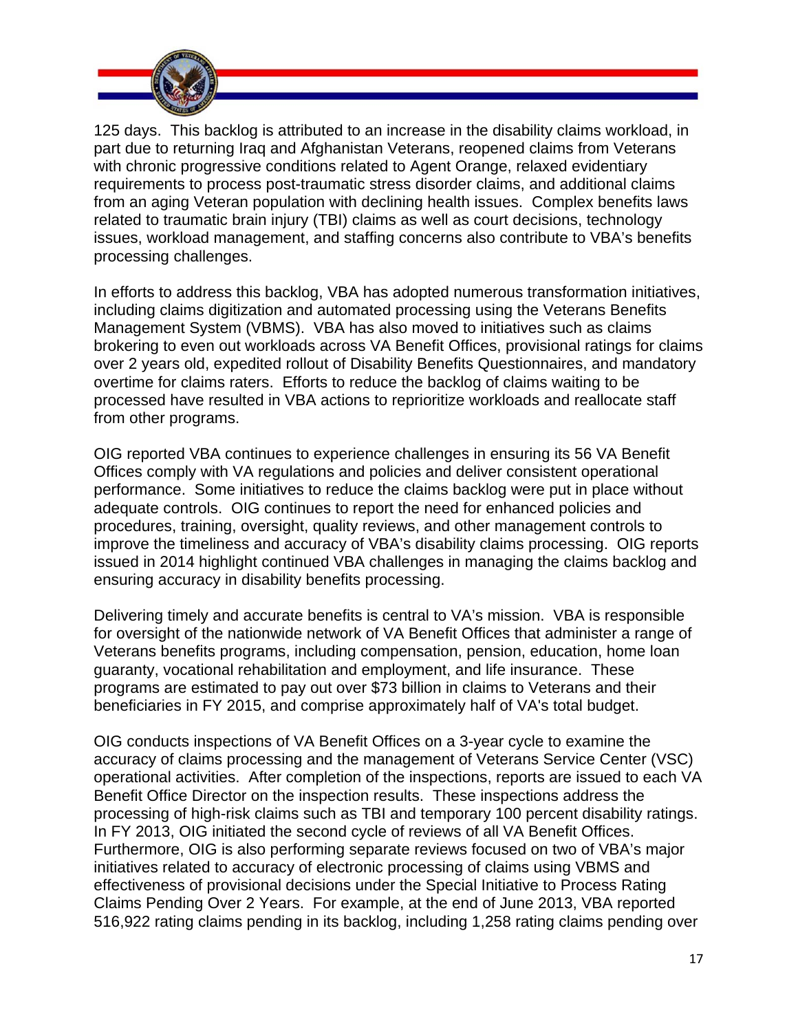125 days. This backlog is attributed to an increase in the disability claims workload, in part due to returning Iraq and Afghanistan Veterans, reopened claims from Veterans with chronic progressive conditions related to Agent Orange, relaxed evidentiary requirements to process post-traumatic stress disorder claims, and additional claims from an aging Veteran population with declining health issues. Complex benefits laws related to traumatic brain injury (TBI) claims as well as court decisions, technology issues, workload management, and staffing concerns also contribute to VBA's benefits processing challenges.

In efforts to address this backlog, VBA has adopted numerous transformation initiatives, including claims digitization and automated processing using the Veterans Benefits Management System (VBMS). VBA has also moved to initiatives such as claims brokering to even out workloads across VA Benefit Offices, provisional ratings for claims over 2 years old, expedited rollout of Disability Benefits Questionnaires, and mandatory overtime for claims raters. Efforts to reduce the backlog of claims waiting to be processed have resulted in VBA actions to reprioritize workloads and reallocate staff from other programs.

OIG reported VBA continues to experience challenges in ensuring its 56 VA Benefit Offices comply with VA regulations and policies and deliver consistent operational performance. Some initiatives to reduce the claims backlog were put in place without adequate controls. OIG continues to report the need for enhanced policies and procedures, training, oversight, quality reviews, and other management controls to improve the timeliness and accuracy of VBA's disability claims processing. OIG reports issued in 2014 highlight continued VBA challenges in managing the claims backlog and ensuring accuracy in disability benefits processing.

Delivering timely and accurate benefits is central to VA's mission. VBA is responsible for oversight of the nationwide network of VA Benefit Offices that administer a range of Veterans benefits programs, including compensation, pension, education, home loan guaranty, vocational rehabilitation and employment, and life insurance. These programs are estimated to pay out over $73 billion in claims to Veterans and their beneficiaries in FY 2015, and comprise approximately half of VA's total budget.

OIG conducts inspections of VA Benefit Offices on a 3-year cycle to examine the accuracy of claims processing and the management of Veterans Service Center (VSC) operational activities. After completion of the inspections, reports are issued to each VA Benefit Office Director on the inspection results. These inspections address the processing of high-risk claims such as TBI and temporary 100 percent disability ratings. In FY 2013, OIG initiated the second cycle of reviews of all VA Benefit Offices. Furthermore, OIG is also performing separate reviews focused on two of VBA's major initiatives related to accuracy of electronic processing of claims using VBMS and effectiveness of provisional decisions under the Special Initiative to Process Rating Claims Pending Over 2 Years. For example, at the end of June 2013, VBA reported 516,922 rating claims pending in its backlog, including 1,258 rating claims pending over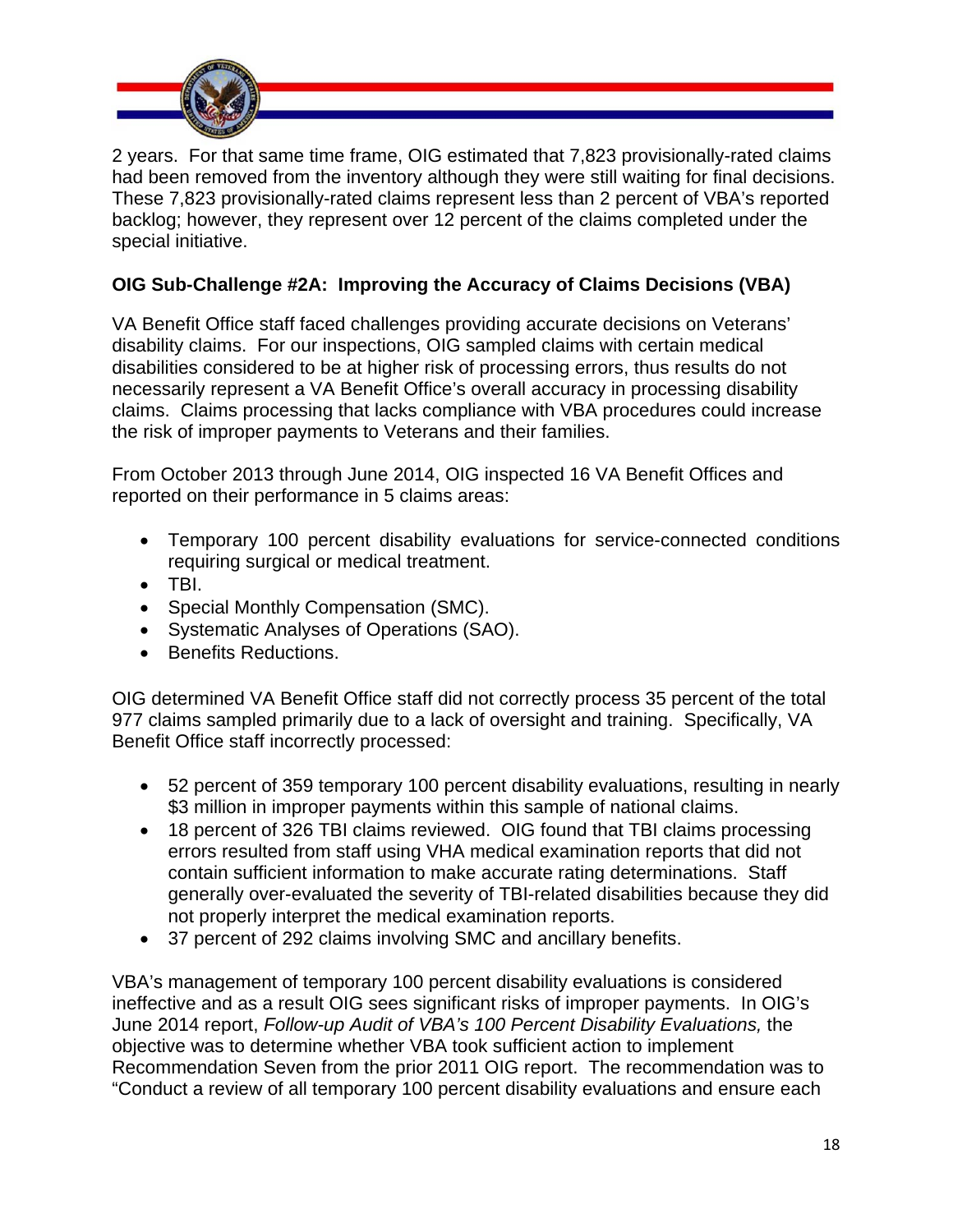2 years. For that same time frame, OIG estimated that 7,823 provisionally-rated claims had been removed from the inventory although they were still waiting for final decisions. These 7,823 provisionally-rated claims represent less than 2 percent of VBA's reported backlog; however, they represent over 12 percent of the claims completed under the special initiative.

**OIG Sub-Challenge #2A: Improving the Accuracy of Claims Decisions (VBA)**

VA Benefit Office staff faced challenges providing accurate decisions on Veterans' disability claims. For our inspections, OIG sampled claims with certain medical disabilities considered to be at higher risk of processing errors, thus results do not necessarily represent a VA Benefit Office's overall accuracy in processing disability claims. Claims processing that lacks compliance with VBA procedures could increase the risk of improper payments to Veterans and their families.

From October 2013 through June 2014, OIG inspected 16 VA Benefit Offices and reported on their performance in 5 claims areas:

- Temporary 100 percent disability evaluations for service-connected conditions requiring surgical or medical treatment.
- TBI.
- Special Monthly Compensation (SMC).
- Systematic Analyses of Operations (SAO).
- Benefits Reductions.

OIG determined VA Benefit Office staff did not correctly process 35 percent of the total 977 claims sampled primarily due to a lack of oversight and training. Specifically, VA Benefit Office staff incorrectly processed:

- 52 percent of 359 temporary 100 percent disability evaluations, resulting in nearly $3 million in improper payments within this sample of national claims.
- 18 percent of 326 TBI claims reviewed. OIG found that TBI claims processing errors resulted from staff using VHA medical examination reports that did not contain sufficient information to make accurate rating determinations. Staff generally over-evaluated the severity of TBI-related disabilities because they did not properly interpret the medical examination reports.
- 37 percent of 292 claims involving SMC and ancillary benefits.

VBA's management of temporary 100 percent disability evaluations is considered ineffective and as a result OIG sees significant risks of improper payments. In OIG's June 2014 report, *Follow-up Audit of VBA's 100 Percent Disability Evaluations,* the objective was to determine whether VBA took sufficient action to implement Recommendation Seven from the prior 2011 OIG report. The recommendation was to "Conduct a review of all temporary 100 percent disability evaluations and ensure each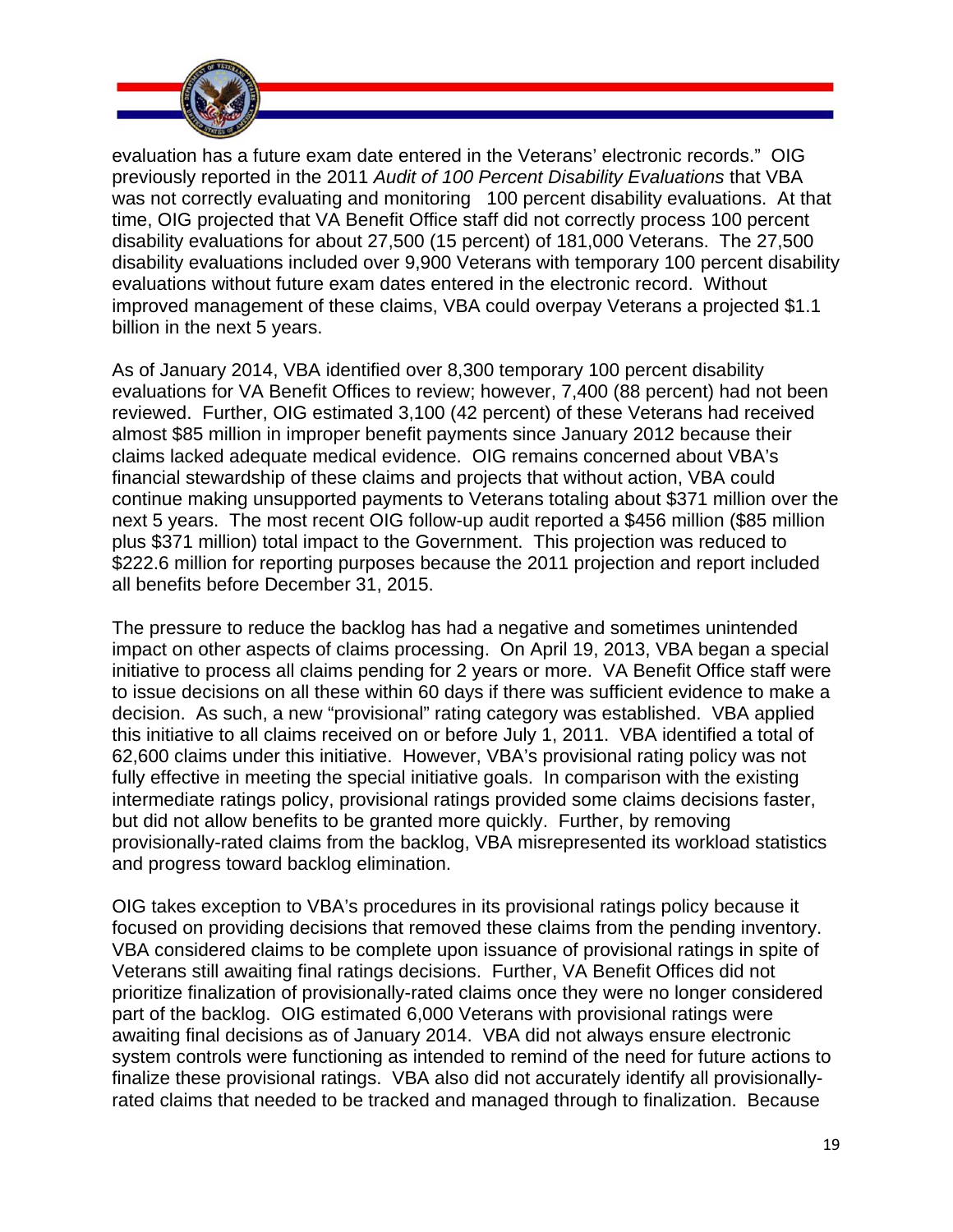evaluation has a future exam date entered in the Veterans' electronic records." OIG previously reported in the 2011 *Audit of 100 Percent Disability Evaluations* that VBA was not correctly evaluating and monitoring 100 percent disability evaluations. At that time, OIG projected that VA Benefit Office staff did not correctly process 100 percent disability evaluations for about 27,500 (15 percent) of 181,000 Veterans. The 27,500 disability evaluations included over 9,900 Veterans with temporary 100 percent disability evaluations without future exam dates entered in the electronic record. Without improved management of these claims, VBA could overpay Veterans a projected $1.1 billion in the next 5 years.

As of January 2014, VBA identified over 8,300 temporary 100 percent disability evaluations for VA Benefit Offices to review; however, 7,400 (88 percent) had not been reviewed. Further, OIG estimated 3,100 (42 percent) of these Veterans had received almost $85 million in improper benefit payments since January 2012 because their claims lacked adequate medical evidence. OIG remains concerned about VBA's financial stewardship of these claims and projects that without action, VBA could continue making unsupported payments to Veterans totaling about $371 million over the next 5 years. The most recent OIG follow-up audit reported a $456 million ($85 million plus $371 million) total impact to the Government. This projection was reduced to $222.6 million for reporting purposes because the 2011 projection and report included all benefits before December 31, 2015.

The pressure to reduce the backlog has had a negative and sometimes unintended impact on other aspects of claims processing. On April 19, 2013, VBA began a special initiative to process all claims pending for 2 years or more. VA Benefit Office staff were to issue decisions on all these within 60 days if there was sufficient evidence to make a decision. As such, a new "provisional" rating category was established. VBA applied this initiative to all claims received on or before July 1, 2011. VBA identified a total of 62,600 claims under this initiative. However, VBA's provisional rating policy was not fully effective in meeting the special initiative goals. In comparison with the existing intermediate ratings policy, provisional ratings provided some claims decisions faster, but did not allow benefits to be granted more quickly. Further, by removing provisionally-rated claims from the backlog, VBA misrepresented its workload statistics and progress toward backlog elimination.

OIG takes exception to VBA's procedures in its provisional ratings policy because it focused on providing decisions that removed these claims from the pending inventory. VBA considered claims to be complete upon issuance of provisional ratings in spite of Veterans still awaiting final ratings decisions. Further, VA Benefit Offices did not prioritize finalization of provisionally-rated claims once they were no longer considered part of the backlog. OIG estimated 6,000 Veterans with provisional ratings were awaiting final decisions as of January 2014. VBA did not always ensure electronic system controls were functioning as intended to remind of the need for future actions to finalize these provisional ratings. VBA also did not accurately identify all provisionally-rated claims that needed to be tracked and managed through to finalization. Because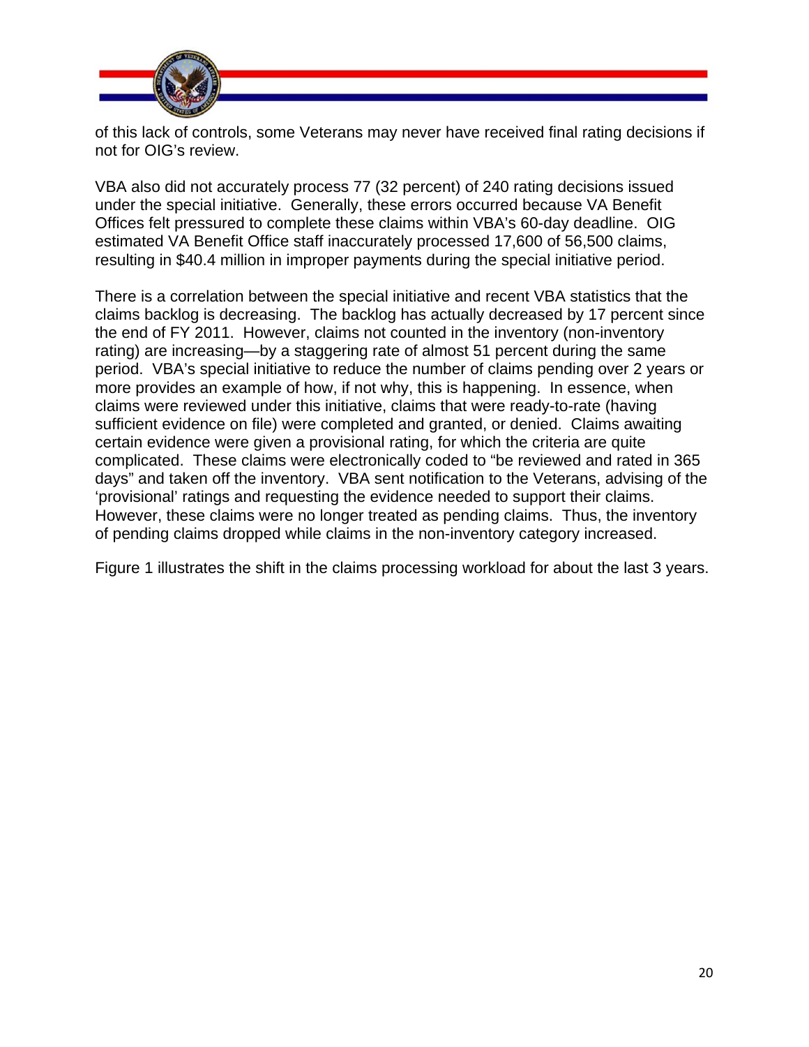of this lack of controls, some Veterans may never have received final rating decisions if not for OIG's review.

VBA also did not accurately process 77 (32 percent) of 240 rating decisions issued under the special initiative. Generally, these errors occurred because VA Benefit Offices felt pressured to complete these claims within VBA's 60-day deadline. OIG estimated VA Benefit Office staff inaccurately processed 17,600 of 56,500 claims, resulting in $40.4 million in improper payments during the special initiative period.

There is a correlation between the special initiative and recent VBA statistics that the claims backlog is decreasing. The backlog has actually decreased by 17 percent since the end of FY 2011. However, claims not counted in the inventory (non-inventory rating) are increasing—by a staggering rate of almost 51 percent during the same period. VBA's special initiative to reduce the number of claims pending over 2 years or more provides an example of how, if not why, this is happening. In essence, when claims were reviewed under this initiative, claims that were ready-to-rate (having sufficient evidence on file) were completed and granted, or denied. Claims awaiting certain evidence were given a provisional rating, for which the criteria are quite complicated. These claims were electronically coded to "be reviewed and rated in 365 days" and taken off the inventory. VBA sent notification to the Veterans, advising of the 'provisional' ratings and requesting the evidence needed to support their claims. However, these claims were no longer treated as pending claims. Thus, the inventory of pending claims dropped while claims in the non-inventory category increased.

Figure 1 illustrates the shift in the claims processing workload for about the last 3 years.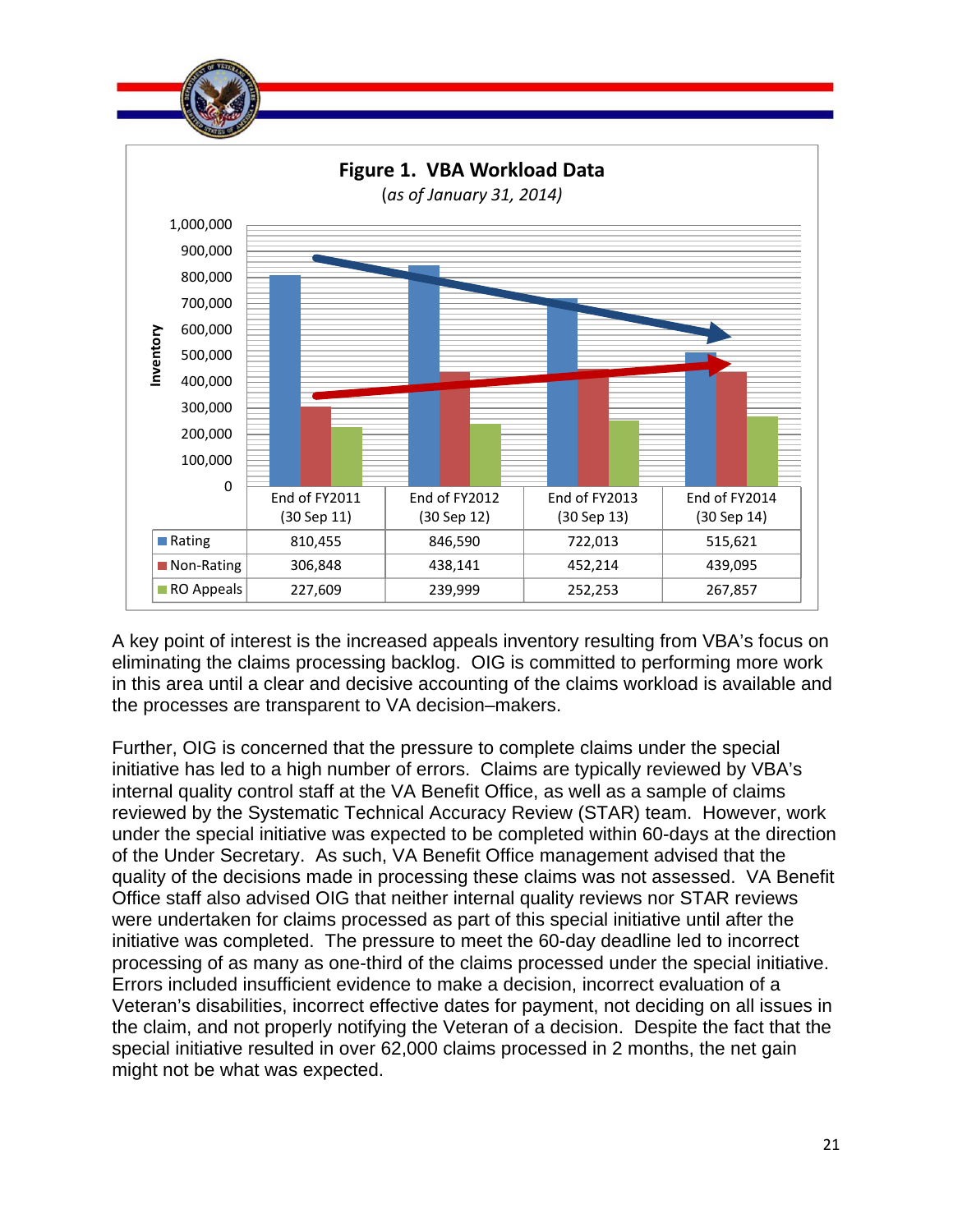**Figure 1. VBA Workload Data**
*(as of January 31, 2014)*

| | End of FY2011 (30 Sep 11) | End of FY2012 (30 Sep 12) | End of FY2013 (30 Sep 13) | End of FY2014 (30 Sep 14) |
|---|---|---|---|---|
| Rating | 810,455 | 846,590 | 722,013 | 515,621 |
| Non-Rating | 306,848 | 438,141 | 452,214 | 439,095 |
| RO Appeals | 227,609 | 239,999 | 252,253 | 267,857 |

A key point of interest is the increased appeals inventory resulting from VBA's focus on eliminating the claims processing backlog. OIG is committed to performing more work in this area until a clear and decisive accounting of the claims workload is available and the processes are transparent to VA decision–makers.

Further, OIG is concerned that the pressure to complete claims under the special initiative has led to a high number of errors. Claims are typically reviewed by VBA's internal quality control staff at the VA Benefit Office, as well as a sample of claims reviewed by the Systematic Technical Accuracy Review (STAR) team. However, work under the special initiative was expected to be completed within 60-days at the direction of the Under Secretary. As such, VA Benefit Office management advised that the quality of the decisions made in processing these claims was not assessed. VA Benefit Office staff also advised OIG that neither internal quality reviews nor STAR reviews were undertaken for claims processed as part of this special initiative until after the initiative was completed. The pressure to meet the 60-day deadline led to incorrect processing of as many as one-third of the claims processed under the special initiative. Errors included insufficient evidence to make a decision, incorrect evaluation of a Veteran's disabilities, incorrect effective dates for payment, not deciding on all issues in the claim, and not properly notifying the Veteran of a decision. Despite the fact that the special initiative resulted in over 62,000 claims processed in 2 months, the net gain might not be what was expected.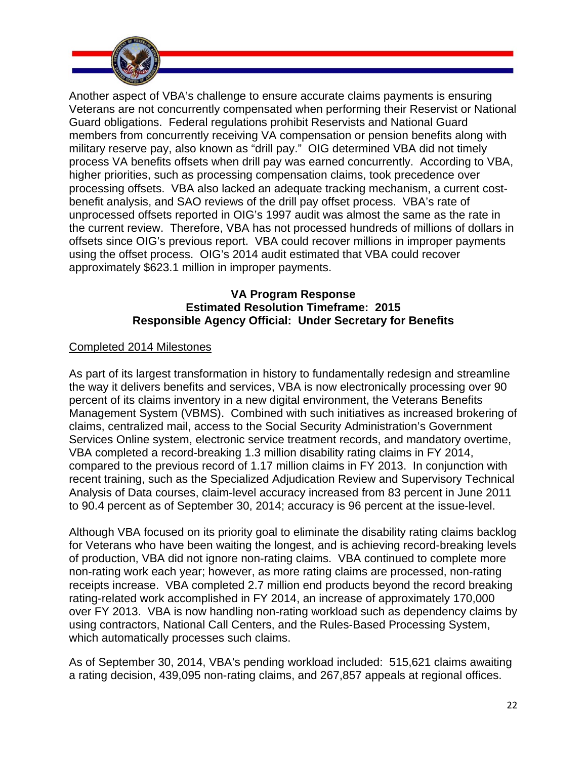Another aspect of VBA's challenge to ensure accurate claims payments is ensuring Veterans are not concurrently compensated when performing their Reservist or National Guard obligations. Federal regulations prohibit Reservists and National Guard members from concurrently receiving VA compensation or pension benefits along with military reserve pay, also known as "drill pay." OIG determined VBA did not timely process VA benefits offsets when drill pay was earned concurrently. According to VBA, higher priorities, such as processing compensation claims, took precedence over processing offsets. VBA also lacked an adequate tracking mechanism, a current cost-benefit analysis, and SAO reviews of the drill pay offset process. VBA's rate of unprocessed offsets reported in OIG's 1997 audit was almost the same as the rate in the current review. Therefore, VBA has not processed hundreds of millions of dollars in offsets since OIG's previous report. VBA could recover millions in improper payments using the offset process. OIG's 2014 audit estimated that VBA could recover approximately $623.1 million in improper payments.

**VA Program Response**
**Estimated Resolution Timeframe: 2015**
**Responsible Agency Official: Under Secretary for Benefits**

<u>Completed 2014 Milestones</u>

As part of its largest transformation in history to fundamentally redesign and streamline the way it delivers benefits and services, VBA is now electronically processing over 90 percent of its claims inventory in a new digital environment, the Veterans Benefits Management System (VBMS). Combined with such initiatives as increased brokering of claims, centralized mail, access to the Social Security Administration's Government Services Online system, electronic service treatment records, and mandatory overtime, VBA completed a record-breaking 1.3 million disability rating claims in FY 2014, compared to the previous record of 1.17 million claims in FY 2013. In conjunction with recent training, such as the Specialized Adjudication Review and Supervisory Technical Analysis of Data courses, claim-level accuracy increased from 83 percent in June 2011 to 90.4 percent as of September 30, 2014; accuracy is 96 percent at the issue-level.

Although VBA focused on its priority goal to eliminate the disability rating claims backlog for Veterans who have been waiting the longest, and is achieving record-breaking levels of production, VBA did not ignore non-rating claims. VBA continued to complete more non-rating work each year; however, as more rating claims are processed, non-rating receipts increase. VBA completed 2.7 million end products beyond the record breaking rating-related work accomplished in FY 2014, an increase of approximately 170,000 over FY 2013. VBA is now handling non-rating workload such as dependency claims by using contractors, National Call Centers, and the Rules-Based Processing System, which automatically processes such claims.

As of September 30, 2014, VBA's pending workload included: 515,621 claims awaiting a rating decision, 439,095 non-rating claims, and 267,857 appeals at regional offices.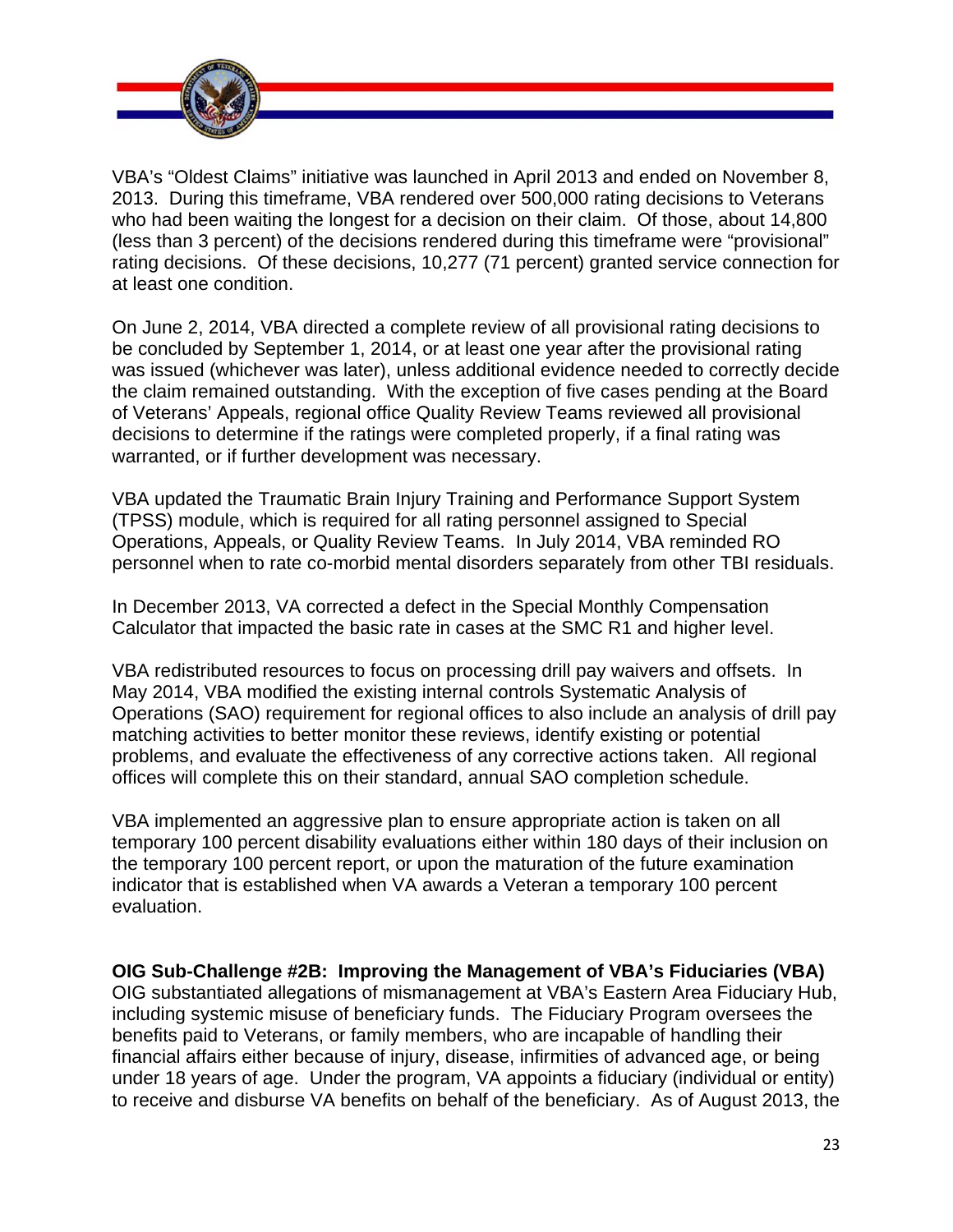VBA's "Oldest Claims" initiative was launched in April 2013 and ended on November 8, 2013. During this timeframe, VBA rendered over 500,000 rating decisions to Veterans who had been waiting the longest for a decision on their claim. Of those, about 14,800 (less than 3 percent) of the decisions rendered during this timeframe were "provisional" rating decisions. Of these decisions, 10,277 (71 percent) granted service connection for at least one condition.

On June 2, 2014, VBA directed a complete review of all provisional rating decisions to be concluded by September 1, 2014, or at least one year after the provisional rating was issued (whichever was later), unless additional evidence needed to correctly decide the claim remained outstanding. With the exception of five cases pending at the Board of Veterans' Appeals, regional office Quality Review Teams reviewed all provisional decisions to determine if the ratings were completed properly, if a final rating was warranted, or if further development was necessary.

VBA updated the Traumatic Brain Injury Training and Performance Support System (TPSS) module, which is required for all rating personnel assigned to Special Operations, Appeals, or Quality Review Teams. In July 2014, VBA reminded RO personnel when to rate co-morbid mental disorders separately from other TBI residuals.

In December 2013, VA corrected a defect in the Special Monthly Compensation Calculator that impacted the basic rate in cases at the SMC R1 and higher level.

VBA redistributed resources to focus on processing drill pay waivers and offsets. In May 2014, VBA modified the existing internal controls Systematic Analysis of Operations (SAO) requirement for regional offices to also include an analysis of drill pay matching activities to better monitor these reviews, identify existing or potential problems, and evaluate the effectiveness of any corrective actions taken. All regional offices will complete this on their standard, annual SAO completion schedule.

VBA implemented an aggressive plan to ensure appropriate action is taken on all temporary 100 percent disability evaluations either within 180 days of their inclusion on the temporary 100 percent report, or upon the maturation of the future examination indicator that is established when VA awards a Veteran a temporary 100 percent evaluation.

**OIG Sub-Challenge #2B: Improving the Management of VBA's Fiduciaries (VBA)**
OIG substantiated allegations of mismanagement at VBA's Eastern Area Fiduciary Hub, including systemic misuse of beneficiary funds. The Fiduciary Program oversees the benefits paid to Veterans, or family members, who are incapable of handling their financial affairs either because of injury, disease, infirmities of advanced age, or being under 18 years of age. Under the program, VA appoints a fiduciary (individual or entity) to receive and disburse VA benefits on behalf of the beneficiary. As of August 2013, the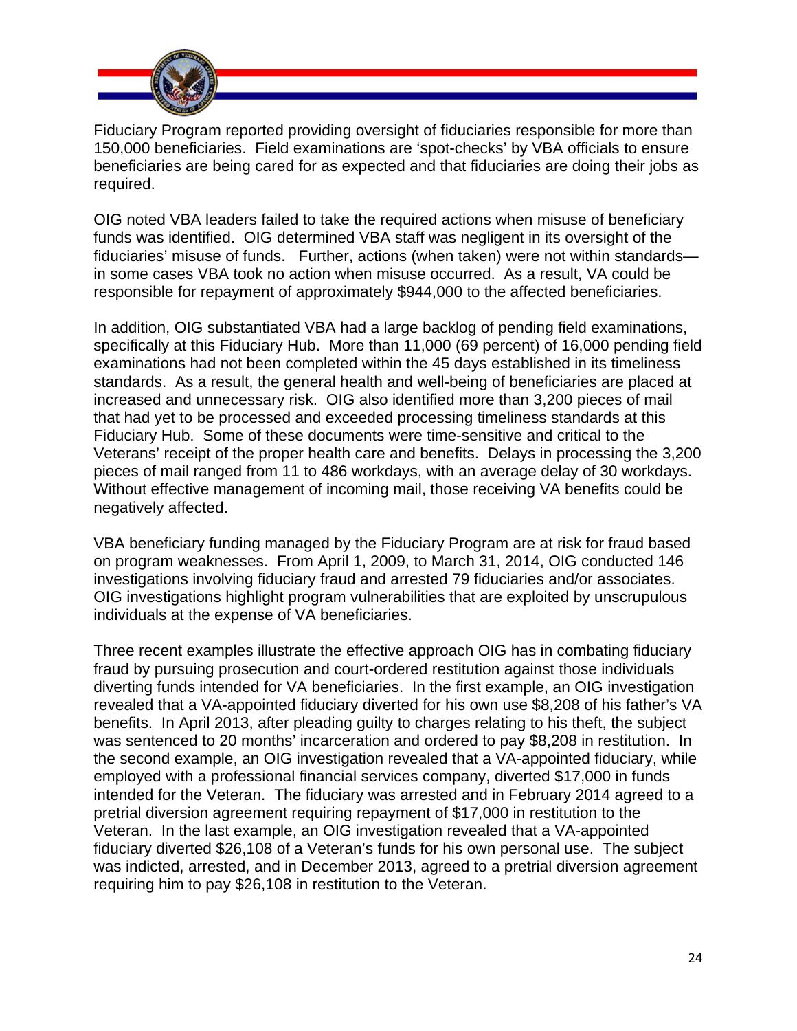Fiduciary Program reported providing oversight of fiduciaries responsible for more than 150,000 beneficiaries. Field examinations are 'spot-checks' by VBA officials to ensure beneficiaries are being cared for as expected and that fiduciaries are doing their jobs as required.

OIG noted VBA leaders failed to take the required actions when misuse of beneficiary funds was identified. OIG determined VBA staff was negligent in its oversight of the fiduciaries' misuse of funds. Further, actions (when taken) were not within standards—in some cases VBA took no action when misuse occurred. As a result, VA could be responsible for repayment of approximately $944,000 to the affected beneficiaries.

In addition, OIG substantiated VBA had a large backlog of pending field examinations, specifically at this Fiduciary Hub. More than 11,000 (69 percent) of 16,000 pending field examinations had not been completed within the 45 days established in its timeliness standards. As a result, the general health and well-being of beneficiaries are placed at increased and unnecessary risk. OIG also identified more than 3,200 pieces of mail that had yet to be processed and exceeded processing timeliness standards at this Fiduciary Hub. Some of these documents were time-sensitive and critical to the Veterans' receipt of the proper health care and benefits. Delays in processing the 3,200 pieces of mail ranged from 11 to 486 workdays, with an average delay of 30 workdays. Without effective management of incoming mail, those receiving VA benefits could be negatively affected.

VBA beneficiary funding managed by the Fiduciary Program are at risk for fraud based on program weaknesses. From April 1, 2009, to March 31, 2014, OIG conducted 146 investigations involving fiduciary fraud and arrested 79 fiduciaries and/or associates. OIG investigations highlight program vulnerabilities that are exploited by unscrupulous individuals at the expense of VA beneficiaries.

Three recent examples illustrate the effective approach OIG has in combating fiduciary fraud by pursuing prosecution and court-ordered restitution against those individuals diverting funds intended for VA beneficiaries. In the first example, an OIG investigation revealed that a VA-appointed fiduciary diverted for his own use $8,208 of his father's VA benefits. In April 2013, after pleading guilty to charges relating to his theft, the subject was sentenced to 20 months' incarceration and ordered to pay $8,208 in restitution. In the second example, an OIG investigation revealed that a VA-appointed fiduciary, while employed with a professional financial services company, diverted $17,000 in funds intended for the Veteran. The fiduciary was arrested and in February 2014 agreed to a pretrial diversion agreement requiring repayment of $17,000 in restitution to the Veteran. In the last example, an OIG investigation revealed that a VA-appointed fiduciary diverted $26,108 of a Veteran's funds for his own personal use. The subject was indicted, arrested, and in December 2013, agreed to a pretrial diversion agreement requiring him to pay $26,108 in restitution to the Veteran.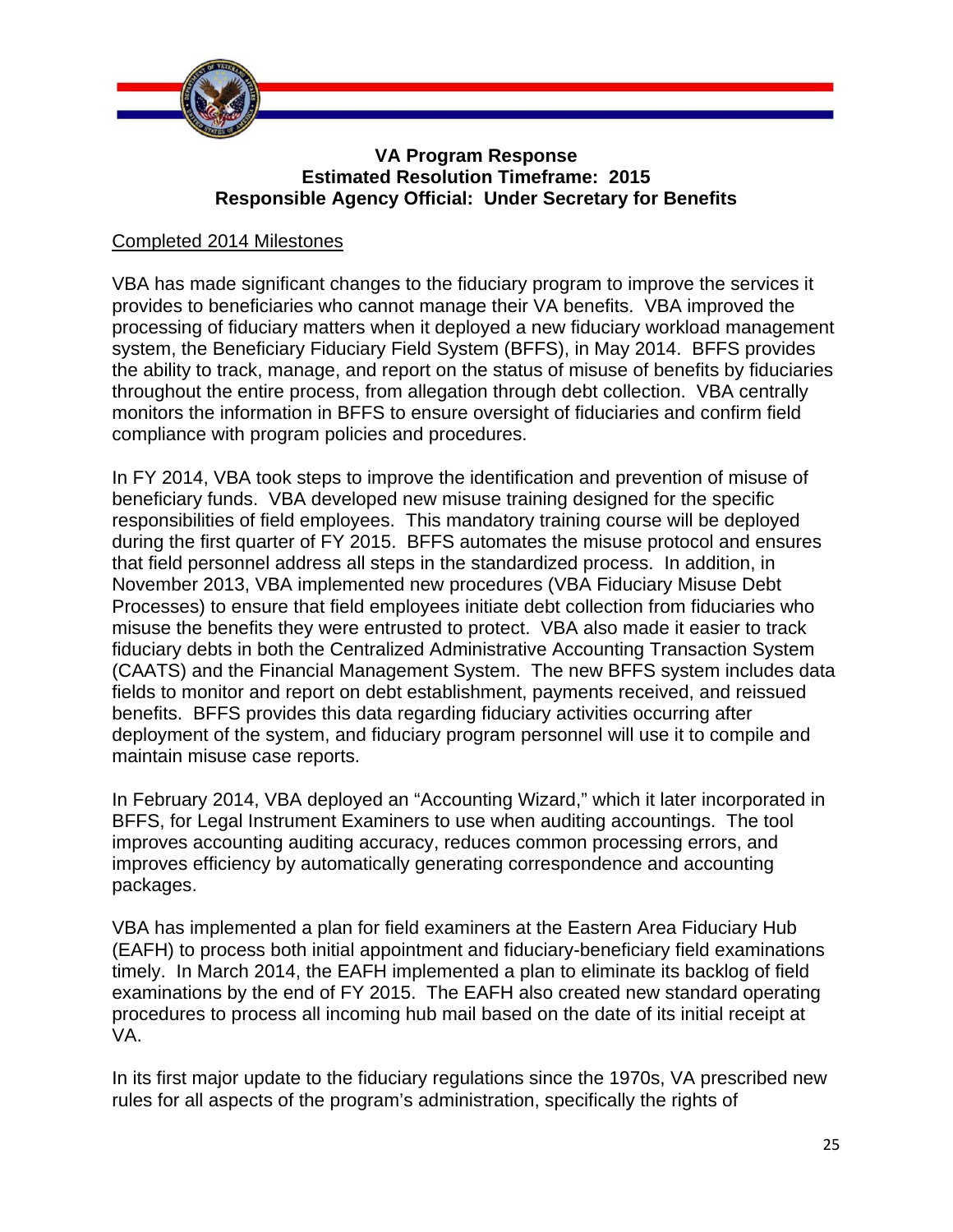**VA Program Response**
**Estimated Resolution Timeframe: 2015**
**Responsible Agency Official: Under Secretary for Benefits**

Completed 2014 Milestones

VBA has made significant changes to the fiduciary program to improve the services it provides to beneficiaries who cannot manage their VA benefits. VBA improved the processing of fiduciary matters when it deployed a new fiduciary workload management system, the Beneficiary Fiduciary Field System (BFFS), in May 2014. BFFS provides the ability to track, manage, and report on the status of misuse of benefits by fiduciaries throughout the entire process, from allegation through debt collection. VBA centrally monitors the information in BFFS to ensure oversight of fiduciaries and confirm field compliance with program policies and procedures.

In FY 2014, VBA took steps to improve the identification and prevention of misuse of beneficiary funds. VBA developed new misuse training designed for the specific responsibilities of field employees. This mandatory training course will be deployed during the first quarter of FY 2015. BFFS automates the misuse protocol and ensures that field personnel address all steps in the standardized process. In addition, in November 2013, VBA implemented new procedures (VBA Fiduciary Misuse Debt Processes) to ensure that field employees initiate debt collection from fiduciaries who misuse the benefits they were entrusted to protect. VBA also made it easier to track fiduciary debts in both the Centralized Administrative Accounting Transaction System (CAATS) and the Financial Management System. The new BFFS system includes data fields to monitor and report on debt establishment, payments received, and reissued benefits. BFFS provides this data regarding fiduciary activities occurring after deployment of the system, and fiduciary program personnel will use it to compile and maintain misuse case reports.

In February 2014, VBA deployed an "Accounting Wizard," which it later incorporated in BFFS, for Legal Instrument Examiners to use when auditing accountings. The tool improves accounting auditing accuracy, reduces common processing errors, and improves efficiency by automatically generating correspondence and accounting packages.

VBA has implemented a plan for field examiners at the Eastern Area Fiduciary Hub (EAFH) to process both initial appointment and fiduciary-beneficiary field examinations timely. In March 2014, the EAFH implemented a plan to eliminate its backlog of field examinations by the end of FY 2015. The EAFH also created new standard operating procedures to process all incoming hub mail based on the date of its initial receipt at VA.

In its first major update to the fiduciary regulations since the 1970s, VA prescribed new rules for all aspects of the program's administration, specifically the rights of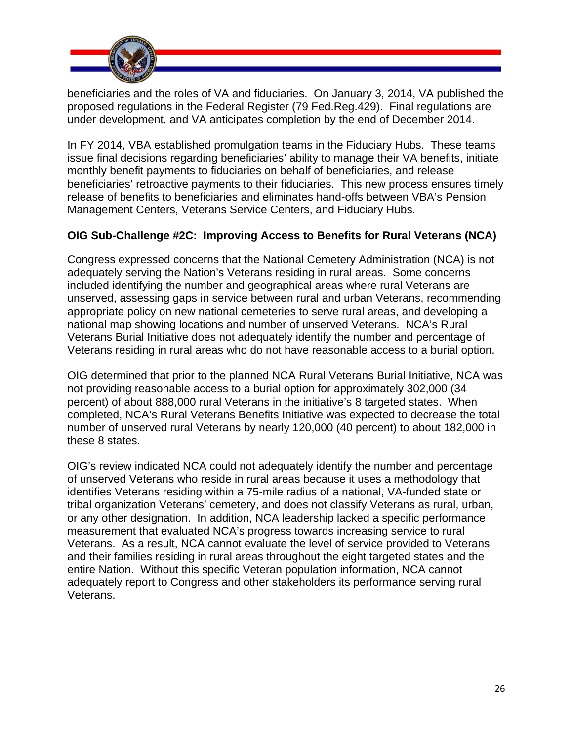beneficiaries and the roles of VA and fiduciaries. On January 3, 2014, VA published the proposed regulations in the Federal Register (79 Fed.Reg.429). Final regulations are under development, and VA anticipates completion by the end of December 2014.

In FY 2014, VBA established promulgation teams in the Fiduciary Hubs. These teams issue final decisions regarding beneficiaries' ability to manage their VA benefits, initiate monthly benefit payments to fiduciaries on behalf of beneficiaries, and release beneficiaries' retroactive payments to their fiduciaries. This new process ensures timely release of benefits to beneficiaries and eliminates hand-offs between VBA's Pension Management Centers, Veterans Service Centers, and Fiduciary Hubs.

**OIG Sub-Challenge #2C: Improving Access to Benefits for Rural Veterans (NCA)**

Congress expressed concerns that the National Cemetery Administration (NCA) is not adequately serving the Nation's Veterans residing in rural areas. Some concerns included identifying the number and geographical areas where rural Veterans are unserved, assessing gaps in service between rural and urban Veterans, recommending appropriate policy on new national cemeteries to serve rural areas, and developing a national map showing locations and number of unserved Veterans. NCA's Rural Veterans Burial Initiative does not adequately identify the number and percentage of Veterans residing in rural areas who do not have reasonable access to a burial option.

OIG determined that prior to the planned NCA Rural Veterans Burial Initiative, NCA was not providing reasonable access to a burial option for approximately 302,000 (34 percent) of about 888,000 rural Veterans in the initiative's 8 targeted states. When completed, NCA's Rural Veterans Benefits Initiative was expected to decrease the total number of unserved rural Veterans by nearly 120,000 (40 percent) to about 182,000 in these 8 states.

OIG's review indicated NCA could not adequately identify the number and percentage of unserved Veterans who reside in rural areas because it uses a methodology that identifies Veterans residing within a 75-mile radius of a national, VA-funded state or tribal organization Veterans' cemetery, and does not classify Veterans as rural, urban, or any other designation. In addition, NCA leadership lacked a specific performance measurement that evaluated NCA's progress towards increasing service to rural Veterans. As a result, NCA cannot evaluate the level of service provided to Veterans and their families residing in rural areas throughout the eight targeted states and the entire Nation. Without this specific Veteran population information, NCA cannot adequately report to Congress and other stakeholders its performance serving rural Veterans.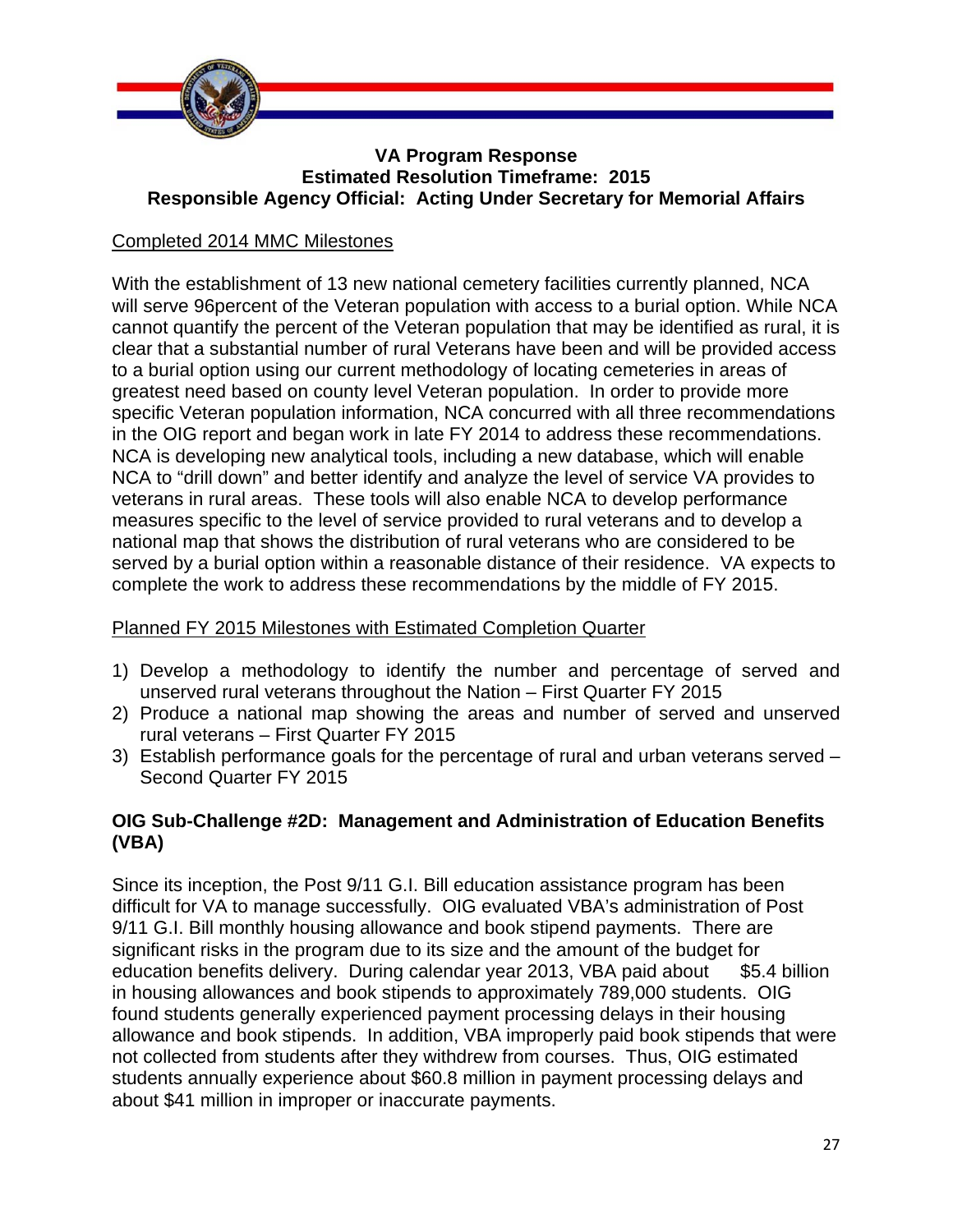**VA Program Response**
**Estimated Resolution Timeframe: 2015**
**Responsible Agency Official: Acting Under Secretary for Memorial Affairs**

Completed 2014 MMC Milestones

With the establishment of 13 new national cemetery facilities currently planned, NCA will serve 96percent of the Veteran population with access to a burial option. While NCA cannot quantify the percent of the Veteran population that may be identified as rural, it is clear that a substantial number of rural Veterans have been and will be provided access to a burial option using our current methodology of locating cemeteries in areas of greatest need based on county level Veteran population. In order to provide more specific Veteran population information, NCA concurred with all three recommendations in the OIG report and began work in late FY 2014 to address these recommendations. NCA is developing new analytical tools, including a new database, which will enable NCA to "drill down" and better identify and analyze the level of service VA provides to veterans in rural areas. These tools will also enable NCA to develop performance measures specific to the level of service provided to rural veterans and to develop a national map that shows the distribution of rural veterans who are considered to be served by a burial option within a reasonable distance of their residence. VA expects to complete the work to address these recommendations by the middle of FY 2015.

Planned FY 2015 Milestones with Estimated Completion Quarter

1) Develop a methodology to identify the number and percentage of served and unserved rural veterans throughout the Nation – First Quarter FY 2015
2) Produce a national map showing the areas and number of served and unserved rural veterans – First Quarter FY 2015
3) Establish performance goals for the percentage of rural and urban veterans served – Second Quarter FY 2015

**OIG Sub-Challenge #2D: Management and Administration of Education Benefits (VBA)**

Since its inception, the Post 9/11 G.I. Bill education assistance program has been difficult for VA to manage successfully. OIG evaluated VBA's administration of Post 9/11 G.I. Bill monthly housing allowance and book stipend payments. There are significant risks in the program due to its size and the amount of the budget for education benefits delivery. During calendar year 2013, VBA paid about $5.4 billion in housing allowances and book stipends to approximately 789,000 students. OIG found students generally experienced payment processing delays in their housing allowance and book stipends. In addition, VBA improperly paid book stipends that were not collected from students after they withdrew from courses. Thus, OIG estimated students annually experience about $60.8 million in payment processing delays and about $41 million in improper or inaccurate payments.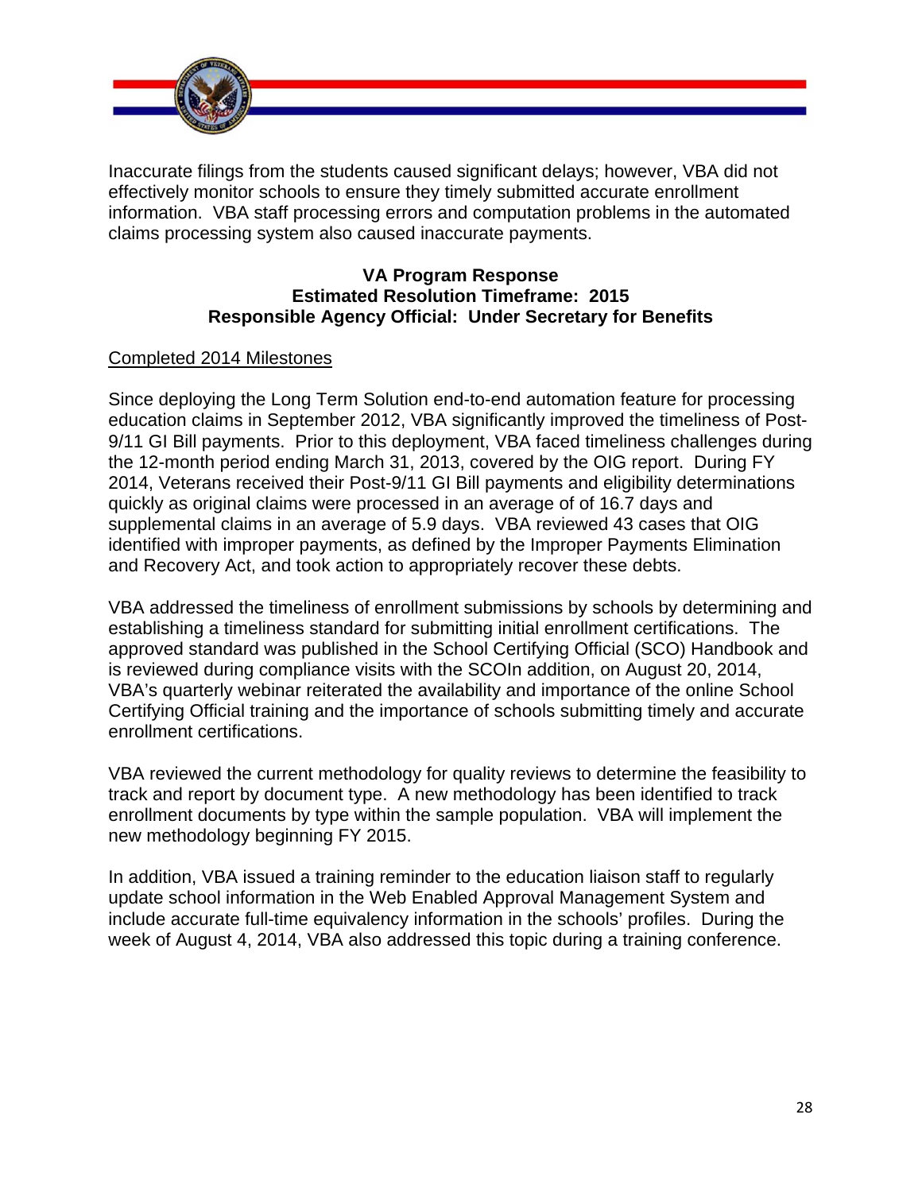Inaccurate filings from the students caused significant delays; however, VBA did not effectively monitor schools to ensure they timely submitted accurate enrollment information. VBA staff processing errors and computation problems in the automated claims processing system also caused inaccurate payments.

**VA Program Response**
**Estimated Resolution Timeframe: 2015**
**Responsible Agency Official: Under Secretary for Benefits**

Completed 2014 Milestones

Since deploying the Long Term Solution end-to-end automation feature for processing education claims in September 2012, VBA significantly improved the timeliness of Post-9/11 GI Bill payments. Prior to this deployment, VBA faced timeliness challenges during the 12-month period ending March 31, 2013, covered by the OIG report. During FY 2014, Veterans received their Post-9/11 GI Bill payments and eligibility determinations quickly as original claims were processed in an average of of 16.7 days and supplemental claims in an average of 5.9 days. VBA reviewed 43 cases that OIG identified with improper payments, as defined by the Improper Payments Elimination and Recovery Act, and took action to appropriately recover these debts.

VBA addressed the timeliness of enrollment submissions by schools by determining and establishing a timeliness standard for submitting initial enrollment certifications. The approved standard was published in the School Certifying Official (SCO) Handbook and is reviewed during compliance visits with the SCOIn addition, on August 20, 2014, VBA's quarterly webinar reiterated the availability and importance of the online School Certifying Official training and the importance of schools submitting timely and accurate enrollment certifications.

VBA reviewed the current methodology for quality reviews to determine the feasibility to track and report by document type. A new methodology has been identified to track enrollment documents by type within the sample population. VBA will implement the new methodology beginning FY 2015.

In addition, VBA issued a training reminder to the education liaison staff to regularly update school information in the Web Enabled Approval Management System and include accurate full-time equivalency information in the schools' profiles. During the week of August 4, 2014, VBA also addressed this topic during a training conference.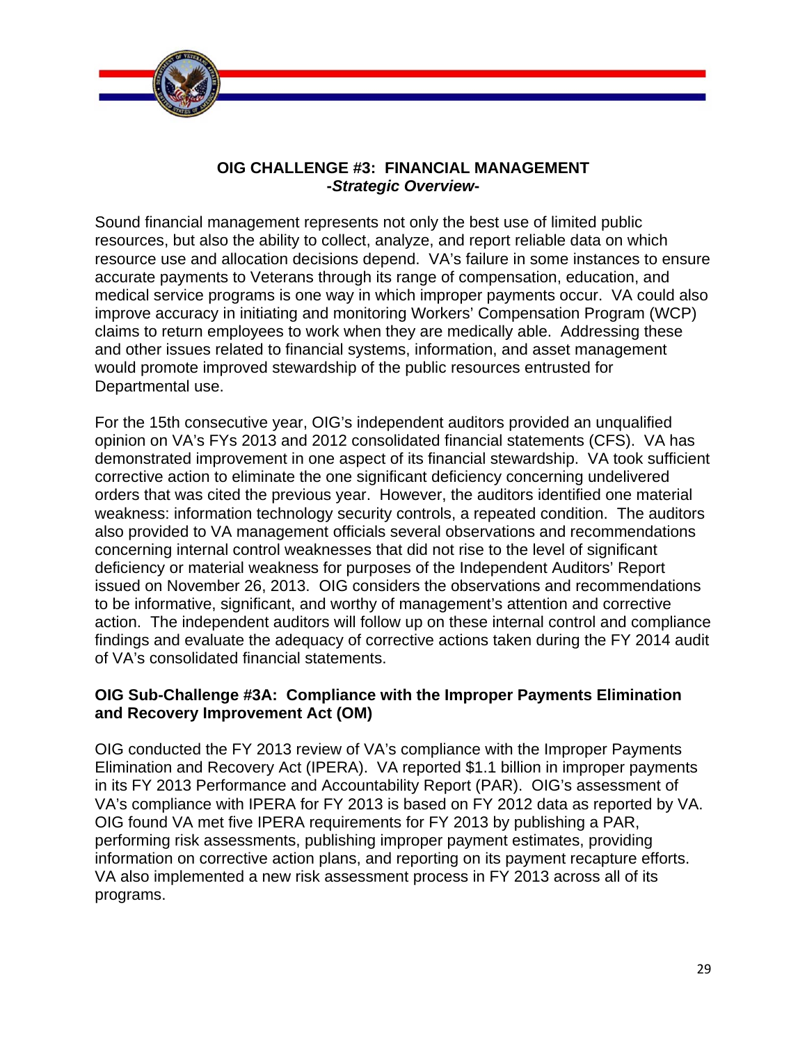## OIG CHALLENGE #3: FINANCIAL MANAGEMENT

***-Strategic Overview-***

Sound financial management represents not only the best use of limited public resources, but also the ability to collect, analyze, and report reliable data on which resource use and allocation decisions depend. VA's failure in some instances to ensure accurate payments to Veterans through its range of compensation, education, and medical service programs is one way in which improper payments occur. VA could also improve accuracy in initiating and monitoring Workers' Compensation Program (WCP) claims to return employees to work when they are medically able. Addressing these and other issues related to financial systems, information, and asset management would promote improved stewardship of the public resources entrusted for Departmental use.

For the 15th consecutive year, OIG's independent auditors provided an unqualified opinion on VA's FYs 2013 and 2012 consolidated financial statements (CFS). VA has demonstrated improvement in one aspect of its financial stewardship. VA took sufficient corrective action to eliminate the one significant deficiency concerning undelivered orders that was cited the previous year. However, the auditors identified one material weakness: information technology security controls, a repeated condition. The auditors also provided to VA management officials several observations and recommendations concerning internal control weaknesses that did not rise to the level of significant deficiency or material weakness for purposes of the Independent Auditors' Report issued on November 26, 2013. OIG considers the observations and recommendations to be informative, significant, and worthy of management's attention and corrective action. The independent auditors will follow up on these internal control and compliance findings and evaluate the adequacy of corrective actions taken during the FY 2014 audit of VA's consolidated financial statements.

### OIG Sub-Challenge #3A: Compliance with the Improper Payments Elimination and Recovery Improvement Act (OM)

OIG conducted the FY 2013 review of VA's compliance with the Improper Payments Elimination and Recovery Act (IPERA). VA reported $1.1 billion in improper payments in its FY 2013 Performance and Accountability Report (PAR). OIG's assessment of VA's compliance with IPERA for FY 2013 is based on FY 2012 data as reported by VA. OIG found VA met five IPERA requirements for FY 2013 by publishing a PAR, performing risk assessments, publishing improper payment estimates, providing information on corrective action plans, and reporting on its payment recapture efforts. VA also implemented a new risk assessment process in FY 2013 across all of its programs.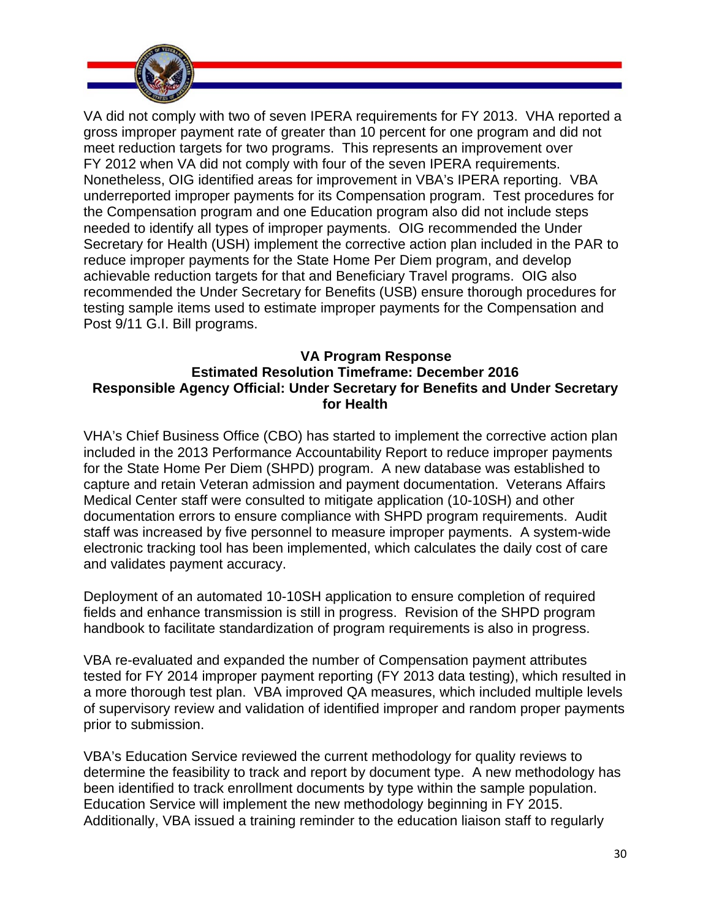VA did not comply with two of seven IPERA requirements for FY 2013. VHA reported a gross improper payment rate of greater than 10 percent for one program and did not meet reduction targets for two programs. This represents an improvement over FY 2012 when VA did not comply with four of the seven IPERA requirements. Nonetheless, OIG identified areas for improvement in VBA's IPERA reporting. VBA underreported improper payments for its Compensation program. Test procedures for the Compensation program and one Education program also did not include steps needed to identify all types of improper payments. OIG recommended the Under Secretary for Health (USH) implement the corrective action plan included in the PAR to reduce improper payments for the State Home Per Diem program, and develop achievable reduction targets for that and Beneficiary Travel programs. OIG also recommended the Under Secretary for Benefits (USB) ensure thorough procedures for testing sample items used to estimate improper payments for the Compensation and Post 9/11 G.I. Bill programs.

**VA Program Response**
**Estimated Resolution Timeframe: December 2016**
**Responsible Agency Official: Under Secretary for Benefits and Under Secretary for Health**

VHA's Chief Business Office (CBO) has started to implement the corrective action plan included in the 2013 Performance Accountability Report to reduce improper payments for the State Home Per Diem (SHPD) program. A new database was established to capture and retain Veteran admission and payment documentation. Veterans Affairs Medical Center staff were consulted to mitigate application (10-10SH) and other documentation errors to ensure compliance with SHPD program requirements. Audit staff was increased by five personnel to measure improper payments. A system-wide electronic tracking tool has been implemented, which calculates the daily cost of care and validates payment accuracy.

Deployment of an automated 10-10SH application to ensure completion of required fields and enhance transmission is still in progress. Revision of the SHPD program handbook to facilitate standardization of program requirements is also in progress.

VBA re-evaluated and expanded the number of Compensation payment attributes tested for FY 2014 improper payment reporting (FY 2013 data testing), which resulted in a more thorough test plan. VBA improved QA measures, which included multiple levels of supervisory review and validation of identified improper and random proper payments prior to submission.

VBA's Education Service reviewed the current methodology for quality reviews to determine the feasibility to track and report by document type. A new methodology has been identified to track enrollment documents by type within the sample population. Education Service will implement the new methodology beginning in FY 2015. Additionally, VBA issued a training reminder to the education liaison staff to regularly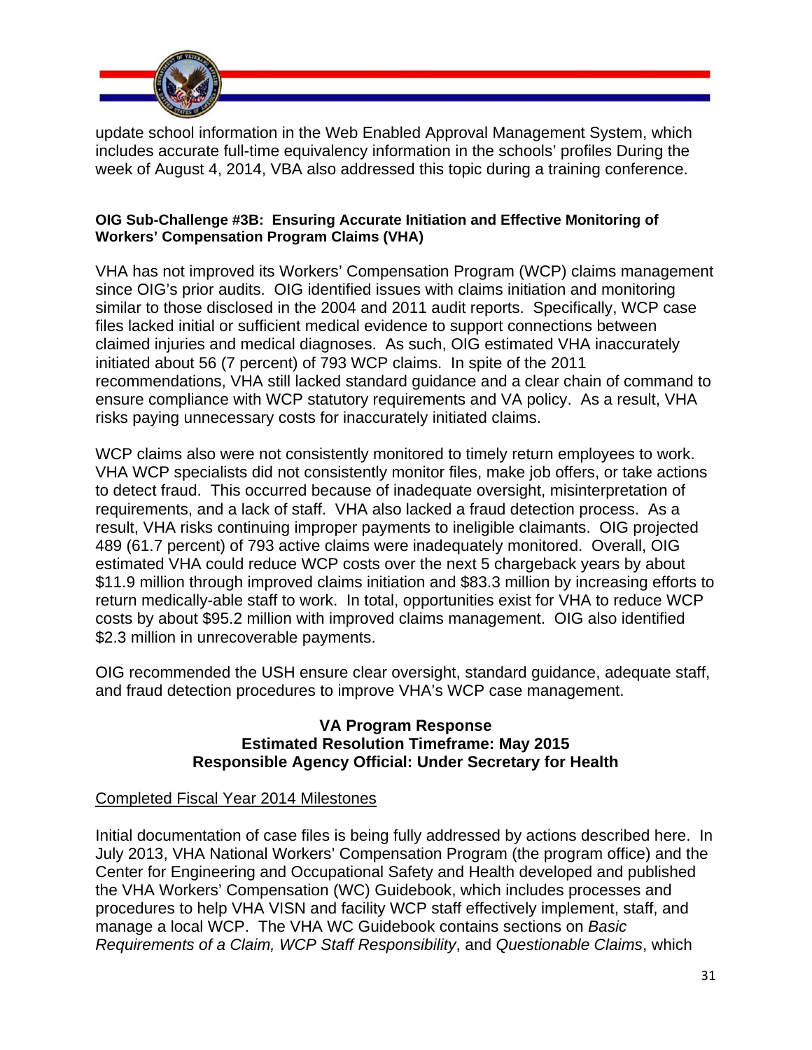update school information in the Web Enabled Approval Management System, which includes accurate full-time equivalency information in the schools' profiles During the week of August 4, 2014, VBA also addressed this topic during a training conference.

**OIG Sub-Challenge #3B: Ensuring Accurate Initiation and Effective Monitoring of Workers' Compensation Program Claims (VHA)**

VHA has not improved its Workers' Compensation Program (WCP) claims management since OIG's prior audits. OIG identified issues with claims initiation and monitoring similar to those disclosed in the 2004 and 2011 audit reports. Specifically, WCP case files lacked initial or sufficient medical evidence to support connections between claimed injuries and medical diagnoses. As such, OIG estimated VHA inaccurately initiated about 56 (7 percent) of 793 WCP claims. In spite of the 2011 recommendations, VHA still lacked standard guidance and a clear chain of command to ensure compliance with WCP statutory requirements and VA policy. As a result, VHA risks paying unnecessary costs for inaccurately initiated claims.

WCP claims also were not consistently monitored to timely return employees to work. VHA WCP specialists did not consistently monitor files, make job offers, or take actions to detect fraud. This occurred because of inadequate oversight, misinterpretation of requirements, and a lack of staff. VHA also lacked a fraud detection process. As a result, VHA risks continuing improper payments to ineligible claimants. OIG projected 489 (61.7 percent) of 793 active claims were inadequately monitored. Overall, OIG estimated VHA could reduce WCP costs over the next 5 chargeback years by about $11.9 million through improved claims initiation and $83.3 million by increasing efforts to return medically-able staff to work. In total, opportunities exist for VHA to reduce WCP costs by about $95.2 million with improved claims management. OIG also identified $2.3 million in unrecoverable payments.

OIG recommended the USH ensure clear oversight, standard guidance, adequate staff, and fraud detection procedures to improve VHA's WCP case management.

**VA Program Response**
**Estimated Resolution Timeframe: May 2015**
**Responsible Agency Official: Under Secretary for Health**

Completed Fiscal Year 2014 Milestones

Initial documentation of case files is being fully addressed by actions described here. In July 2013, VHA National Workers' Compensation Program (the program office) and the Center for Engineering and Occupational Safety and Health developed and published the VHA Workers' Compensation (WC) Guidebook, which includes processes and procedures to help VHA VISN and facility WCP staff effectively implement, staff, and manage a local WCP. The VHA WC Guidebook contains sections on *Basic Requirements of a Claim, WCP Staff Responsibility*, and *Questionable Claims*, which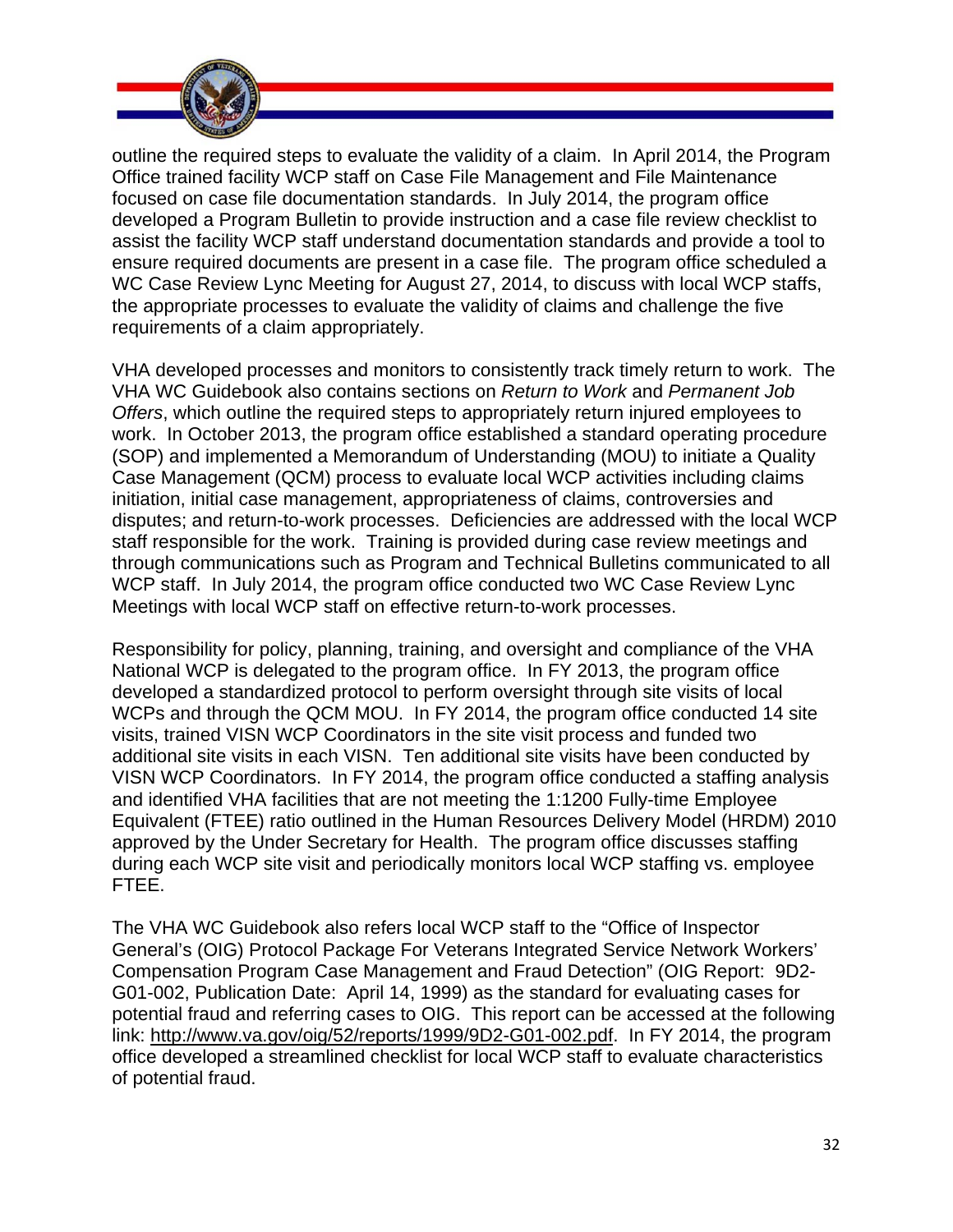outline the required steps to evaluate the validity of a claim. In April 2014, the Program Office trained facility WCP staff on Case File Management and File Maintenance focused on case file documentation standards. In July 2014, the program office developed a Program Bulletin to provide instruction and a case file review checklist to assist the facility WCP staff understand documentation standards and provide a tool to ensure required documents are present in a case file. The program office scheduled a WC Case Review Lync Meeting for August 27, 2014, to discuss with local WCP staffs, the appropriate processes to evaluate the validity of claims and challenge the five requirements of a claim appropriately.

VHA developed processes and monitors to consistently track timely return to work. The VHA WC Guidebook also contains sections on *Return to Work* and *Permanent Job Offers*, which outline the required steps to appropriately return injured employees to work. In October 2013, the program office established a standard operating procedure (SOP) and implemented a Memorandum of Understanding (MOU) to initiate a Quality Case Management (QCM) process to evaluate local WCP activities including claims initiation, initial case management, appropriateness of claims, controversies and disputes; and return-to-work processes. Deficiencies are addressed with the local WCP staff responsible for the work. Training is provided during case review meetings and through communications such as Program and Technical Bulletins communicated to all WCP staff. In July 2014, the program office conducted two WC Case Review Lync Meetings with local WCP staff on effective return-to-work processes.

Responsibility for policy, planning, training, and oversight and compliance of the VHA National WCP is delegated to the program office. In FY 2013, the program office developed a standardized protocol to perform oversight through site visits of local WCPs and through the QCM MOU. In FY 2014, the program office conducted 14 site visits, trained VISN WCP Coordinators in the site visit process and funded two additional site visits in each VISN. Ten additional site visits have been conducted by VISN WCP Coordinators. In FY 2014, the program office conducted a staffing analysis and identified VHA facilities that are not meeting the 1:1200 Fully-time Employee Equivalent (FTEE) ratio outlined in the Human Resources Delivery Model (HRDM) 2010 approved by the Under Secretary for Health. The program office discusses staffing during each WCP site visit and periodically monitors local WCP staffing vs. employee FTEE.

The VHA WC Guidebook also refers local WCP staff to the "Office of Inspector General's (OIG) Protocol Package For Veterans Integrated Service Network Workers' Compensation Program Case Management and Fraud Detection" (OIG Report: 9D2-G01-002, Publication Date: April 14, 1999) as the standard for evaluating cases for potential fraud and referring cases to OIG. This report can be accessed at the following link: http://www.va.gov/oig/52/reports/1999/9D2-G01-002.pdf. In FY 2014, the program office developed a streamlined checklist for local WCP staff to evaluate characteristics of potential fraud.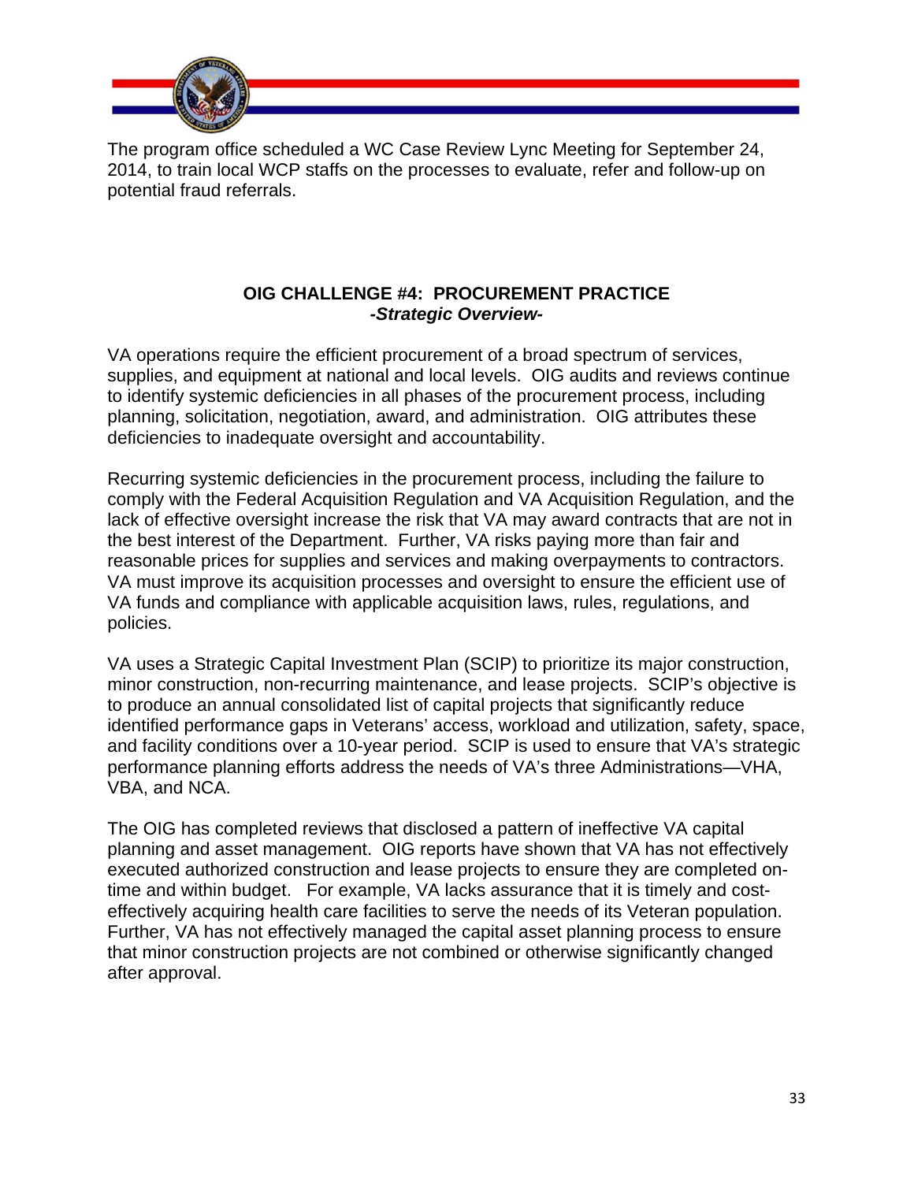The program office scheduled a WC Case Review Lync Meeting for September 24, 2014, to train local WCP staffs on the processes to evaluate, refer and follow-up on potential fraud referrals.

## OIG CHALLENGE #4: PROCUREMENT PRACTICE

***-Strategic Overview-***

VA operations require the efficient procurement of a broad spectrum of services, supplies, and equipment at national and local levels. OIG audits and reviews continue to identify systemic deficiencies in all phases of the procurement process, including planning, solicitation, negotiation, award, and administration. OIG attributes these deficiencies to inadequate oversight and accountability.

Recurring systemic deficiencies in the procurement process, including the failure to comply with the Federal Acquisition Regulation and VA Acquisition Regulation, and the lack of effective oversight increase the risk that VA may award contracts that are not in the best interest of the Department. Further, VA risks paying more than fair and reasonable prices for supplies and services and making overpayments to contractors. VA must improve its acquisition processes and oversight to ensure the efficient use of VA funds and compliance with applicable acquisition laws, rules, regulations, and policies.

VA uses a Strategic Capital Investment Plan (SCIP) to prioritize its major construction, minor construction, non-recurring maintenance, and lease projects. SCIP's objective is to produce an annual consolidated list of capital projects that significantly reduce identified performance gaps in Veterans' access, workload and utilization, safety, space, and facility conditions over a 10-year period. SCIP is used to ensure that VA's strategic performance planning efforts address the needs of VA's three Administrations—VHA, VBA, and NCA.

The OIG has completed reviews that disclosed a pattern of ineffective VA capital planning and asset management. OIG reports have shown that VA has not effectively executed authorized construction and lease projects to ensure they are completed on-time and within budget. For example, VA lacks assurance that it is timely and cost-effectively acquiring health care facilities to serve the needs of its Veteran population. Further, VA has not effectively managed the capital asset planning process to ensure that minor construction projects are not combined or otherwise significantly changed after approval.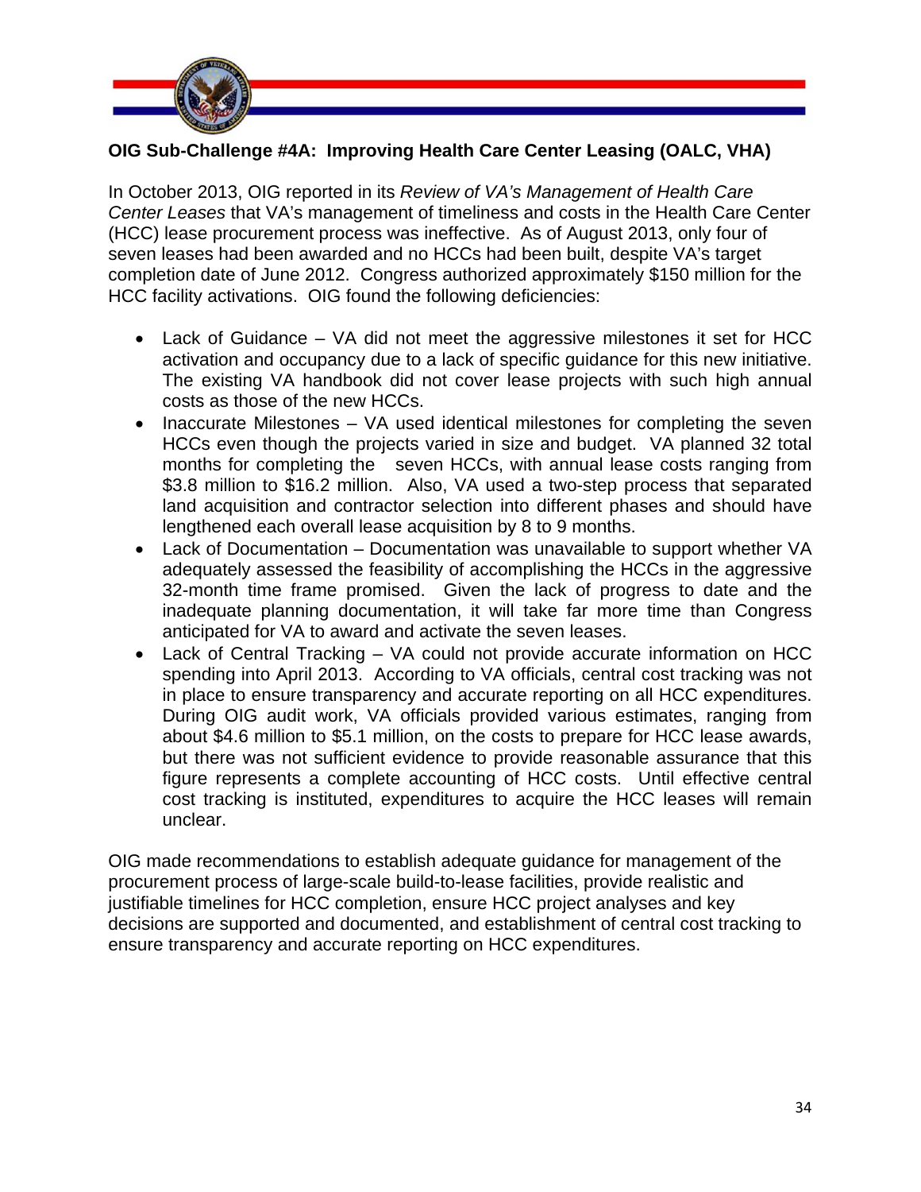### OIG Sub-Challenge #4A: Improving Health Care Center Leasing (OALC, VHA)

In October 2013, OIG reported in its *Review of VA's Management of Health Care Center Leases* that VA's management of timeliness and costs in the Health Care Center (HCC) lease procurement process was ineffective. As of August 2013, only four of seven leases had been awarded and no HCCs had been built, despite VA's target completion date of June 2012. Congress authorized approximately $150 million for the HCC facility activations. OIG found the following deficiencies:

- Lack of Guidance – VA did not meet the aggressive milestones it set for HCC activation and occupancy due to a lack of specific guidance for this new initiative. The existing VA handbook did not cover lease projects with such high annual costs as those of the new HCCs.
- Inaccurate Milestones – VA used identical milestones for completing the seven HCCs even though the projects varied in size and budget. VA planned 32 total months for completing the seven HCCs, with annual lease costs ranging from $3.8 million to $16.2 million. Also, VA used a two-step process that separated land acquisition and contractor selection into different phases and should have lengthened each overall lease acquisition by 8 to 9 months.
- Lack of Documentation – Documentation was unavailable to support whether VA adequately assessed the feasibility of accomplishing the HCCs in the aggressive 32-month time frame promised. Given the lack of progress to date and the inadequate planning documentation, it will take far more time than Congress anticipated for VA to award and activate the seven leases.
- Lack of Central Tracking – VA could not provide accurate information on HCC spending into April 2013. According to VA officials, central cost tracking was not in place to ensure transparency and accurate reporting on all HCC expenditures. During OIG audit work, VA officials provided various estimates, ranging from about $4.6 million to $5.1 million, on the costs to prepare for HCC lease awards, but there was not sufficient evidence to provide reasonable assurance that this figure represents a complete accounting of HCC costs. Until effective central cost tracking is instituted, expenditures to acquire the HCC leases will remain unclear.

OIG made recommendations to establish adequate guidance for management of the procurement process of large-scale build-to-lease facilities, provide realistic and justifiable timelines for HCC completion, ensure HCC project analyses and key decisions are supported and documented, and establishment of central cost tracking to ensure transparency and accurate reporting on HCC expenditures.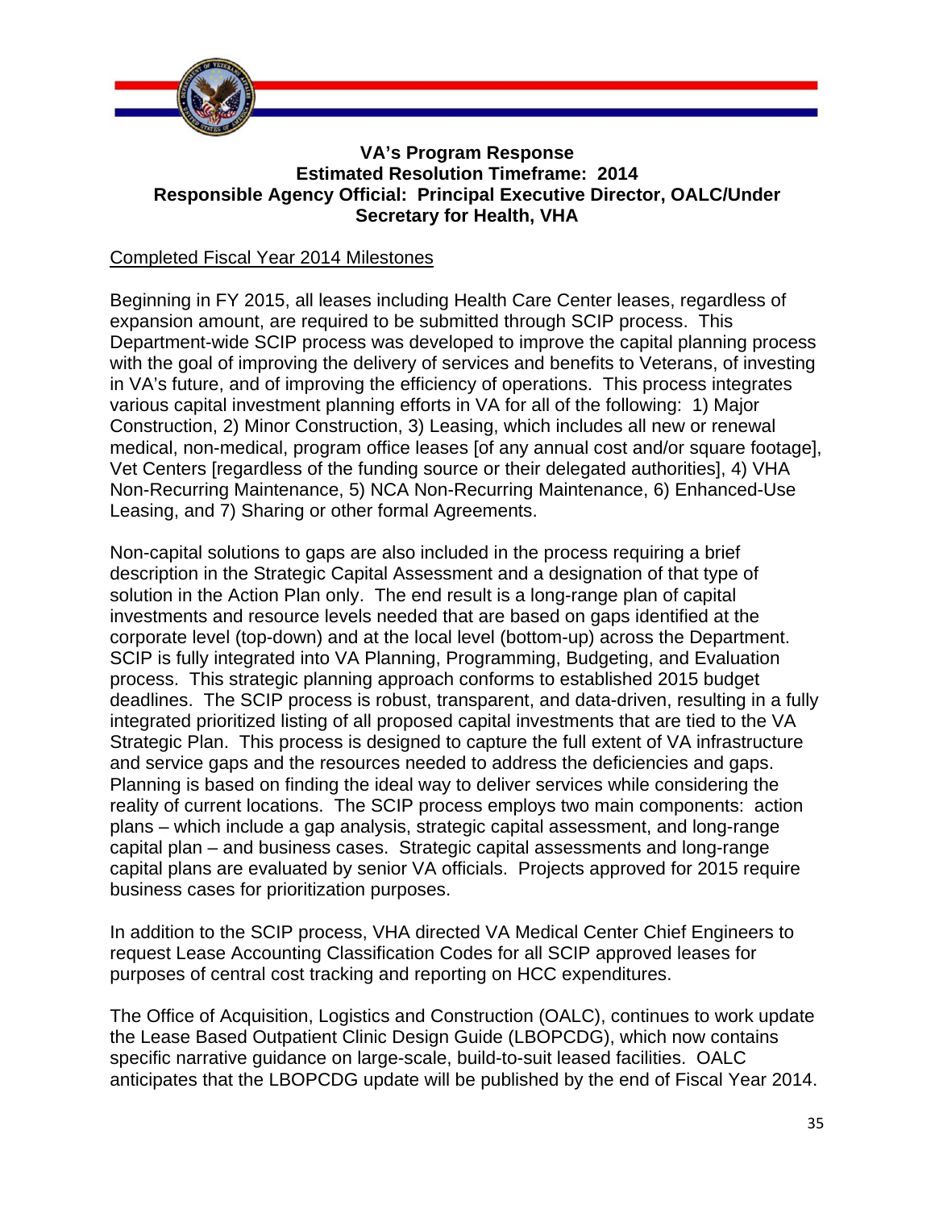**VA's Program Response**
**Estimated Resolution Timeframe: 2014**
**Responsible Agency Official: Principal Executive Director, OALC/Under Secretary for Health, VHA**

<u>Completed Fiscal Year 2014 Milestones</u>

Beginning in FY 2015, all leases including Health Care Center leases, regardless of expansion amount, are required to be submitted through SCIP process. This Department-wide SCIP process was developed to improve the capital planning process with the goal of improving the delivery of services and benefits to Veterans, of investing in VA's future, and of improving the efficiency of operations. This process integrates various capital investment planning efforts in VA for all of the following: 1) Major Construction, 2) Minor Construction, 3) Leasing, which includes all new or renewal medical, non-medical, program office leases [of any annual cost and/or square footage], Vet Centers [regardless of the funding source or their delegated authorities], 4) VHA Non-Recurring Maintenance, 5) NCA Non-Recurring Maintenance, 6) Enhanced-Use Leasing, and 7) Sharing or other formal Agreements.

Non-capital solutions to gaps are also included in the process requiring a brief description in the Strategic Capital Assessment and a designation of that type of solution in the Action Plan only. The end result is a long-range plan of capital investments and resource levels needed that are based on gaps identified at the corporate level (top-down) and at the local level (bottom-up) across the Department. SCIP is fully integrated into VA Planning, Programming, Budgeting, and Evaluation process. This strategic planning approach conforms to established 2015 budget deadlines. The SCIP process is robust, transparent, and data-driven, resulting in a fully integrated prioritized listing of all proposed capital investments that are tied to the VA Strategic Plan. This process is designed to capture the full extent of VA infrastructure and service gaps and the resources needed to address the deficiencies and gaps. Planning is based on finding the ideal way to deliver services while considering the reality of current locations. The SCIP process employs two main components: action plans – which include a gap analysis, strategic capital assessment, and long-range capital plan – and business cases. Strategic capital assessments and long-range capital plans are evaluated by senior VA officials. Projects approved for 2015 require business cases for prioritization purposes.

In addition to the SCIP process, VHA directed VA Medical Center Chief Engineers to request Lease Accounting Classification Codes for all SCIP approved leases for purposes of central cost tracking and reporting on HCC expenditures.

The Office of Acquisition, Logistics and Construction (OALC), continues to work update the Lease Based Outpatient Clinic Design Guide (LBOPCDG), which now contains specific narrative guidance on large-scale, build-to-suit leased facilities. OALC anticipates that the LBOPCDG update will be published by the end of Fiscal Year 2014.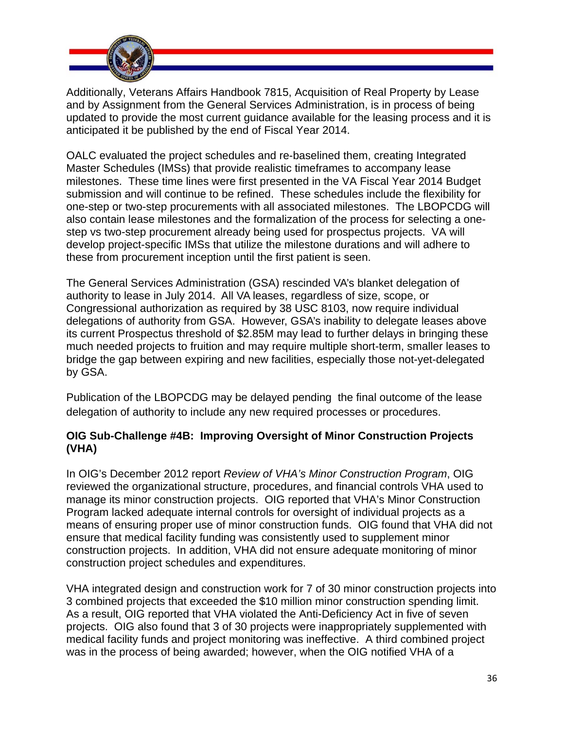Additionally, Veterans Affairs Handbook 7815, Acquisition of Real Property by Lease and by Assignment from the General Services Administration, is in process of being updated to provide the most current guidance available for the leasing process and it is anticipated it be published by the end of Fiscal Year 2014.

OALC evaluated the project schedules and re-baselined them, creating Integrated Master Schedules (IMSs) that provide realistic timeframes to accompany lease milestones. These time lines were first presented in the VA Fiscal Year 2014 Budget submission and will continue to be refined. These schedules include the flexibility for one-step or two-step procurements with all associated milestones. The LBOPCDG will also contain lease milestones and the formalization of the process for selecting a one-step vs two-step procurement already being used for prospectus projects. VA will develop project-specific IMSs that utilize the milestone durations and will adhere to these from procurement inception until the first patient is seen.

The General Services Administration (GSA) rescinded VA's blanket delegation of authority to lease in July 2014. All VA leases, regardless of size, scope, or Congressional authorization as required by 38 USC 8103, now require individual delegations of authority from GSA. However, GSA's inability to delegate leases above its current Prospectus threshold of $2.85M may lead to further delays in bringing these much needed projects to fruition and may require multiple short-term, smaller leases to bridge the gap between expiring and new facilities, especially those not-yet-delegated by GSA.

Publication of the LBOPCDG may be delayed pending the final outcome of the lease delegation of authority to include any new required processes or procedures.

**OIG Sub-Challenge #4B: Improving Oversight of Minor Construction Projects (VHA)**

In OIG's December 2012 report *Review of VHA's Minor Construction Program*, OIG reviewed the organizational structure, procedures, and financial controls VHA used to manage its minor construction projects. OIG reported that VHA's Minor Construction Program lacked adequate internal controls for oversight of individual projects as a means of ensuring proper use of minor construction funds. OIG found that VHA did not ensure that medical facility funding was consistently used to supplement minor construction projects. In addition, VHA did not ensure adequate monitoring of minor construction project schedules and expenditures.

VHA integrated design and construction work for 7 of 30 minor construction projects into 3 combined projects that exceeded the $10 million minor construction spending limit. As a result, OIG reported that VHA violated the Anti-Deficiency Act in five of seven projects. OIG also found that 3 of 30 projects were inappropriately supplemented with medical facility funds and project monitoring was ineffective. A third combined project was in the process of being awarded; however, when the OIG notified VHA of a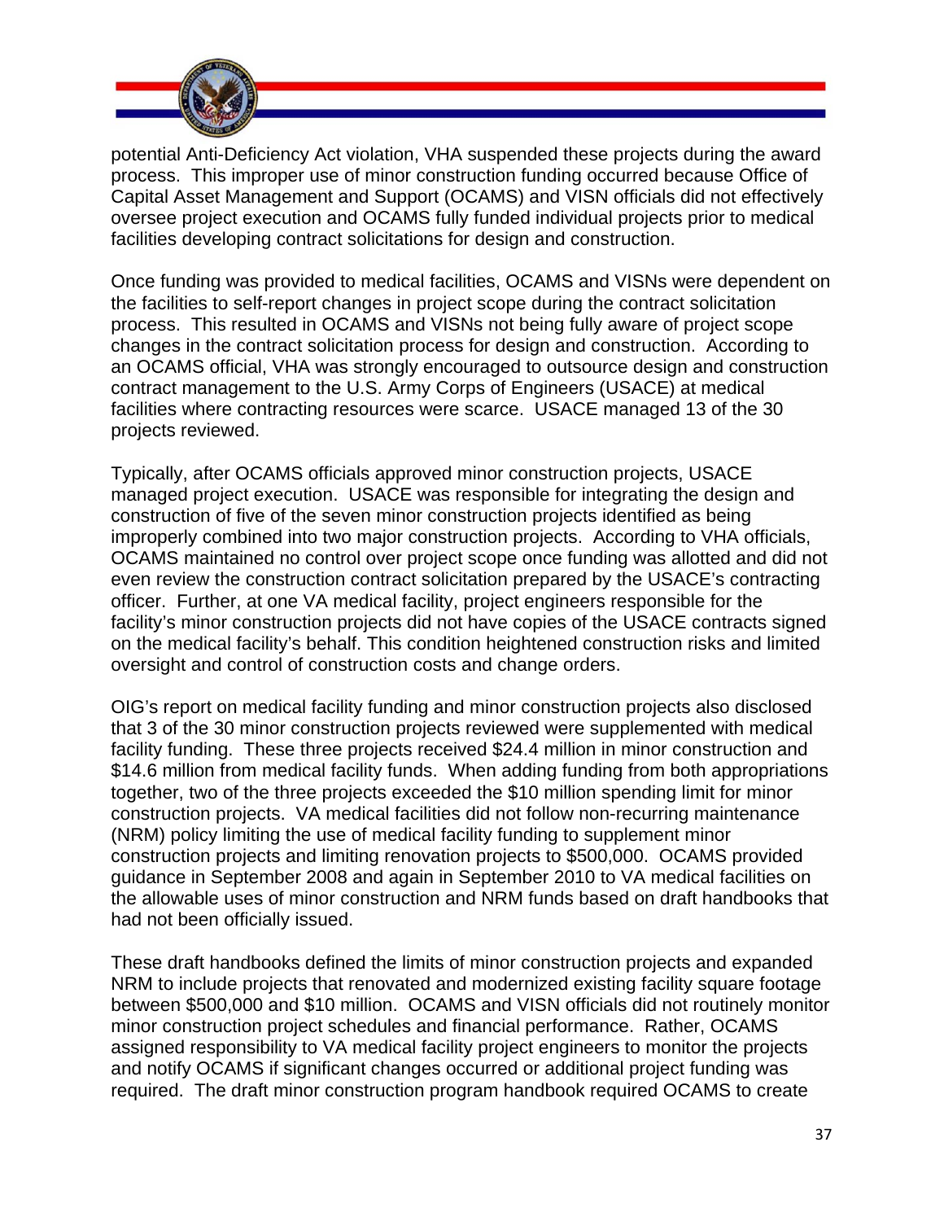potential Anti-Deficiency Act violation, VHA suspended these projects during the award process. This improper use of minor construction funding occurred because Office of Capital Asset Management and Support (OCAMS) and VISN officials did not effectively oversee project execution and OCAMS fully funded individual projects prior to medical facilities developing contract solicitations for design and construction.

Once funding was provided to medical facilities, OCAMS and VISNs were dependent on the facilities to self-report changes in project scope during the contract solicitation process. This resulted in OCAMS and VISNs not being fully aware of project scope changes in the contract solicitation process for design and construction. According to an OCAMS official, VHA was strongly encouraged to outsource design and construction contract management to the U.S. Army Corps of Engineers (USACE) at medical facilities where contracting resources were scarce. USACE managed 13 of the 30 projects reviewed.

Typically, after OCAMS officials approved minor construction projects, USACE managed project execution. USACE was responsible for integrating the design and construction of five of the seven minor construction projects identified as being improperly combined into two major construction projects. According to VHA officials, OCAMS maintained no control over project scope once funding was allotted and did not even review the construction contract solicitation prepared by the USACE's contracting officer. Further, at one VA medical facility, project engineers responsible for the facility's minor construction projects did not have copies of the USACE contracts signed on the medical facility's behalf. This condition heightened construction risks and limited oversight and control of construction costs and change orders.

OIG's report on medical facility funding and minor construction projects also disclosed that 3 of the 30 minor construction projects reviewed were supplemented with medical facility funding. These three projects received $24.4 million in minor construction and $14.6 million from medical facility funds. When adding funding from both appropriations together, two of the three projects exceeded the $10 million spending limit for minor construction projects. VA medical facilities did not follow non-recurring maintenance (NRM) policy limiting the use of medical facility funding to supplement minor construction projects and limiting renovation projects to $500,000. OCAMS provided guidance in September 2008 and again in September 2010 to VA medical facilities on the allowable uses of minor construction and NRM funds based on draft handbooks that had not been officially issued.

These draft handbooks defined the limits of minor construction projects and expanded NRM to include projects that renovated and modernized existing facility square footage between $500,000 and $10 million. OCAMS and VISN officials did not routinely monitor minor construction project schedules and financial performance. Rather, OCAMS assigned responsibility to VA medical facility project engineers to monitor the projects and notify OCAMS if significant changes occurred or additional project funding was required. The draft minor construction program handbook required OCAMS to create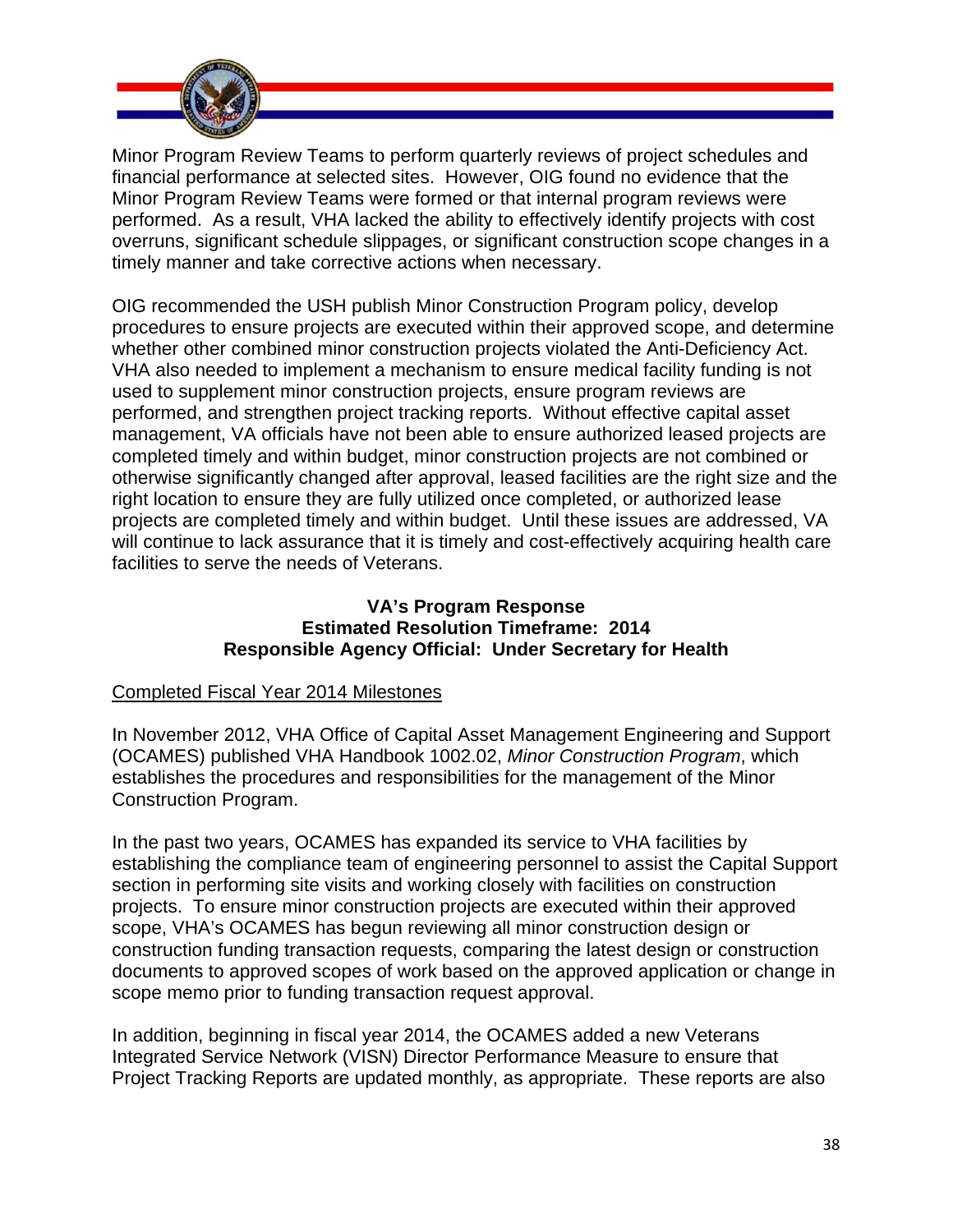Minor Program Review Teams to perform quarterly reviews of project schedules and financial performance at selected sites. However, OIG found no evidence that the Minor Program Review Teams were formed or that internal program reviews were performed. As a result, VHA lacked the ability to effectively identify projects with cost overruns, significant schedule slippages, or significant construction scope changes in a timely manner and take corrective actions when necessary.

OIG recommended the USH publish Minor Construction Program policy, develop procedures to ensure projects are executed within their approved scope, and determine whether other combined minor construction projects violated the Anti-Deficiency Act. VHA also needed to implement a mechanism to ensure medical facility funding is not used to supplement minor construction projects, ensure program reviews are performed, and strengthen project tracking reports. Without effective capital asset management, VA officials have not been able to ensure authorized leased projects are completed timely and within budget, minor construction projects are not combined or otherwise significantly changed after approval, leased facilities are the right size and the right location to ensure they are fully utilized once completed, or authorized lease projects are completed timely and within budget. Until these issues are addressed, VA will continue to lack assurance that it is timely and cost-effectively acquiring health care facilities to serve the needs of Veterans.

**VA's Program Response**
**Estimated Resolution Timeframe: 2014**
**Responsible Agency Official: Under Secretary for Health**

Completed Fiscal Year 2014 Milestones

In November 2012, VHA Office of Capital Asset Management Engineering and Support (OCAMES) published VHA Handbook 1002.02, *Minor Construction Program*, which establishes the procedures and responsibilities for the management of the Minor Construction Program.

In the past two years, OCAMES has expanded its service to VHA facilities by establishing the compliance team of engineering personnel to assist the Capital Support section in performing site visits and working closely with facilities on construction projects. To ensure minor construction projects are executed within their approved scope, VHA's OCAMES has begun reviewing all minor construction design or construction funding transaction requests, comparing the latest design or construction documents to approved scopes of work based on the approved application or change in scope memo prior to funding transaction request approval.

In addition, beginning in fiscal year 2014, the OCAMES added a new Veterans Integrated Service Network (VISN) Director Performance Measure to ensure that Project Tracking Reports are updated monthly, as appropriate. These reports are also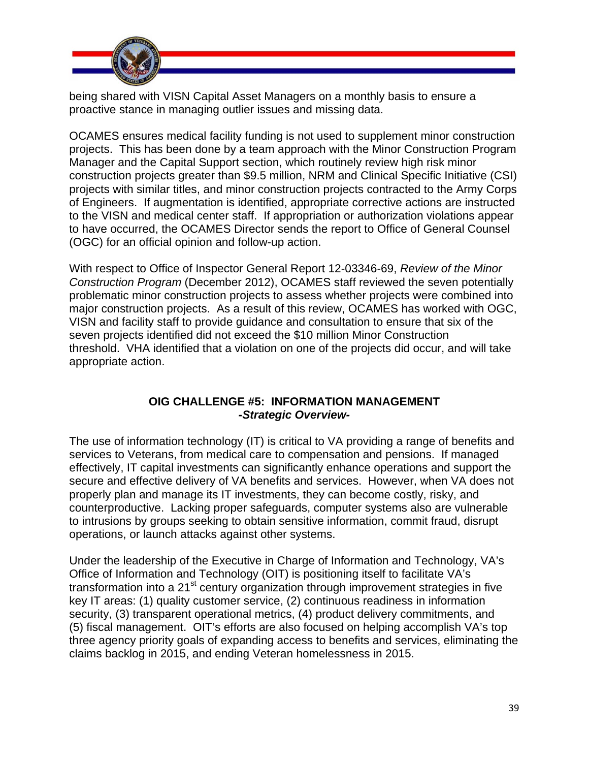being shared with VISN Capital Asset Managers on a monthly basis to ensure a proactive stance in managing outlier issues and missing data.

OCAMES ensures medical facility funding is not used to supplement minor construction projects. This has been done by a team approach with the Minor Construction Program Manager and the Capital Support section, which routinely review high risk minor construction projects greater than $9.5 million, NRM and Clinical Specific Initiative (CSI) projects with similar titles, and minor construction projects contracted to the Army Corps of Engineers. If augmentation is identified, appropriate corrective actions are instructed to the VISN and medical center staff. If appropriation or authorization violations appear to have occurred, the OCAMES Director sends the report to Office of General Counsel (OGC) for an official opinion and follow-up action.

With respect to Office of Inspector General Report 12-03346-69, *Review of the Minor Construction Program* (December 2012), OCAMES staff reviewed the seven potentially problematic minor construction projects to assess whether projects were combined into major construction projects. As a result of this review, OCAMES has worked with OGC, VISN and facility staff to provide guidance and consultation to ensure that six of the seven projects identified did not exceed the $10 million Minor Construction threshold. VHA identified that a violation on one of the projects did occur, and will take appropriate action.

## OIG CHALLENGE #5: INFORMATION MANAGEMENT
### *-Strategic Overview-*

The use of information technology (IT) is critical to VA providing a range of benefits and services to Veterans, from medical care to compensation and pensions. If managed effectively, IT capital investments can significantly enhance operations and support the secure and effective delivery of VA benefits and services. However, when VA does not properly plan and manage its IT investments, they can become costly, risky, and counterproductive. Lacking proper safeguards, computer systems also are vulnerable to intrusions by groups seeking to obtain sensitive information, commit fraud, disrupt operations, or launch attacks against other systems.

Under the leadership of the Executive in Charge of Information and Technology, VA's Office of Information and Technology (OIT) is positioning itself to facilitate VA's transformation into a 21st century organization through improvement strategies in five key IT areas: (1) quality customer service, (2) continuous readiness in information security, (3) transparent operational metrics, (4) product delivery commitments, and (5) fiscal management. OIT's efforts are also focused on helping accomplish VA's top three agency priority goals of expanding access to benefits and services, eliminating the claims backlog in 2015, and ending Veteran homelessness in 2015.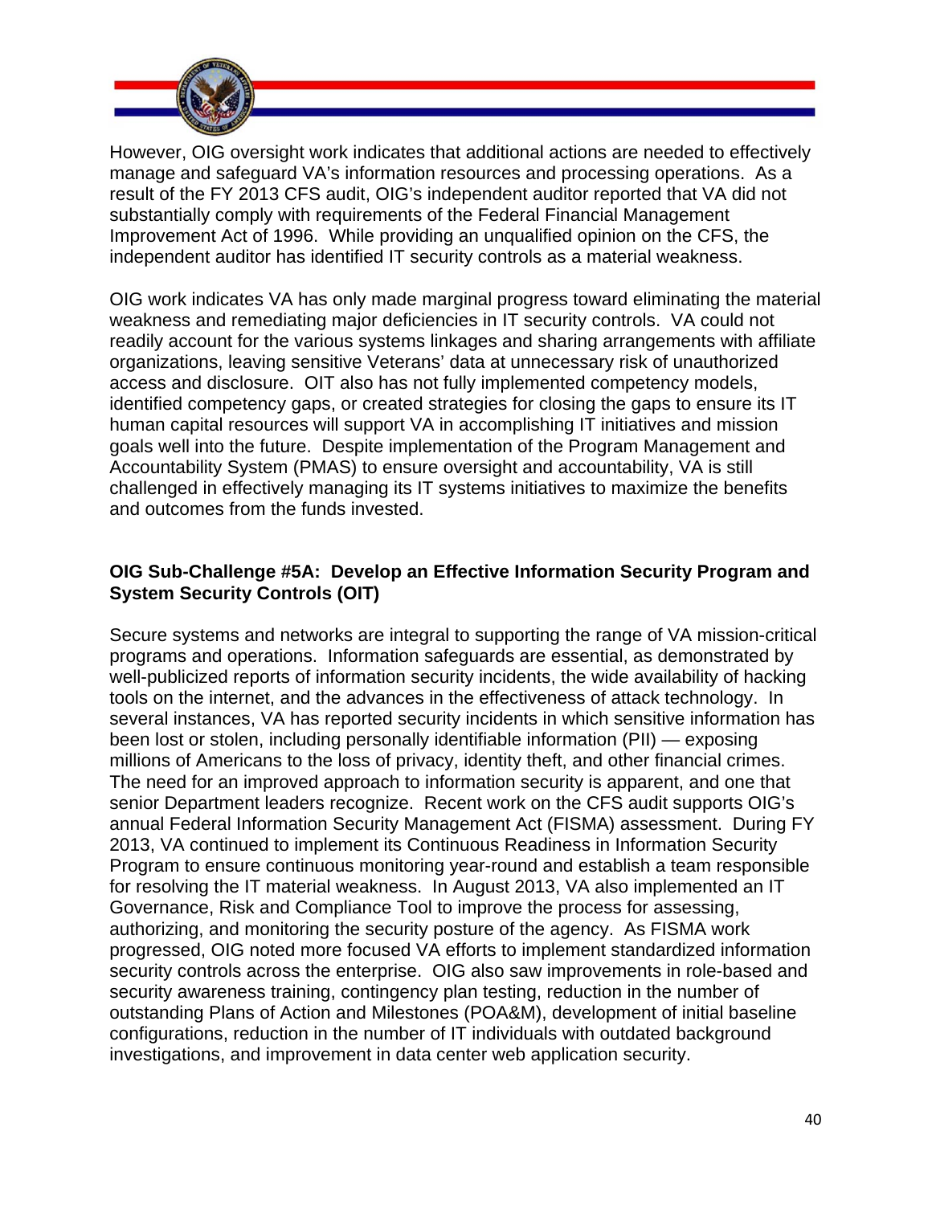However, OIG oversight work indicates that additional actions are needed to effectively manage and safeguard VA's information resources and processing operations. As a result of the FY 2013 CFS audit, OIG's independent auditor reported that VA did not substantially comply with requirements of the Federal Financial Management Improvement Act of 1996. While providing an unqualified opinion on the CFS, the independent auditor has identified IT security controls as a material weakness.

OIG work indicates VA has only made marginal progress toward eliminating the material weakness and remediating major deficiencies in IT security controls. VA could not readily account for the various systems linkages and sharing arrangements with affiliate organizations, leaving sensitive Veterans' data at unnecessary risk of unauthorized access and disclosure. OIT also has not fully implemented competency models, identified competency gaps, or created strategies for closing the gaps to ensure its IT human capital resources will support VA in accomplishing IT initiatives and mission goals well into the future. Despite implementation of the Program Management and Accountability System (PMAS) to ensure oversight and accountability, VA is still challenged in effectively managing its IT systems initiatives to maximize the benefits and outcomes from the funds invested.

**OIG Sub-Challenge #5A: Develop an Effective Information Security Program and System Security Controls (OIT)**

Secure systems and networks are integral to supporting the range of VA mission-critical programs and operations. Information safeguards are essential, as demonstrated by well-publicized reports of information security incidents, the wide availability of hacking tools on the internet, and the advances in the effectiveness of attack technology. In several instances, VA has reported security incidents in which sensitive information has been lost or stolen, including personally identifiable information (PII) — exposing millions of Americans to the loss of privacy, identity theft, and other financial crimes. The need for an improved approach to information security is apparent, and one that senior Department leaders recognize. Recent work on the CFS audit supports OIG's annual Federal Information Security Management Act (FISMA) assessment. During FY 2013, VA continued to implement its Continuous Readiness in Information Security Program to ensure continuous monitoring year-round and establish a team responsible for resolving the IT material weakness. In August 2013, VA also implemented an IT Governance, Risk and Compliance Tool to improve the process for assessing, authorizing, and monitoring the security posture of the agency. As FISMA work progressed, OIG noted more focused VA efforts to implement standardized information security controls across the enterprise. OIG also saw improvements in role-based and security awareness training, contingency plan testing, reduction in the number of outstanding Plans of Action and Milestones (POA&M), development of initial baseline configurations, reduction in the number of IT individuals with outdated background investigations, and improvement in data center web application security.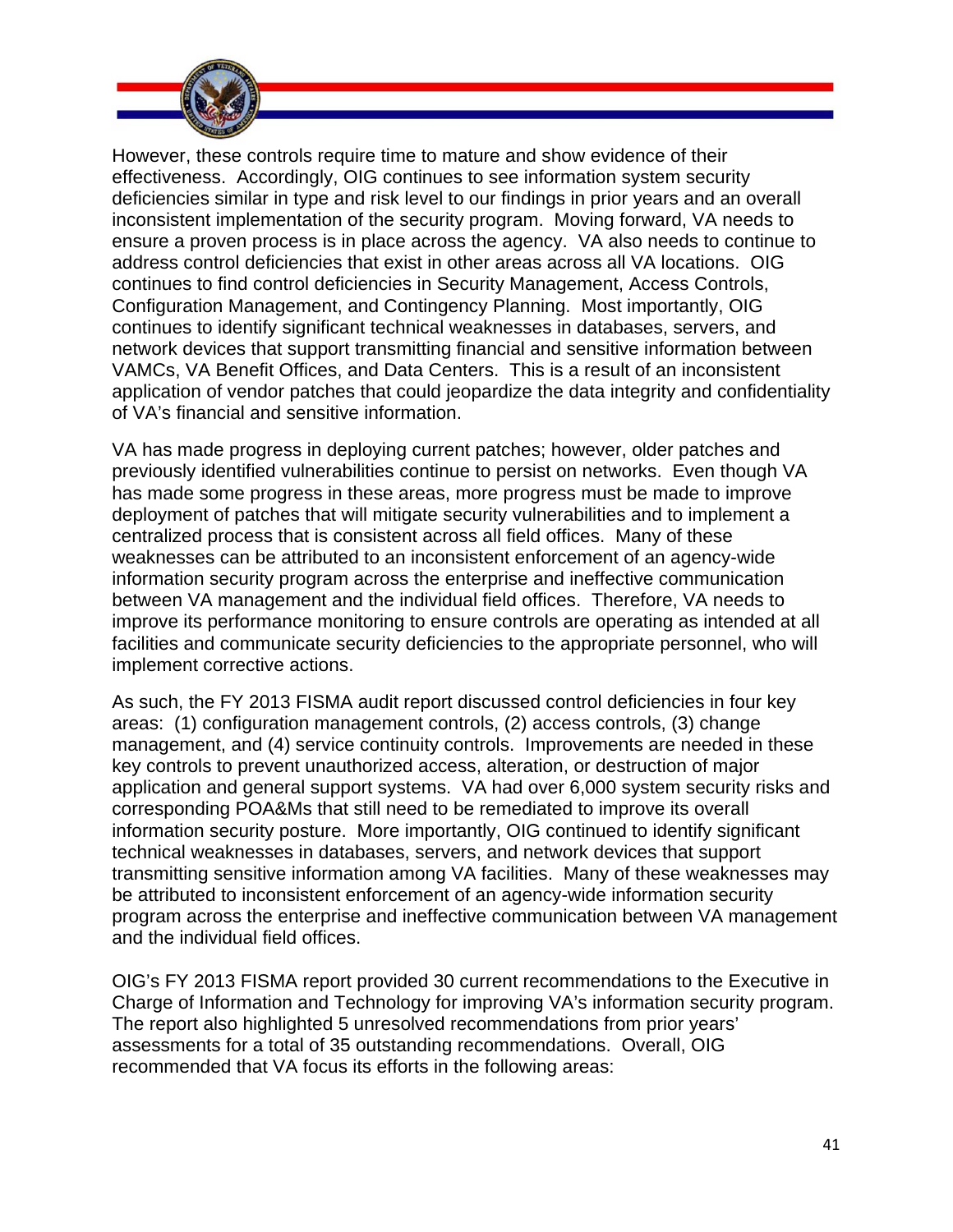However, these controls require time to mature and show evidence of their effectiveness. Accordingly, OIG continues to see information system security deficiencies similar in type and risk level to our findings in prior years and an overall inconsistent implementation of the security program. Moving forward, VA needs to ensure a proven process is in place across the agency. VA also needs to continue to address control deficiencies that exist in other areas across all VA locations. OIG continues to find control deficiencies in Security Management, Access Controls, Configuration Management, and Contingency Planning. Most importantly, OIG continues to identify significant technical weaknesses in databases, servers, and network devices that support transmitting financial and sensitive information between VAMCs, VA Benefit Offices, and Data Centers. This is a result of an inconsistent application of vendor patches that could jeopardize the data integrity and confidentiality of VA's financial and sensitive information.

VA has made progress in deploying current patches; however, older patches and previously identified vulnerabilities continue to persist on networks. Even though VA has made some progress in these areas, more progress must be made to improve deployment of patches that will mitigate security vulnerabilities and to implement a centralized process that is consistent across all field offices. Many of these weaknesses can be attributed to an inconsistent enforcement of an agency-wide information security program across the enterprise and ineffective communication between VA management and the individual field offices. Therefore, VA needs to improve its performance monitoring to ensure controls are operating as intended at all facilities and communicate security deficiencies to the appropriate personnel, who will implement corrective actions.

As such, the FY 2013 FISMA audit report discussed control deficiencies in four key areas: (1) configuration management controls, (2) access controls, (3) change management, and (4) service continuity controls. Improvements are needed in these key controls to prevent unauthorized access, alteration, or destruction of major application and general support systems. VA had over 6,000 system security risks and corresponding POA&Ms that still need to be remediated to improve its overall information security posture. More importantly, OIG continued to identify significant technical weaknesses in databases, servers, and network devices that support transmitting sensitive information among VA facilities. Many of these weaknesses may be attributed to inconsistent enforcement of an agency-wide information security program across the enterprise and ineffective communication between VA management and the individual field offices.

OIG's FY 2013 FISMA report provided 30 current recommendations to the Executive in Charge of Information and Technology for improving VA's information security program. The report also highlighted 5 unresolved recommendations from prior years' assessments for a total of 35 outstanding recommendations. Overall, OIG recommended that VA focus its efforts in the following areas: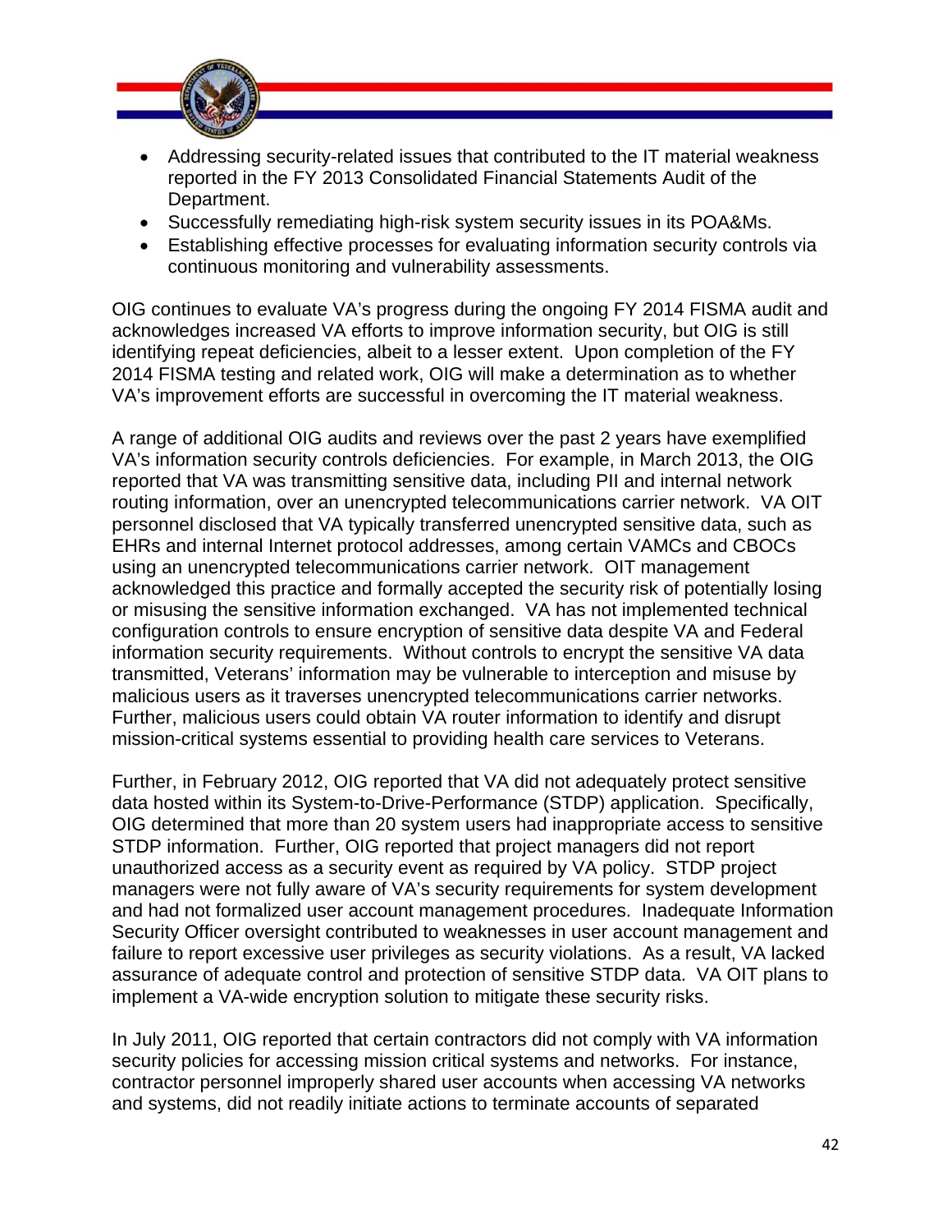- Addressing security-related issues that contributed to the IT material weakness reported in the FY 2013 Consolidated Financial Statements Audit of the Department.
- Successfully remediating high-risk system security issues in its POA&Ms.
- Establishing effective processes for evaluating information security controls via continuous monitoring and vulnerability assessments.

OIG continues to evaluate VA's progress during the ongoing FY 2014 FISMA audit and acknowledges increased VA efforts to improve information security, but OIG is still identifying repeat deficiencies, albeit to a lesser extent. Upon completion of the FY 2014 FISMA testing and related work, OIG will make a determination as to whether VA's improvement efforts are successful in overcoming the IT material weakness.

A range of additional OIG audits and reviews over the past 2 years have exemplified VA's information security controls deficiencies. For example, in March 2013, the OIG reported that VA was transmitting sensitive data, including PII and internal network routing information, over an unencrypted telecommunications carrier network. VA OIT personnel disclosed that VA typically transferred unencrypted sensitive data, such as EHRs and internal Internet protocol addresses, among certain VAMCs and CBOCs using an unencrypted telecommunications carrier network. OIT management acknowledged this practice and formally accepted the security risk of potentially losing or misusing the sensitive information exchanged. VA has not implemented technical configuration controls to ensure encryption of sensitive data despite VA and Federal information security requirements. Without controls to encrypt the sensitive VA data transmitted, Veterans' information may be vulnerable to interception and misuse by malicious users as it traverses unencrypted telecommunications carrier networks. Further, malicious users could obtain VA router information to identify and disrupt mission-critical systems essential to providing health care services to Veterans.

Further, in February 2012, OIG reported that VA did not adequately protect sensitive data hosted within its System-to-Drive-Performance (STDP) application. Specifically, OIG determined that more than 20 system users had inappropriate access to sensitive STDP information. Further, OIG reported that project managers did not report unauthorized access as a security event as required by VA policy. STDP project managers were not fully aware of VA's security requirements for system development and had not formalized user account management procedures. Inadequate Information Security Officer oversight contributed to weaknesses in user account management and failure to report excessive user privileges as security violations. As a result, VA lacked assurance of adequate control and protection of sensitive STDP data. VA OIT plans to implement a VA-wide encryption solution to mitigate these security risks.

In July 2011, OIG reported that certain contractors did not comply with VA information security policies for accessing mission critical systems and networks. For instance, contractor personnel improperly shared user accounts when accessing VA networks and systems, did not readily initiate actions to terminate accounts of separated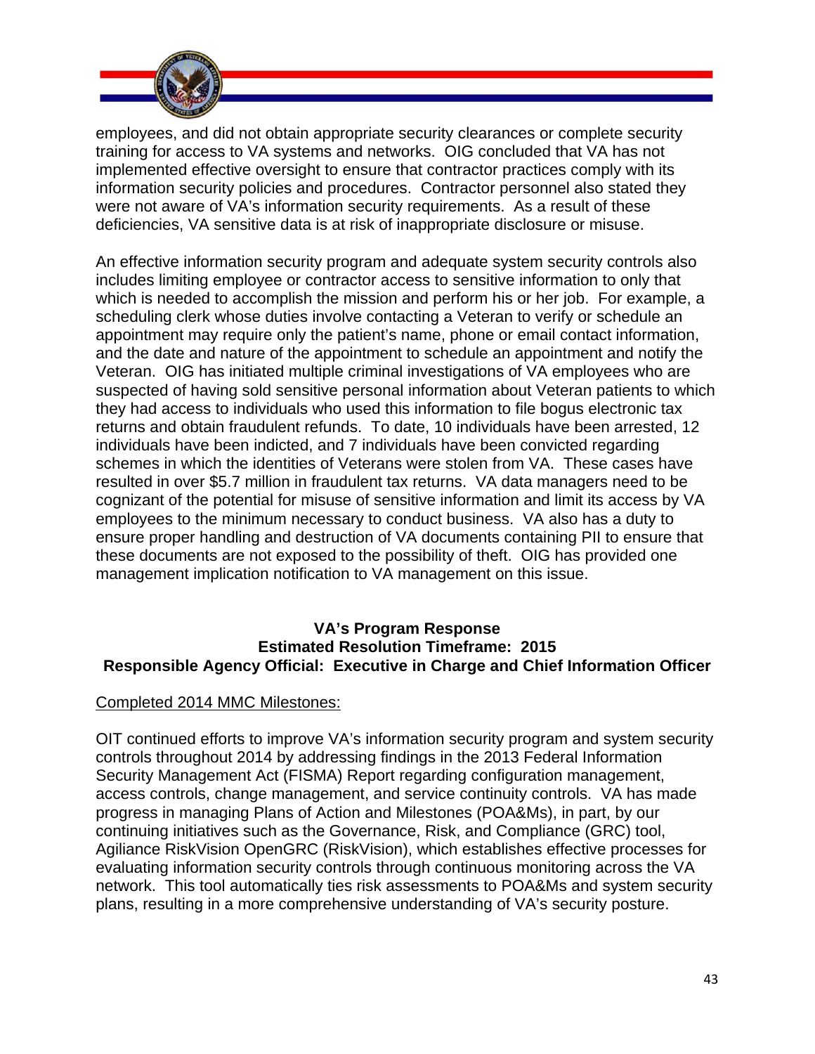employees, and did not obtain appropriate security clearances or complete security training for access to VA systems and networks. OIG concluded that VA has not implemented effective oversight to ensure that contractor practices comply with its information security policies and procedures. Contractor personnel also stated they were not aware of VA's information security requirements. As a result of these deficiencies, VA sensitive data is at risk of inappropriate disclosure or misuse.

An effective information security program and adequate system security controls also includes limiting employee or contractor access to sensitive information to only that which is needed to accomplish the mission and perform his or her job. For example, a scheduling clerk whose duties involve contacting a Veteran to verify or schedule an appointment may require only the patient's name, phone or email contact information, and the date and nature of the appointment to schedule an appointment and notify the Veteran. OIG has initiated multiple criminal investigations of VA employees who are suspected of having sold sensitive personal information about Veteran patients to which they had access to individuals who used this information to file bogus electronic tax returns and obtain fraudulent refunds. To date, 10 individuals have been arrested, 12 individuals have been indicted, and 7 individuals have been convicted regarding schemes in which the identities of Veterans were stolen from VA. These cases have resulted in over $5.7 million in fraudulent tax returns. VA data managers need to be cognizant of the potential for misuse of sensitive information and limit its access by VA employees to the minimum necessary to conduct business. VA also has a duty to ensure proper handling and destruction of VA documents containing PII to ensure that these documents are not exposed to the possibility of theft. OIG has provided one management implication notification to VA management on this issue.

**VA's Program Response**
**Estimated Resolution Timeframe: 2015**
**Responsible Agency Official: Executive in Charge and Chief Information Officer**

Completed 2014 MMC Milestones:

OIT continued efforts to improve VA's information security program and system security controls throughout 2014 by addressing findings in the 2013 Federal Information Security Management Act (FISMA) Report regarding configuration management, access controls, change management, and service continuity controls. VA has made progress in managing Plans of Action and Milestones (POA&Ms), in part, by our continuing initiatives such as the Governance, Risk, and Compliance (GRC) tool, Agiliance RiskVision OpenGRC (RiskVision), which establishes effective processes for evaluating information security controls through continuous monitoring across the VA network. This tool automatically ties risk assessments to POA&Ms and system security plans, resulting in a more comprehensive understanding of VA's security posture.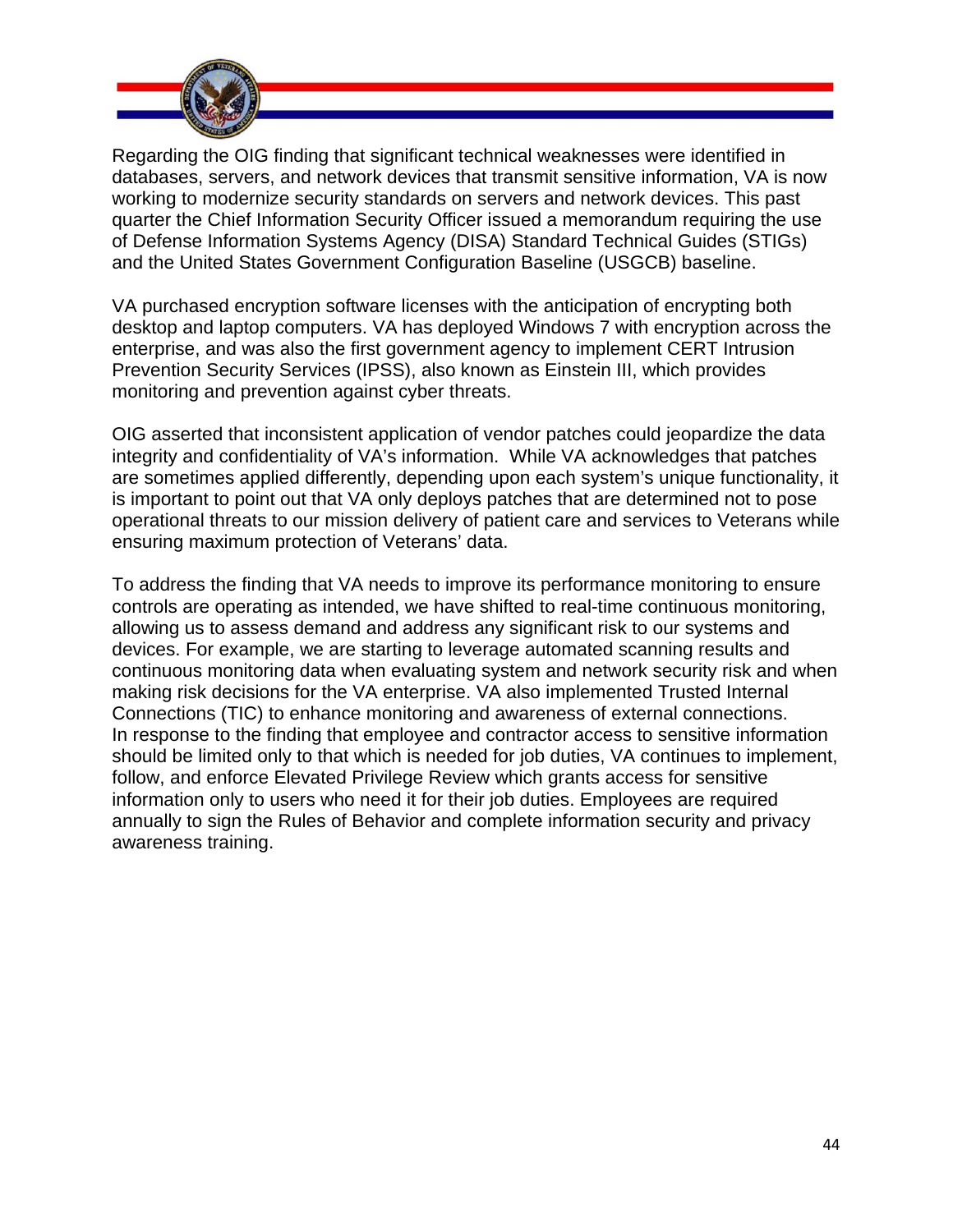Regarding the OIG finding that significant technical weaknesses were identified in databases, servers, and network devices that transmit sensitive information, VA is now working to modernize security standards on servers and network devices. This past quarter the Chief Information Security Officer issued a memorandum requiring the use of Defense Information Systems Agency (DISA) Standard Technical Guides (STIGs) and the United States Government Configuration Baseline (USGCB) baseline.

VA purchased encryption software licenses with the anticipation of encrypting both desktop and laptop computers. VA has deployed Windows 7 with encryption across the enterprise, and was also the first government agency to implement CERT Intrusion Prevention Security Services (IPSS), also known as Einstein III, which provides monitoring and prevention against cyber threats.

OIG asserted that inconsistent application of vendor patches could jeopardize the data integrity and confidentiality of VA's information. While VA acknowledges that patches are sometimes applied differently, depending upon each system's unique functionality, it is important to point out that VA only deploys patches that are determined not to pose operational threats to our mission delivery of patient care and services to Veterans while ensuring maximum protection of Veterans' data.

To address the finding that VA needs to improve its performance monitoring to ensure controls are operating as intended, we have shifted to real-time continuous monitoring, allowing us to assess demand and address any significant risk to our systems and devices. For example, we are starting to leverage automated scanning results and continuous monitoring data when evaluating system and network security risk and when making risk decisions for the VA enterprise. VA also implemented Trusted Internal Connections (TIC) to enhance monitoring and awareness of external connections.
In response to the finding that employee and contractor access to sensitive information should be limited only to that which is needed for job duties, VA continues to implement, follow, and enforce Elevated Privilege Review which grants access for sensitive information only to users who need it for their job duties. Employees are required annually to sign the Rules of Behavior and complete information security and privacy awareness training.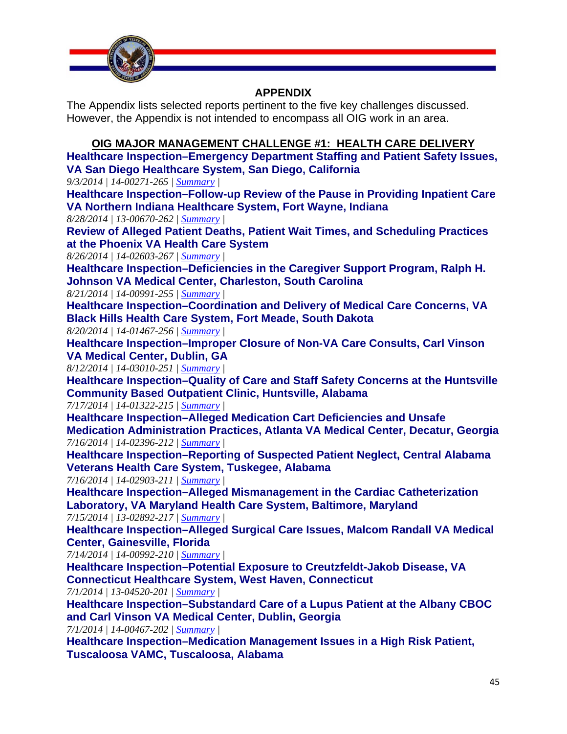## APPENDIX

The Appendix lists selected reports pertinent to the five key challenges discussed. However, the Appendix is not intended to encompass all OIG work in an area.

### OIG MAJOR MANAGEMENT CHALLENGE #1: HEALTH CARE DELIVERY

**Healthcare Inspection–Emergency Department Staffing and Patient Safety Issues, VA San Diego Healthcare System, San Diego, California**
*9/3/2014 | 14-00271-265 |* *Summary* *|*

**Healthcare Inspection–Follow-up Review of the Pause in Providing Inpatient Care VA Northern Indiana Healthcare System, Fort Wayne, Indiana**
*8/28/2014 | 13-00670-262 |* *Summary* *|*

**Review of Alleged Patient Deaths, Patient Wait Times, and Scheduling Practices at the Phoenix VA Health Care System**
*8/26/2014 | 14-02603-267 |* *Summary* *|*

**Healthcare Inspection–Deficiencies in the Caregiver Support Program, Ralph H. Johnson VA Medical Center, Charleston, South Carolina**
*8/21/2014 | 14-00991-255 |* *Summary* *|*

**Healthcare Inspection–Coordination and Delivery of Medical Care Concerns, VA Black Hills Health Care System, Fort Meade, South Dakota**
*8/20/2014 | 14-01467-256 |* *Summary* *|*

**Healthcare Inspection–Improper Closure of Non-VA Care Consults, Carl Vinson VA Medical Center, Dublin, GA**
*8/12/2014 | 14-03010-251 |* *Summary* *|*

**Healthcare Inspection–Quality of Care and Staff Safety Concerns at the Huntsville Community Based Outpatient Clinic, Huntsville, Alabama**
*7/17/2014 | 14-01322-215 |* *Summary* *|*

**Healthcare Inspection–Alleged Medication Cart Deficiencies and Unsafe Medication Administration Practices, Atlanta VA Medical Center, Decatur, Georgia**
*7/16/2014 | 14-02396-212 |* *Summary* *|*

**Healthcare Inspection–Reporting of Suspected Patient Neglect, Central Alabama Veterans Health Care System, Tuskegee, Alabama**
*7/16/2014 | 14-02903-211 |* *Summary* *|*

**Healthcare Inspection–Alleged Mismanagement in the Cardiac Catheterization Laboratory, VA Maryland Health Care System, Baltimore, Maryland**
*7/15/2014 | 13-02892-217 |* *Summary* *|*

**Healthcare Inspection–Alleged Surgical Care Issues, Malcom Randall VA Medical Center, Gainesville, Florida**
*7/14/2014 | 14-00992-210 |* *Summary* *|*

**Healthcare Inspection–Potential Exposure to Creutzfeldt-Jakob Disease, VA Connecticut Healthcare System, West Haven, Connecticut**
*7/1/2014 | 13-04520-201 |* *Summary* *|*

**Healthcare Inspection–Substandard Care of a Lupus Patient at the Albany CBOC and Carl Vinson VA Medical Center, Dublin, Georgia**
*7/1/2014 | 14-00467-202 |* *Summary* *|*

**Healthcare Inspection–Medication Management Issues in a High Risk Patient, Tuscaloosa VAMC, Tuscaloosa, Alabama**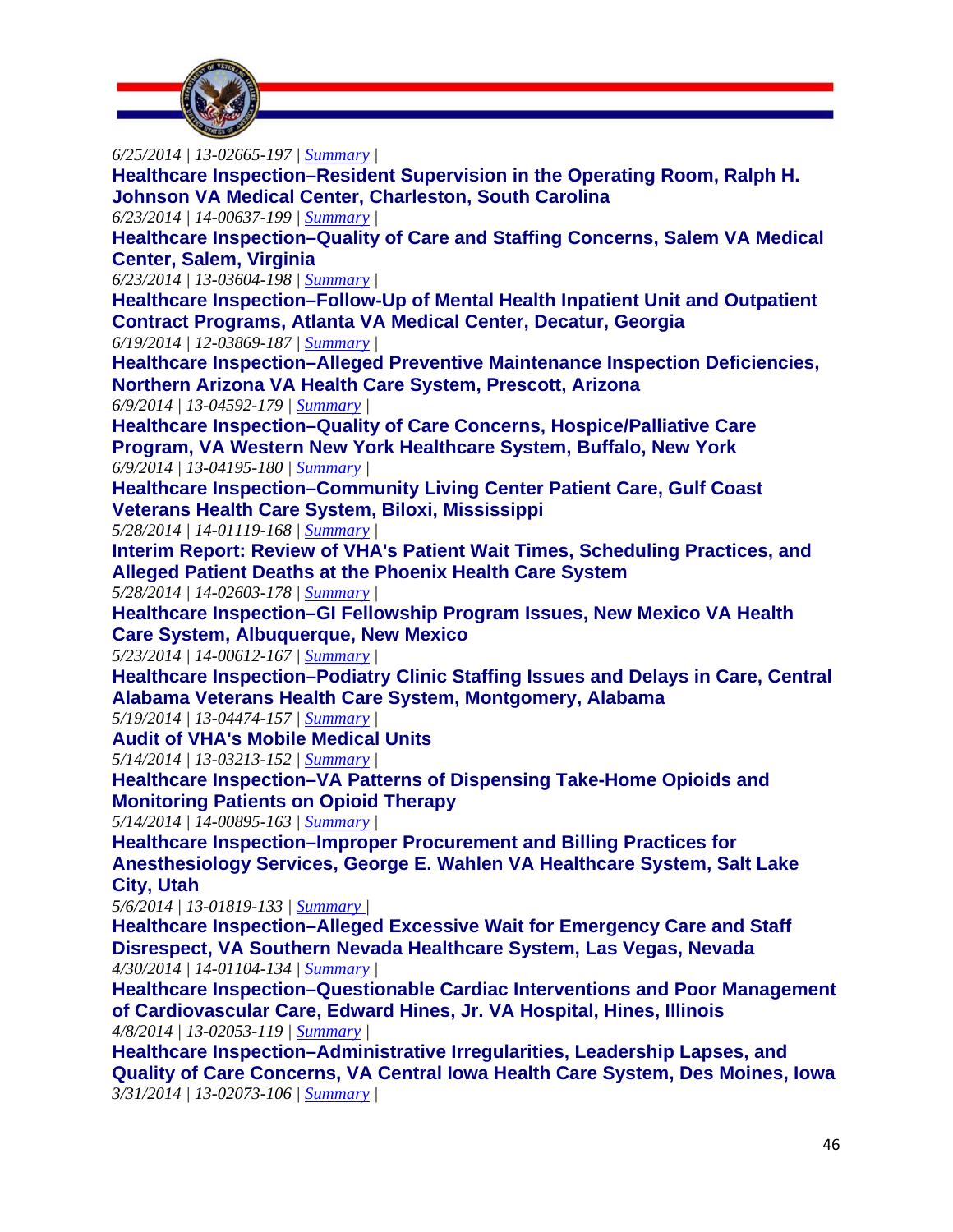*6/25/2014 | 13-02665-197 | Summary |*

**Healthcare Inspection–Resident Supervision in the Operating Room, Ralph H. Johnson VA Medical Center, Charleston, South Carolina**

*6/23/2014 | 14-00637-199 | Summary |*

**Healthcare Inspection–Quality of Care and Staffing Concerns, Salem VA Medical Center, Salem, Virginia**

*6/23/2014 | 13-03604-198 | Summary |*

**Healthcare Inspection–Follow-Up of Mental Health Inpatient Unit and Outpatient Contract Programs, Atlanta VA Medical Center, Decatur, Georgia**

*6/19/2014 | 12-03869-187 | Summary |*

**Healthcare Inspection–Alleged Preventive Maintenance Inspection Deficiencies, Northern Arizona VA Health Care System, Prescott, Arizona**

*6/9/2014 | 13-04592-179 | Summary |*

**Healthcare Inspection–Quality of Care Concerns, Hospice/Palliative Care Program, VA Western New York Healthcare System, Buffalo, New York**

*6/9/2014 | 13-04195-180 | Summary |*

**Healthcare Inspection–Community Living Center Patient Care, Gulf Coast Veterans Health Care System, Biloxi, Mississippi**

*5/28/2014 | 14-01119-168 | Summary |*

**Interim Report: Review of VHA's Patient Wait Times, Scheduling Practices, and Alleged Patient Deaths at the Phoenix Health Care System**

*5/28/2014 | 14-02603-178 | Summary |*

**Healthcare Inspection–GI Fellowship Program Issues, New Mexico VA Health Care System, Albuquerque, New Mexico**

*5/23/2014 | 14-00612-167 | Summary |*

**Healthcare Inspection–Podiatry Clinic Staffing Issues and Delays in Care, Central Alabama Veterans Health Care System, Montgomery, Alabama**

*5/19/2014 | 13-04474-157 | Summary |*

**Audit of VHA's Mobile Medical Units**

*5/14/2014 | 13-03213-152 | Summary |*

**Healthcare Inspection–VA Patterns of Dispensing Take-Home Opioids and Monitoring Patients on Opioid Therapy**

*5/14/2014 | 14-00895-163 | Summary |*

**Healthcare Inspection–Improper Procurement and Billing Practices for Anesthesiology Services, George E. Wahlen VA Healthcare System, Salt Lake City, Utah**

*5/6/2014 | 13-01819-133 | Summary |*

**Healthcare Inspection–Alleged Excessive Wait for Emergency Care and Staff Disrespect, VA Southern Nevada Healthcare System, Las Vegas, Nevada**

*4/30/2014 | 14-01104-134 | Summary |*

**Healthcare Inspection–Questionable Cardiac Interventions and Poor Management of Cardiovascular Care, Edward Hines, Jr. VA Hospital, Hines, Illinois**

*4/8/2014 | 13-02053-119 | Summary |*

**Healthcare Inspection–Administrative Irregularities, Leadership Lapses, and Quality of Care Concerns, VA Central Iowa Health Care System, Des Moines, Iowa**

*3/31/2014 | 13-02073-106 | Summary |*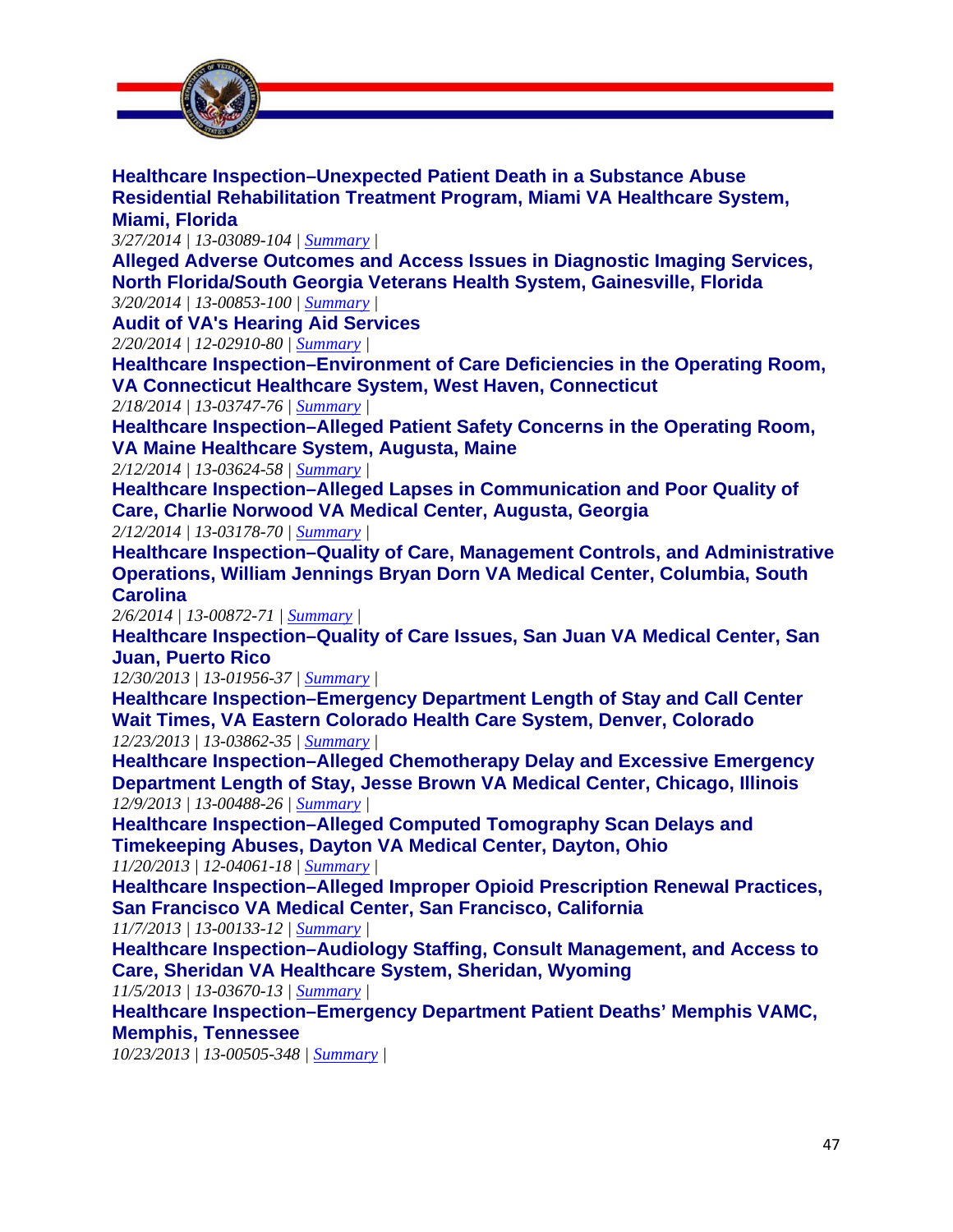**Healthcare Inspection–Unexpected Patient Death in a Substance Abuse Residential Rehabilitation Treatment Program, Miami VA Healthcare System, Miami, Florida**
*3/27/2014 | 13-03089-104 | Summary |*

**Alleged Adverse Outcomes and Access Issues in Diagnostic Imaging Services, North Florida/South Georgia Veterans Health System, Gainesville, Florida**
*3/20/2014 | 13-00853-100 | Summary |*

**Audit of VA's Hearing Aid Services**
*2/20/2014 | 12-02910-80 | Summary |*

**Healthcare Inspection–Environment of Care Deficiencies in the Operating Room, VA Connecticut Healthcare System, West Haven, Connecticut**
*2/18/2014 | 13-03747-76 | Summary |*

**Healthcare Inspection–Alleged Patient Safety Concerns in the Operating Room, VA Maine Healthcare System, Augusta, Maine**
*2/12/2014 | 13-03624-58 | Summary |*

**Healthcare Inspection–Alleged Lapses in Communication and Poor Quality of Care, Charlie Norwood VA Medical Center, Augusta, Georgia**
*2/12/2014 | 13-03178-70 | Summary |*

**Healthcare Inspection–Quality of Care, Management Controls, and Administrative Operations, William Jennings Bryan Dorn VA Medical Center, Columbia, South Carolina**
*2/6/2014 | 13-00872-71 | Summary |*

**Healthcare Inspection–Quality of Care Issues, San Juan VA Medical Center, San Juan, Puerto Rico**
*12/30/2013 | 13-01956-37 | Summary |*

**Healthcare Inspection–Emergency Department Length of Stay and Call Center Wait Times, VA Eastern Colorado Health Care System, Denver, Colorado**
*12/23/2013 | 13-03862-35 | Summary |*

**Healthcare Inspection–Alleged Chemotherapy Delay and Excessive Emergency Department Length of Stay, Jesse Brown VA Medical Center, Chicago, Illinois**
*12/9/2013 | 13-00488-26 | Summary |*

**Healthcare Inspection–Alleged Computed Tomography Scan Delays and Timekeeping Abuses, Dayton VA Medical Center, Dayton, Ohio**
*11/20/2013 | 12-04061-18 | Summary |*

**Healthcare Inspection–Alleged Improper Opioid Prescription Renewal Practices, San Francisco VA Medical Center, San Francisco, California**
*11/7/2013 | 13-00133-12 | Summary |*

**Healthcare Inspection–Audiology Staffing, Consult Management, and Access to Care, Sheridan VA Healthcare System, Sheridan, Wyoming**
*11/5/2013 | 13-03670-13 | Summary |*

**Healthcare Inspection–Emergency Department Patient Deaths' Memphis VAMC, Memphis, Tennessee**
*10/23/2013 | 13-00505-348 | Summary |*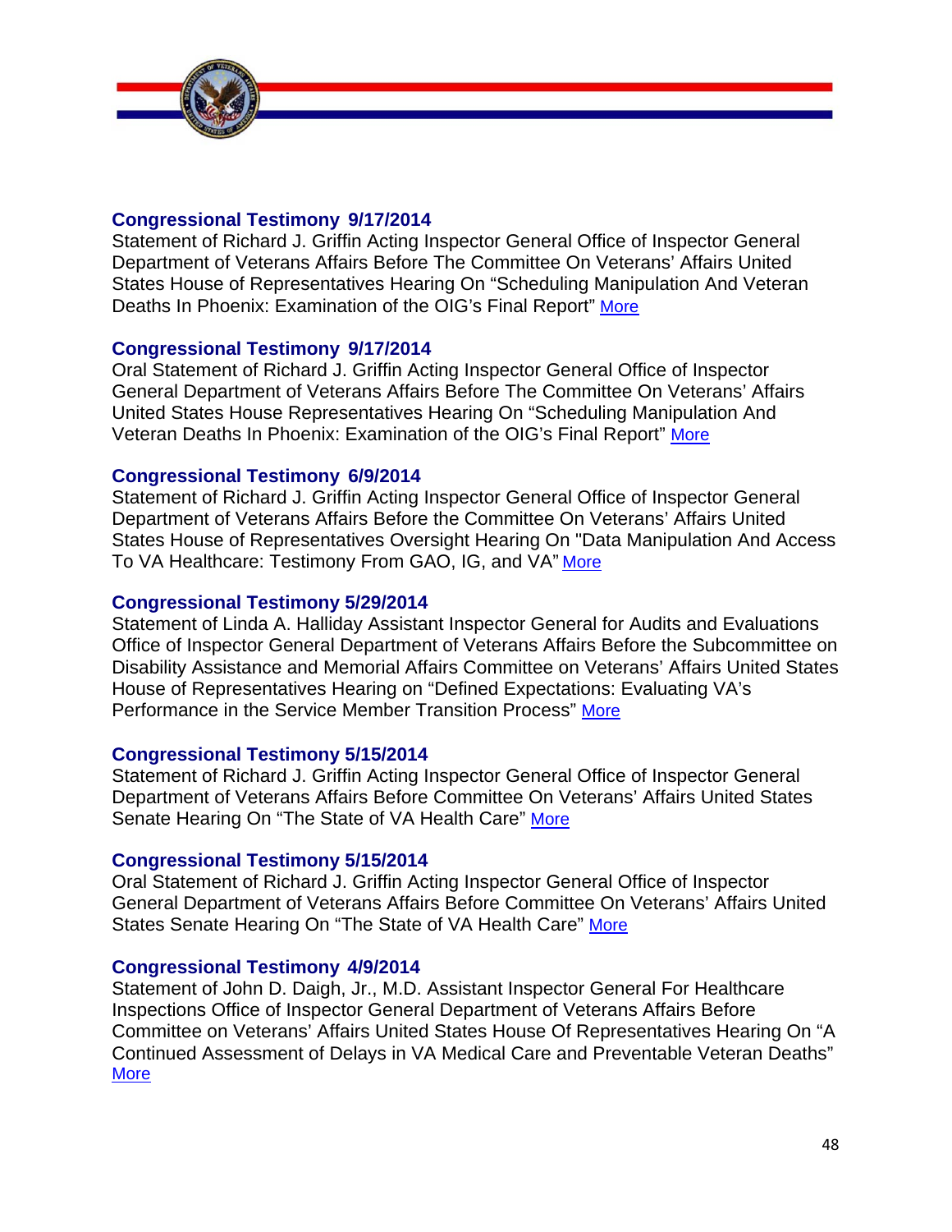**Congressional Testimony 9/17/2014**
Statement of Richard J. Griffin Acting Inspector General Office of Inspector General Department of Veterans Affairs Before The Committee On Veterans' Affairs United States House of Representatives Hearing On "Scheduling Manipulation And Veteran Deaths In Phoenix: Examination of the OIG's Final Report" More

**Congressional Testimony 9/17/2014**
Oral Statement of Richard J. Griffin Acting Inspector General Office of Inspector General Department of Veterans Affairs Before The Committee On Veterans' Affairs United States House Representatives Hearing On "Scheduling Manipulation And Veteran Deaths In Phoenix: Examination of the OIG's Final Report" More

**Congressional Testimony 6/9/2014**
Statement of Richard J. Griffin Acting Inspector General Office of Inspector General Department of Veterans Affairs Before the Committee On Veterans' Affairs United States House of Representatives Oversight Hearing On "Data Manipulation And Access To VA Healthcare: Testimony From GAO, IG, and VA" More

**Congressional Testimony 5/29/2014**
Statement of Linda A. Halliday Assistant Inspector General for Audits and Evaluations Office of Inspector General Department of Veterans Affairs Before the Subcommittee on Disability Assistance and Memorial Affairs Committee on Veterans' Affairs United States House of Representatives Hearing on "Defined Expectations: Evaluating VA's Performance in the Service Member Transition Process" More

**Congressional Testimony 5/15/2014**
Statement of Richard J. Griffin Acting Inspector General Office of Inspector General Department of Veterans Affairs Before Committee On Veterans' Affairs United States Senate Hearing On "The State of VA Health Care" More

**Congressional Testimony 5/15/2014**
Oral Statement of Richard J. Griffin Acting Inspector General Office of Inspector General Department of Veterans Affairs Before Committee On Veterans' Affairs United States Senate Hearing On "The State of VA Health Care" More

**Congressional Testimony 4/9/2014**
Statement of John D. Daigh, Jr., M.D. Assistant Inspector General For Healthcare Inspections Office of Inspector General Department of Veterans Affairs Before Committee on Veterans' Affairs United States House Of Representatives Hearing On "A Continued Assessment of Delays in VA Medical Care and Preventable Veteran Deaths" More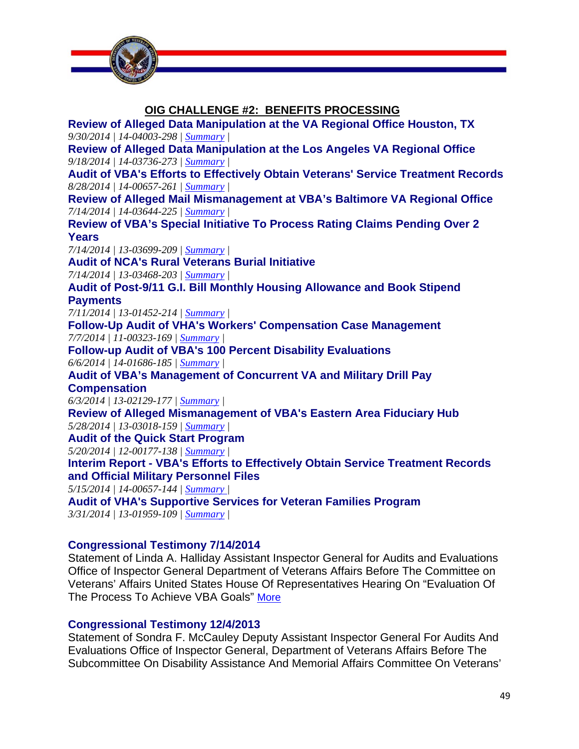## OIG CHALLENGE #2: BENEFITS PROCESSING

**Review of Alleged Data Manipulation at the VA Regional Office Houston, TX**
*9/30/2014 | 14-04003-298 | Summary |*

**Review of Alleged Data Manipulation at the Los Angeles VA Regional Office**
*9/18/2014 | 14-03736-273 | Summary |*

**Audit of VBA's Efforts to Effectively Obtain Veterans' Service Treatment Records**
*8/28/2014 | 14-00657-261 | Summary |*

**Review of Alleged Mail Mismanagement at VBA's Baltimore VA Regional Office**
*7/14/2014 | 14-03644-225 | Summary |*

**Review of VBA's Special Initiative To Process Rating Claims Pending Over 2 Years**
*7/14/2014 | 13-03699-209 | Summary |*

**Audit of NCA's Rural Veterans Burial Initiative**
*7/14/2014 | 13-03468-203 | Summary |*

**Audit of Post-9/11 G.I. Bill Monthly Housing Allowance and Book Stipend Payments**
*7/11/2014 | 13-01452-214 | Summary |*

**Follow-Up Audit of VHA's Workers' Compensation Case Management**
*7/7/2014 | 11-00323-169 | Summary |*

**Follow-up Audit of VBA's 100 Percent Disability Evaluations**
*6/6/2014 | 14-01686-185 | Summary |*

**Audit of VBA's Management of Concurrent VA and Military Drill Pay Compensation**
*6/3/2014 | 13-02129-177 | Summary |*

**Review of Alleged Mismanagement of VBA's Eastern Area Fiduciary Hub**
*5/28/2014 | 13-03018-159 | Summary |*

**Audit of the Quick Start Program**
*5/20/2014 | 12-00177-138 | Summary |*

**Interim Report - VBA's Efforts to Effectively Obtain Service Treatment Records and Official Military Personnel Files**
*5/15/2014 | 14-00657-144 | Summary |*

**Audit of VHA's Supportive Services for Veteran Families Program**
*3/31/2014 | 13-01959-109 | Summary |*

**Congressional Testimony 7/14/2014**
Statement of Linda A. Halliday Assistant Inspector General for Audits and Evaluations Office of Inspector General Department of Veterans Affairs Before The Committee on Veterans' Affairs United States House Of Representatives Hearing On "Evaluation Of The Process To Achieve VBA Goals" More

**Congressional Testimony 12/4/2013**
Statement of Sondra F. McCauley Deputy Assistant Inspector General For Audits And Evaluations Office of Inspector General, Department of Veterans Affairs Before The Subcommittee On Disability Assistance And Memorial Affairs Committee On Veterans'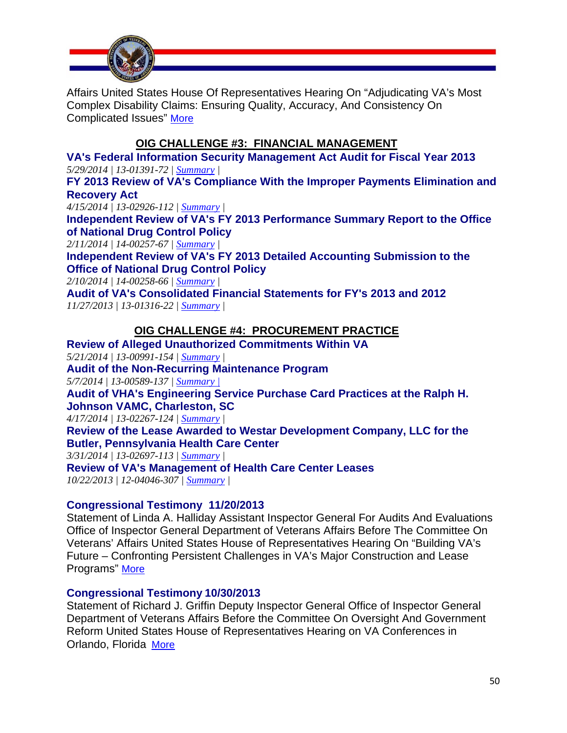Affairs United States House Of Representatives Hearing On "Adjudicating VA's Most Complex Disability Claims: Ensuring Quality, Accuracy, And Consistency On Complicated Issues" More

## OIG CHALLENGE #3: FINANCIAL MANAGEMENT

**VA's Federal Information Security Management Act Audit for Fiscal Year 2013**
*5/29/2014 | 13-01391-72 | Summary |*

**FY 2013 Review of VA's Compliance With the Improper Payments Elimination and Recovery Act**
*4/15/2014 | 13-02926-112 | Summary |*

**Independent Review of VA's FY 2013 Performance Summary Report to the Office of National Drug Control Policy**
*2/11/2014 | 14-00257-67 | Summary |*

**Independent Review of VA's FY 2013 Detailed Accounting Submission to the Office of National Drug Control Policy**
*2/10/2014 | 14-00258-66 | Summary |*

**Audit of VA's Consolidated Financial Statements for FY's 2013 and 2012**
*11/27/2013 | 13-01316-22 | Summary |*

## OIG CHALLENGE #4: PROCUREMENT PRACTICE

**Review of Alleged Unauthorized Commitments Within VA**
*5/21/2014 | 13-00991-154 | Summary |*

**Audit of the Non-Recurring Maintenance Program**
*5/7/2014 | 13-00589-137 | Summary |*

**Audit of VHA's Engineering Service Purchase Card Practices at the Ralph H. Johnson VAMC, Charleston, SC**
*4/17/2014 | 13-02267-124 | Summary |*

**Review of the Lease Awarded to Westar Development Company, LLC for the Butler, Pennsylvania Health Care Center**
*3/31/2014 | 13-02697-113 | Summary |*

**Review of VA's Management of Health Care Center Leases**
*10/22/2013 | 12-04046-307 | Summary |*

**Congressional Testimony 11/20/2013**
Statement of Linda A. Halliday Assistant Inspector General For Audits And Evaluations Office of Inspector General Department of Veterans Affairs Before The Committee On Veterans' Affairs United States House of Representatives Hearing On "Building VA's Future – Confronting Persistent Challenges in VA's Major Construction and Lease Programs" More

**Congressional Testimony 10/30/2013**
Statement of Richard J. Griffin Deputy Inspector General Office of Inspector General Department of Veterans Affairs Before the Committee On Oversight And Government Reform United States House of Representatives Hearing on VA Conferences in Orlando, Florida More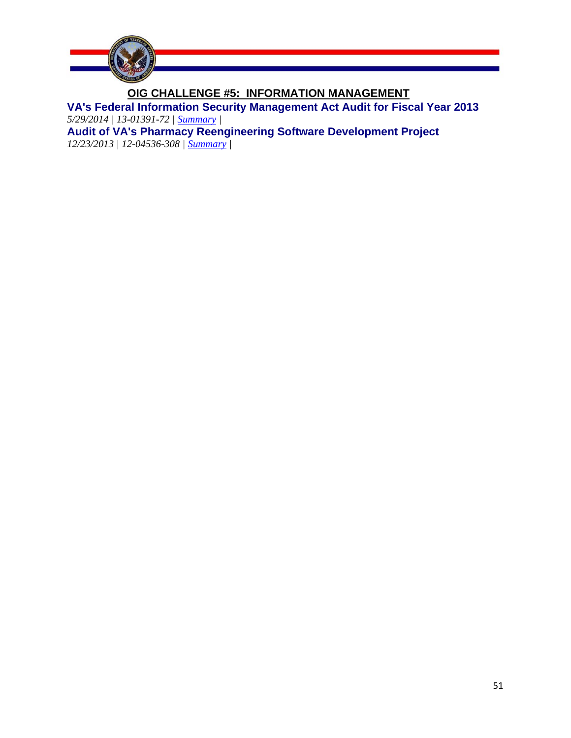## OIG CHALLENGE #5: INFORMATION MANAGEMENT

### VA's Federal Information Security Management Act Audit for Fiscal Year 2013

*5/29/2014 | 13-01391-72 | Summary |*

### Audit of VA's Pharmacy Reengineering Software Development Project

*12/23/2013 | 12-04536-308 | Summary |*